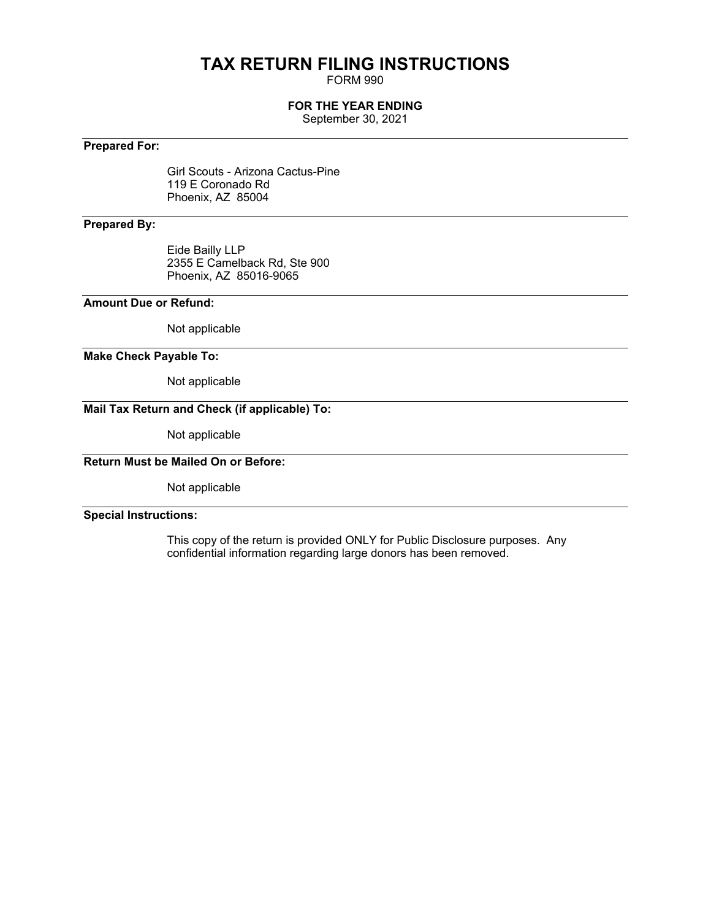# TAX RETURN FILING INSTRUCTIONS

FORM 990

**FOR THE YEAR ENDING**

September 30, 2021

**Prepared For:**

Girl Scouts - Arizona Cactus-Pine
119 E Coronado Rd
Phoenix, AZ 85004

**Prepared By:**

Eide Bailly LLP
2355 E Camelback Rd, Ste 900
Phoenix, AZ 85016-9065

**Amount Due or Refund:**

Not applicable

**Make Check Payable To:**

Not applicable

**Mail Tax Return and Check (if applicable) To:**

Not applicable

**Return Must be Mailed On or Before:**

Not applicable

**Special Instructions:**

This copy of the return is provided ONLY for Public Disclosure purposes. Any confidential information regarding large donors has been removed.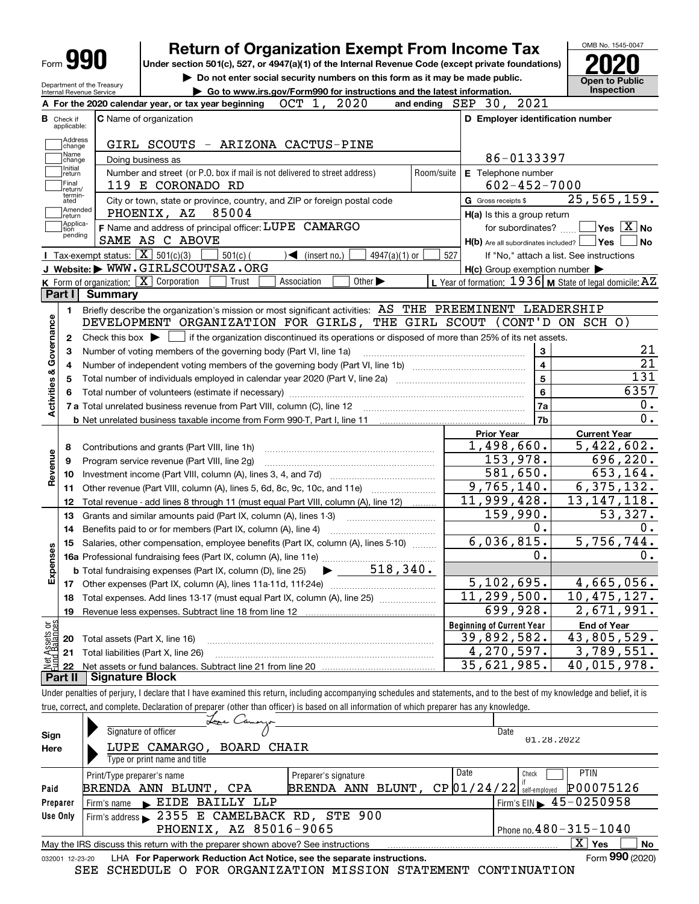# Form 990 — Return of Organization Exempt From Income Tax (2020)

Under section 501(c), 527, or 4947(a)(1) of the Internal Revenue Code (except private foundations)

▶ Do not enter social security numbers on this form as it may be made public.

▶ Go to www.irs.gov/Form990 for instructions and the latest information.

Department of the Treasury, Internal Revenue Service

OMB No. 1545-0047 — **Open to Public Inspection**

**A** For the 2020 calendar year, or tax year beginning OCT 1, 2020 and ending SEP 30, 2021

**B** Check if applicable: Address change, Name change, Initial return, Final return/terminated, Amended return, Application pending

**C** Name of organization: GIRL SCOUTS - ARIZONA CACTUS-PINE

Doing business as

Number and street (or P.O. box if mail is not delivered to street address): 119 E CORONADO RD — Room/suite

City or town, state or province, country, and ZIP or foreign postal code: PHOENIX, AZ 85004

**D** Employer identification number: 86-0133397

**E** Telephone number: 602-452-7000

**G** Gross receipts $ 25,565,159.

**F** Name and address of principal officer: LUPE CAMARGO, SAME AS C ABOVE

**H(a)** Is this a group return for subordinates? ☐ Yes ☒ No

**H(b)** Are all subordinates included? ☐ Yes ☐ No — If "No," attach a list. See instructions

**H(c)** Group exemption number ▶

**I** Tax-exempt status: ☒ 501(c)(3) ☐ 501(c) ( ) ◀ (insert no.) ☐ 4947(a)(1) or ☐ 527

**J** Website: ▶ WWW.GIRLSCOUTSAZ.ORG

**K** Form of organization: ☒ Corporation ☐ Trust ☐ Association ☐ Other ▶

**L** Year of formation: 1936 **M** State of legal domicile: AZ

## Part I Summary

**Activities & Governance**

1. Briefly describe the organization's mission or most significant activities: AS THE PREEMINENT LEADERSHIP DEVELOPMENT ORGANIZATION FOR GIRLS, THE GIRL SCOUT (CONT'D ON SCH O)
2. Check this box ▶ ☐ if the organization discontinued its operations or disposed of more than 25% of its net assets.

| Line | Description | | Value |
|---|---|---|---|
| 3 | Number of voting members of the governing body (Part VI, line 1a) | 3 | 21 |
| 4 | Number of independent voting members of the governing body (Part VI, line 1b) | 4 | 21 |
| 5 | Total number of individuals employed in calendar year 2020 (Part V, line 2a) | 5 | 131 |
| 6 | Total number of volunteers (estimate if necessary) | 6 | 6357 |
| 7a | Total unrelated business revenue from Part VIII, column (C), line 12 | 7a | 0. |
| 7b | Net unrelated business taxable income from Form 990-T, Part I, line 11 | 7b | 0. |

| Line | Description | Prior Year | Current Year |
|---|---|---|---|
| **Revenue** | | | |
| 8 | Contributions and grants (Part VIII, line 1h) | 1,498,660. | 5,422,602. |
| 9 | Program service revenue (Part VIII, line 2g) | 153,978. | 696,220. |
| 10 | Investment income (Part VIII, column (A), lines 3, 4, and 7d) | 581,650. | 653,164. |
| 11 | Other revenue (Part VIII, column (A), lines 5, 6d, 8c, 9c, 10c, and 11e) | 9,765,140. | 6,375,132. |
| 12 | Total revenue - add lines 8 through 11 (must equal Part VIII, column (A), line 12) | 11,999,428. | 13,147,118. |
| **Expenses** | | | |
| 13 | Grants and similar amounts paid (Part IX, column (A), lines 1-3) | 159,990. | 53,327. |
| 14 | Benefits paid to or for members (Part IX, column (A), line 4) | 0. | 0. |
| 15 | Salaries, other compensation, employee benefits (Part IX, column (A), lines 5-10) | 6,036,815. | 5,756,744. |
| 16a | Professional fundraising fees (Part IX, column (A), line 11e) | 0. | 0. |
| b | Total fundraising expenses (Part IX, column (D), line 25) ▶ 518,340. | | |
| 17 | Other expenses (Part IX, column (A), lines 11a-11d, 11f-24e) | 5,102,695. | 4,665,056. |
| 18 | Total expenses. Add lines 13-17 (must equal Part IX, column (A), line 25) | 11,299,500. | 10,475,127. |
| 19 | Revenue less expenses. Subtract line 18 from line 12 | 699,928. | 2,671,991. |
| **Net Assets or Fund Balances** | | **Beginning of Current Year** | **End of Year** |
| 20 | Total assets (Part X, line 16) | 39,892,582. | 43,805,529. |
| 21 | Total liabilities (Part X, line 26) | 4,270,597. | 3,789,551. |
| 22 | Net assets or fund balances. Subtract line 21 from line 20 | 35,621,985. | 40,015,978. |

## Part II Signature Block

Under penalties of perjury, I declare that I have examined this return, including accompanying schedules and statements, and to the best of my knowledge and belief, it is true, correct, and complete. Declaration of preparer (other than officer) is based on all information of which preparer has any knowledge.

**Sign Here**

Signature of officer: Lupe Camargo — Date: 01.28.2022

Type or print name and title: LUPE CAMARGO, BOARD CHAIR

**Paid Preparer Use Only**

| Print/Type preparer's name | Preparer's signature | Date | Check if self-employed | PTIN |
|---|---|---|---|---|
| BRENDA ANN BLUNT, CPA | BRENDA ANN BLUNT, CP | 01/24/22 | ☐ | P00075126 |

Firm's name ▶ EIDE BAILLY LLP — Firm's EIN ▶ 45-0250958

Firm's address ▶ 2355 E CAMELBACK RD, STE 900, PHOENIX, AZ 85016-9065 — Phone no. 480-315-1040

May the IRS discuss this return with the preparer shown above? See instructions ☒ Yes ☐ No

032001 12-23-20 LHA For Paperwork Reduction Act Notice, see the separate instructions. Form **990** (2020)

SEE SCHEDULE O FOR ORGANIZATION MISSION STATEMENT CONTINUATION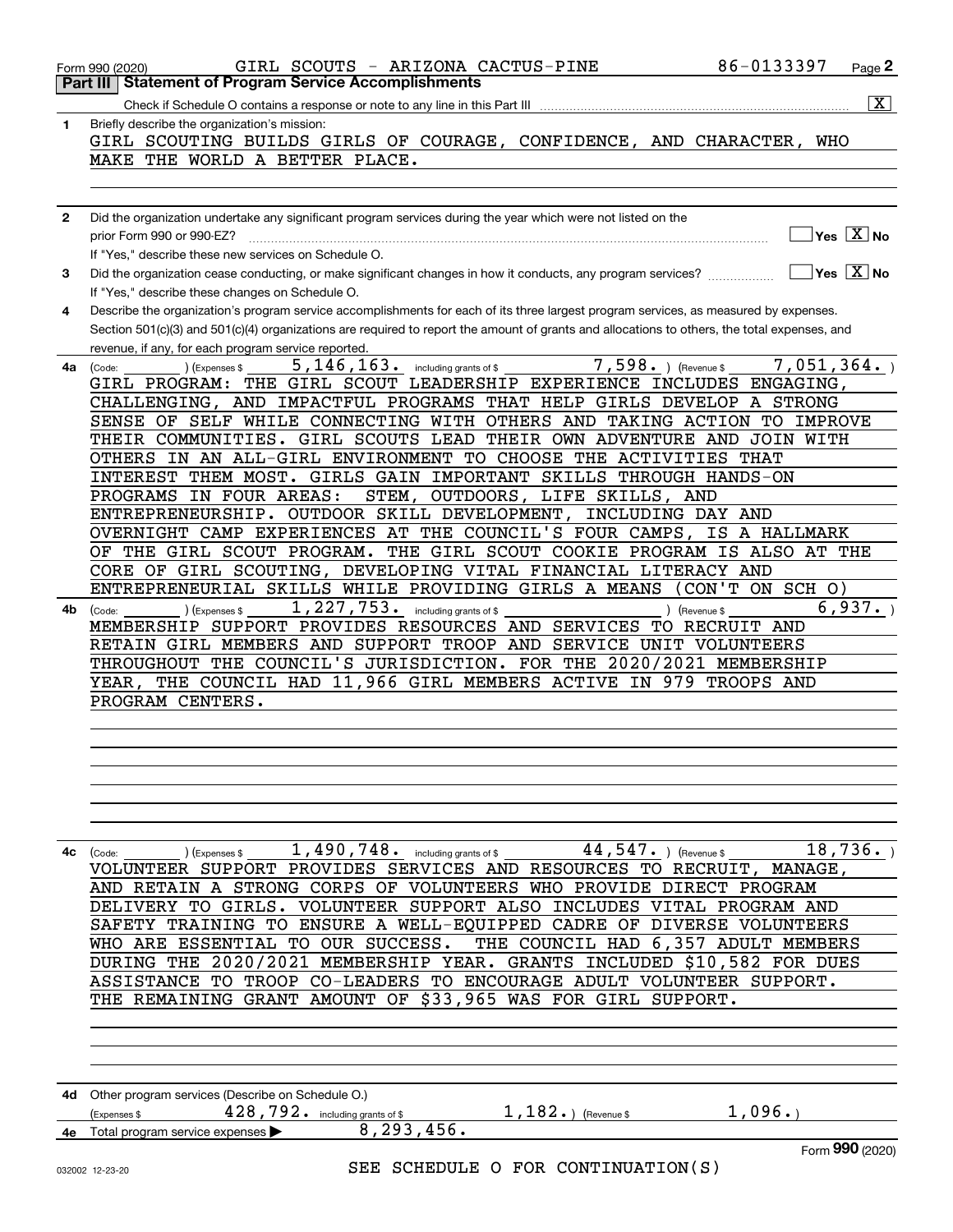Form 990 (2020) GIRL SCOUTS - ARIZONA CACTUS-PINE 86-0133397 Page 2

## Part III | Statement of Program Service Accomplishments

Check if Schedule O contains a response or note to any line in this Part III ..... [X]

**1** Briefly describe the organization's mission:

GIRL SCOUTING BUILDS GIRLS OF COURAGE, CONFIDENCE, AND CHARACTER, WHO MAKE THE WORLD A BETTER PLACE.

**2** Did the organization undertake any significant program services during the year which were not listed on the prior Form 990 or 990-EZ? ..... [ ] Yes [X] No

If "Yes," describe these new services on Schedule O.

**3** Did the organization cease conducting, or make significant changes in how it conducts, any program services? ..... [ ] Yes [X] No

If "Yes," describe these changes on Schedule O.

**4** Describe the organization's program service accomplishments for each of its three largest program services, as measured by expenses. Section 501(c)(3) and 501(c)(4) organizations are required to report the amount of grants and allocations to others, the total expenses, and revenue, if any, for each program service reported.

**4a** (Code: ) (Expenses $ 5,146,163. including grants of $ 7,598. ) (Revenue $ 7,051,364. )

GIRL PROGRAM: THE GIRL SCOUT LEADERSHIP EXPERIENCE INCLUDES ENGAGING, CHALLENGING, AND IMPACTFUL PROGRAMS THAT HELP GIRLS DEVELOP A STRONG SENSE OF SELF WHILE CONNECTING WITH OTHERS AND TAKING ACTION TO IMPROVE THEIR COMMUNITIES. GIRL SCOUTS LEAD THEIR OWN ADVENTURE AND JOIN WITH OTHERS IN AN ALL-GIRL ENVIRONMENT TO CHOOSE THE ACTIVITIES THAT INTEREST THEM MOST. GIRLS GAIN IMPORTANT SKILLS THROUGH HANDS-ON PROGRAMS IN FOUR AREAS: STEM, OUTDOORS, LIFE SKILLS, AND ENTREPRENEURSHIP. OUTDOOR SKILL DEVELOPMENT, INCLUDING DAY AND OVERNIGHT CAMP EXPERIENCES AT THE COUNCIL'S FOUR CAMPS, IS A HALLMARK OF THE GIRL SCOUT PROGRAM. THE GIRL SCOUT COOKIE PROGRAM IS ALSO AT THE CORE OF GIRL SCOUTING, DEVELOPING VITAL FINANCIAL LITERACY AND ENTREPRENEURIAL SKILLS WHILE PROVIDING GIRLS A MEANS (CON'T ON SCH O)

**4b** (Code: ) (Expenses $ 1,227,753. including grants of $ ) (Revenue $ 6,937. )

MEMBERSHIP SUPPORT PROVIDES RESOURCES AND SERVICES TO RECRUIT AND RETAIN GIRL MEMBERS AND SUPPORT TROOP AND SERVICE UNIT VOLUNTEERS THROUGHOUT THE COUNCIL'S JURISDICTION. FOR THE 2020/2021 MEMBERSHIP YEAR, THE COUNCIL HAD 11,966 GIRL MEMBERS ACTIVE IN 979 TROOPS AND PROGRAM CENTERS.

**4c** (Code: ) (Expenses $ 1,490,748. including grants of $ 44,547. ) (Revenue $ 18,736. )

VOLUNTEER SUPPORT PROVIDES SERVICES AND RESOURCES TO RECRUIT, MANAGE, AND RETAIN A STRONG CORPS OF VOLUNTEERS WHO PROVIDE DIRECT PROGRAM DELIVERY TO GIRLS. VOLUNTEER SUPPORT ALSO INCLUDES VITAL PROGRAM AND SAFETY TRAINING TO ENSURE A WELL-EQUIPPED CADRE OF DIVERSE VOLUNTEERS WHO ARE ESSENTIAL TO OUR SUCCESS. THE COUNCIL HAD 6,357 ADULT MEMBERS DURING THE 2020/2021 MEMBERSHIP YEAR. GRANTS INCLUDED $10,582 FOR DUES ASSISTANCE TO TROOP CO-LEADERS TO ENCOURAGE ADULT VOLUNTEER SUPPORT. THE REMAINING GRANT AMOUNT OF $33,965 WAS FOR GIRL SUPPORT.

**4d** Other program services (Describe on Schedule O.)

(Expenses $ 428,792. including grants of $ 1,182. ) (Revenue $ 1,096. )

**4e** Total program service expenses ▶ 8,293,456.

Form **990** (2020)

SEE SCHEDULE O FOR CONTINUATION(S)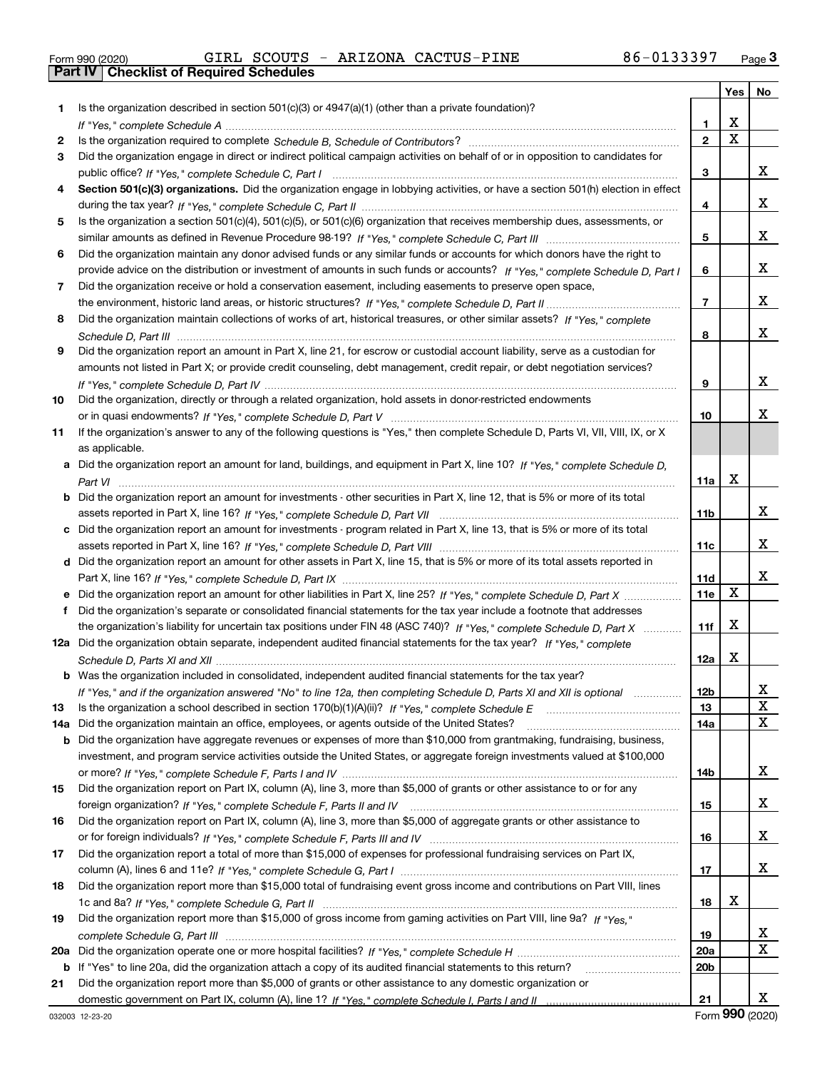Form 990 (2020) GIRL SCOUTS - ARIZONA CACTUS-PINE 86-0133397 Page 3

## Part IV Checklist of Required Schedules

| | | | Yes | No |
|---|---|---|---|---|
| 1 | Is the organization described in section 501(c)(3) or 4947(a)(1) (other than a private foundation)? *If "Yes," complete Schedule A* | 1 | X | |
| 2 | Is the organization required to complete *Schedule B, Schedule of Contributors*? | 2 | X | |
| 3 | Did the organization engage in direct or indirect political campaign activities on behalf of or in opposition to candidates for public office? *If "Yes," complete Schedule C, Part I* | 3 | | X |
| 4 | **Section 501(c)(3) organizations.** Did the organization engage in lobbying activities, or have a section 501(h) election in effect during the tax year? *If "Yes," complete Schedule C, Part II* | 4 | | X |
| 5 | Is the organization a section 501(c)(4), 501(c)(5), or 501(c)(6) organization that receives membership dues, assessments, or similar amounts as defined in Revenue Procedure 98-19? *If "Yes," complete Schedule C, Part III* | 5 | | X |
| 6 | Did the organization maintain any donor advised funds or any similar funds or accounts for which donors have the right to provide advice on the distribution or investment of amounts in such funds or accounts? *If "Yes," complete Schedule D, Part I* | 6 | | X |
| 7 | Did the organization receive or hold a conservation easement, including easements to preserve open space, the environment, historic land areas, or historic structures? *If "Yes," complete Schedule D, Part II* | 7 | | X |
| 8 | Did the organization maintain collections of works of art, historical treasures, or other similar assets? *If "Yes," complete Schedule D, Part III* | 8 | | X |
| 9 | Did the organization report an amount in Part X, line 21, for escrow or custodial account liability, serve as a custodian for amounts not listed in Part X; or provide credit counseling, debt management, credit repair, or debt negotiation services? *If "Yes," complete Schedule D, Part IV* | 9 | | X |
| 10 | Did the organization, directly or through a related organization, hold assets in donor-restricted endowments or in quasi endowments? *If "Yes," complete Schedule D, Part V* | 10 | | X |
| 11 | If the organization's answer to any of the following questions is "Yes," then complete Schedule D, Parts VI, VII, VIII, IX, or X as applicable. | | | |
| a | Did the organization report an amount for land, buildings, and equipment in Part X, line 10? *If "Yes," complete Schedule D, Part VI* | 11a | X | |
| b | Did the organization report an amount for investments - other securities in Part X, line 12, that is 5% or more of its total assets reported in Part X, line 16? *If "Yes," complete Schedule D, Part VII* | 11b | | X |
| c | Did the organization report an amount for investments - program related in Part X, line 13, that is 5% or more of its total assets reported in Part X, line 16? *If "Yes," complete Schedule D, Part VIII* | 11c | | X |
| d | Did the organization report an amount for other assets in Part X, line 15, that is 5% or more of its total assets reported in Part X, line 16? *If "Yes," complete Schedule D, Part IX* | 11d | | X |
| e | Did the organization report an amount for other liabilities in Part X, line 25? *If "Yes," complete Schedule D, Part X* | 11e | X | |
| f | Did the organization's separate or consolidated financial statements for the tax year include a footnote that addresses the organization's liability for uncertain tax positions under FIN 48 (ASC 740)? *If "Yes," complete Schedule D, Part X* | 11f | X | |
| 12a | Did the organization obtain separate, independent audited financial statements for the tax year? *If "Yes," complete Schedule D, Parts XI and XII* | 12a | X | |
| b | Was the organization included in consolidated, independent audited financial statements for the tax year? *If "Yes," and if the organization answered "No" to line 12a, then completing Schedule D, Parts XI and XII is optional* | 12b | | X |
| 13 | Is the organization a school described in section 170(b)(1)(A)(ii)? *If "Yes," complete Schedule E* | 13 | | X |
| 14a | Did the organization maintain an office, employees, or agents outside of the United States? | 14a | | X |
| b | Did the organization have aggregate revenues or expenses of more than $10,000 from grantmaking, fundraising, business, investment, and program service activities outside the United States, or aggregate foreign investments valued at $100,000 or more? *If "Yes," complete Schedule F, Parts I and IV* | 14b | | X |
| 15 | Did the organization report on Part IX, column (A), line 3, more than $5,000 of grants or other assistance to or for any foreign organization? *If "Yes," complete Schedule F, Parts II and IV* | 15 | | X |
| 16 | Did the organization report on Part IX, column (A), line 3, more than $5,000 of aggregate grants or other assistance to or for foreign individuals? *If "Yes," complete Schedule F, Parts III and IV* | 16 | | X |
| 17 | Did the organization report a total of more than $15,000 of expenses for professional fundraising services on Part IX, column (A), lines 6 and 11e? *If "Yes," complete Schedule G, Part I* | 17 | | X |
| 18 | Did the organization report more than $15,000 total of fundraising event gross income and contributions on Part VIII, lines 1c and 8a? *If "Yes," complete Schedule G, Part II* | 18 | X | |
| 19 | Did the organization report more than $15,000 of gross income from gaming activities on Part VIII, line 9a? *If "Yes," complete Schedule G, Part III* | 19 | | X |
| 20a | Did the organization operate one or more hospital facilities? *If "Yes," complete Schedule H* | 20a | | X |
| b | If "Yes" to line 20a, did the organization attach a copy of its audited financial statements to this return? | 20b | | |
| 21 | Did the organization report more than $5,000 of grants or other assistance to any domestic organization or domestic government on Part IX, column (A), line 1? *If "Yes," complete Schedule I, Parts I and II* | 21 | | X |

032003 12-23-20 Form **990** (2020)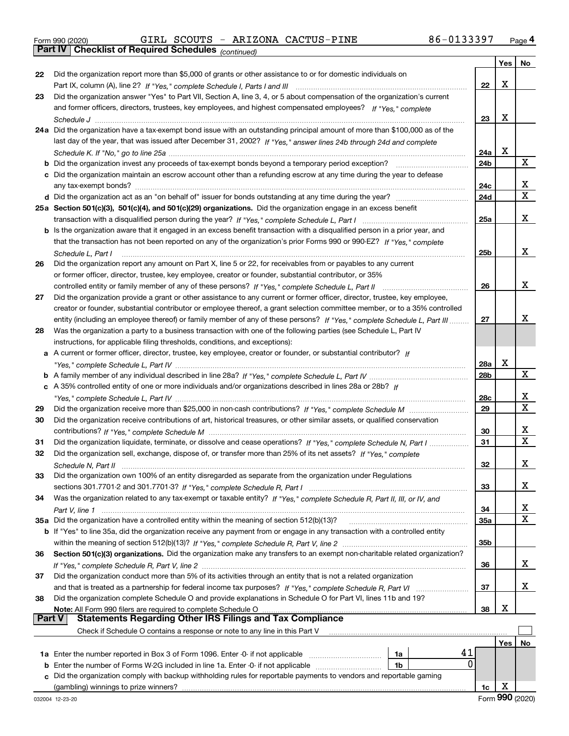Form 990 (2020) GIRL SCOUTS - ARIZONA CACTUS-PINE 86-0133397 Page **4**

**Part IV | Checklist of Required Schedules** *(continued)*

| | | | Yes | No |
|---|---|---|---|---|
| 22 | Did the organization report more than $5,000 of grants or other assistance to or for domestic individuals on Part IX, column (A), line 2? *If "Yes," complete Schedule I, Parts I and III* | 22 | X | |
| 23 | Did the organization answer "Yes" to Part VII, Section A, line 3, 4, or 5 about compensation of the organization's current and former officers, directors, trustees, key employees, and highest compensated employees? *If "Yes," complete Schedule J* | 23 | X | |
| 24a | Did the organization have a tax-exempt bond issue with an outstanding principal amount of more than $100,000 as of the last day of the year, that was issued after December 31, 2002? *If "Yes," answer lines 24b through 24d and complete Schedule K. If "No," go to line 25a* | 24a | X | |
| b | Did the organization invest any proceeds of tax-exempt bonds beyond a temporary period exception? | 24b | | X |
| c | Did the organization maintain an escrow account other than a refunding escrow at any time during the year to defease any tax-exempt bonds? | 24c | | X |
| d | Did the organization act as an "on behalf of" issuer for bonds outstanding at any time during the year? | 24d | | X |
| 25a | **Section 501(c)(3), 501(c)(4), and 501(c)(29) organizations.** Did the organization engage in an excess benefit transaction with a disqualified person during the year? *If "Yes," complete Schedule L, Part I* | 25a | | X |
| b | Is the organization aware that it engaged in an excess benefit transaction with a disqualified person in a prior year, and that the transaction has not been reported on any of the organization's prior Forms 990 or 990-EZ? *If "Yes," complete Schedule L, Part I* | 25b | | X |
| 26 | Did the organization report any amount on Part X, line 5 or 22, for receivables from or payables to any current or former officer, director, trustee, key employee, creator or founder, substantial contributor, or 35% controlled entity or family member of any of these persons? *If "Yes," complete Schedule L, Part II* | 26 | | X |
| 27 | Did the organization provide a grant or other assistance to any current or former officer, director, trustee, key employee, creator or founder, substantial contributor or employee thereof, a grant selection committee member, or to a 35% controlled entity (including an employee thereof) or family member of any of these persons? *If "Yes," complete Schedule L, Part III* | 27 | | X |
| 28 | Was the organization a party to a business transaction with one of the following parties (see Schedule L, Part IV instructions, for applicable filing thresholds, conditions, and exceptions): | | | |
| a | A current or former officer, director, trustee, key employee, creator or founder, or substantial contributor? *If "Yes," complete Schedule L, Part IV* | 28a | X | |
| b | A family member of any individual described in line 28a? *If "Yes," complete Schedule L, Part IV* | 28b | | X |
| c | A 35% controlled entity of one or more individuals and/or organizations described in lines 28a or 28b? *If "Yes," complete Schedule L, Part IV* | 28c | | X |
| 29 | Did the organization receive more than $25,000 in non-cash contributions? *If "Yes," complete Schedule M* | 29 | | X |
| 30 | Did the organization receive contributions of art, historical treasures, or other similar assets, or qualified conservation contributions? *If "Yes," complete Schedule M* | 30 | | X |
| 31 | Did the organization liquidate, terminate, or dissolve and cease operations? *If "Yes," complete Schedule N, Part I* | 31 | | X |
| 32 | Did the organization sell, exchange, dispose of, or transfer more than 25% of its net assets? *If "Yes," complete Schedule N, Part II* | 32 | | X |
| 33 | Did the organization own 100% of an entity disregarded as separate from the organization under Regulations sections 301.7701-2 and 301.7701-3? *If "Yes," complete Schedule R, Part I* | 33 | | X |
| 34 | Was the organization related to any tax-exempt or taxable entity? *If "Yes," complete Schedule R, Part II, III, or IV, and Part V, line 1* | 34 | | X |
| 35a | Did the organization have a controlled entity within the meaning of section 512(b)(13)? | 35a | | X |
| b | If "Yes" to line 35a, did the organization receive any payment from or engage in any transaction with a controlled entity within the meaning of section 512(b)(13)? *If "Yes," complete Schedule R, Part V, line 2* | 35b | | |
| 36 | **Section 501(c)(3) organizations.** Did the organization make any transfers to an exempt non-charitable related organization? *If "Yes," complete Schedule R, Part V, line 2* | 36 | | X |
| 37 | Did the organization conduct more than 5% of its activities through an entity that is not a related organization and that is treated as a partnership for federal income tax purposes? *If "Yes," complete Schedule R, Part VI* | 37 | | X |
| 38 | Did the organization complete Schedule O and provide explanations in Schedule O for Part VI, lines 11b and 19? **Note:** All Form 990 filers are required to complete Schedule O | 38 | X | |

**Part V | Statements Regarding Other IRS Filings and Tax Compliance**

Check if Schedule O contains a response or note to any line in this Part V ☐

| | | | | | Yes | No |
|---|---|---|---|---|---|---|
| 1a | Enter the number reported in Box 3 of Form 1096. Enter -0- if not applicable | 1a | 41 | | | |
| b | Enter the number of Forms W-2G included in line 1a. Enter -0- if not applicable | 1b | 0 | | | |
| c | Did the organization comply with backup withholding rules for reportable payments to vendors and reportable gaming (gambling) winnings to prize winners? | | | 1c | X | |

032004 12-23-20 Form **990** (2020)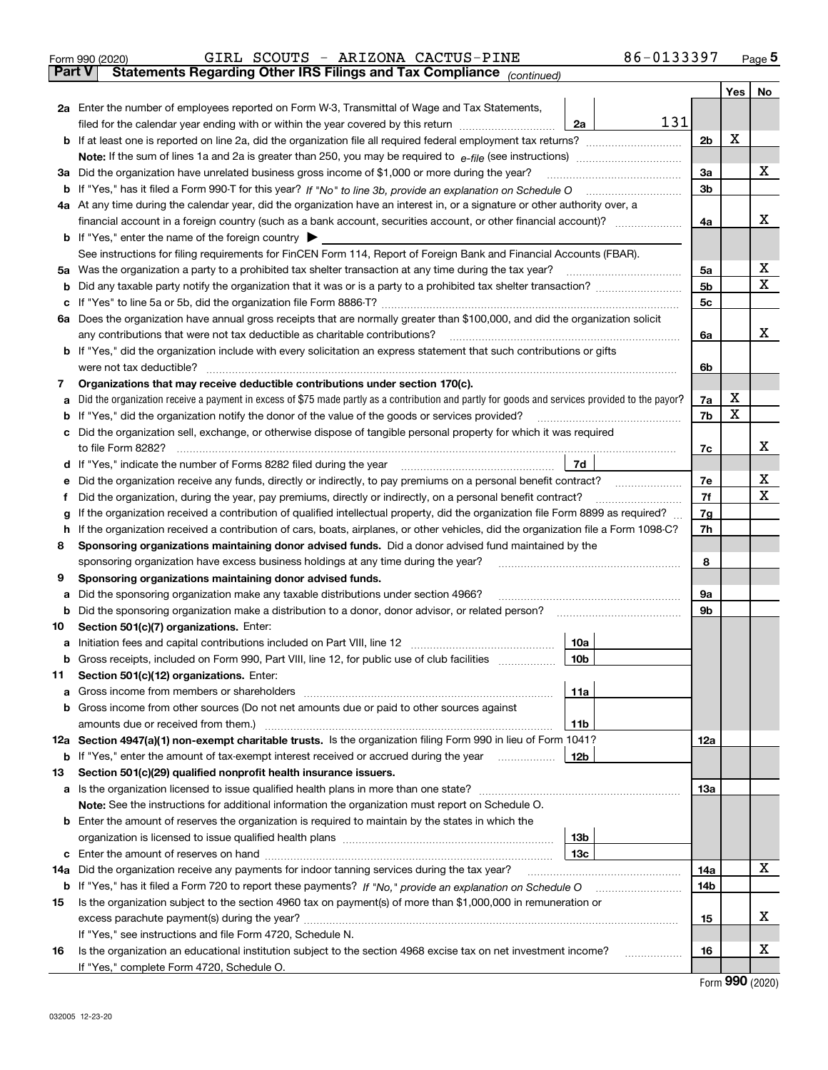Form 990 (2020) GIRL SCOUTS - ARIZONA CACTUS-PINE 86-0133397 Page 5

**Part V** **Statements Regarding Other IRS Filings and Tax Compliance** *(continued)*

| | | | | | Yes | No |
|---|---|---|---|---|---|---|
| **2a** | Enter the number of employees reported on Form W-3, Transmittal of Wage and Tax Statements, filed for the calendar year ending with or within the year covered by this return | 2a | 131 | | | |
| **b** | If at least one is reported on line 2a, did the organization file all required federal employment tax returns? | | | 2b | X | |
| | **Note:** If the sum of lines 1a and 2a is greater than 250, you may be required to *e-file* (see instructions) | | | | | |
| **3a** | Did the organization have unrelated business gross income of $1,000 or more during the year? | | | 3a | | X |
| **b** | If "Yes," has it filed a Form 990-T for this year? *If "No" to line 3b, provide an explanation on Schedule O* | | | 3b | | |
| **4a** | At any time during the calendar year, did the organization have an interest in, or a signature or other authority over, a financial account in a foreign country (such as a bank account, securities account, or other financial account)? | | | 4a | | X |
| **b** | If "Yes," enter the name of the foreign country ▶ | | | | | |
| | See instructions for filing requirements for FinCEN Form 114, Report of Foreign Bank and Financial Accounts (FBAR). | | | | | |
| **5a** | Was the organization a party to a prohibited tax shelter transaction at any time during the tax year? | | | 5a | | X |
| **b** | Did any taxable party notify the organization that it was or is a party to a prohibited tax shelter transaction? | | | 5b | | X |
| **c** | If "Yes" to line 5a or 5b, did the organization file Form 8886-T? | | | 5c | | |
| **6a** | Does the organization have annual gross receipts that are normally greater than $100,000, and did the organization solicit any contributions that were not tax deductible as charitable contributions? | | | 6a | | X |
| **b** | If "Yes," did the organization include with every solicitation an express statement that such contributions or gifts were not tax deductible? | | | 6b | | |
| **7** | **Organizations that may receive deductible contributions under section 170(c).** | | | | | |
| **a** | Did the organization receive a payment in excess of $75 made partly as a contribution and partly for goods and services provided to the payor? | | | 7a | X | |
| **b** | If "Yes," did the organization notify the donor of the value of the goods or services provided? | | | 7b | X | |
| **c** | Did the organization sell, exchange, or otherwise dispose of tangible personal property for which it was required to file Form 8282? | | | 7c | | X |
| **d** | If "Yes," indicate the number of Forms 8282 filed during the year | 7d | | | | |
| **e** | Did the organization receive any funds, directly or indirectly, to pay premiums on a personal benefit contract? | | | 7e | | X |
| **f** | Did the organization, during the year, pay premiums, directly or indirectly, on a personal benefit contract? | | | 7f | | X |
| **g** | If the organization received a contribution of qualified intellectual property, did the organization file Form 8899 as required? | | | 7g | | |
| **h** | If the organization received a contribution of cars, boats, airplanes, or other vehicles, did the organization file a Form 1098-C? | | | 7h | | |
| **8** | **Sponsoring organizations maintaining donor advised funds.** Did a donor advised fund maintained by the sponsoring organization have excess business holdings at any time during the year? | | | 8 | | |
| **9** | **Sponsoring organizations maintaining donor advised funds.** | | | | | |
| **a** | Did the sponsoring organization make any taxable distributions under section 4966? | | | 9a | | |
| **b** | Did the sponsoring organization make a distribution to a donor, donor advisor, or related person? | | | 9b | | |
| **10** | **Section 501(c)(7) organizations.** Enter: | | | | | |
| **a** | Initiation fees and capital contributions included on Part VIII, line 12 | 10a | | | | |
| **b** | Gross receipts, included on Form 990, Part VIII, line 12, for public use of club facilities | 10b | | | | |
| **11** | **Section 501(c)(12) organizations.** Enter: | | | | | |
| **a** | Gross income from members or shareholders | 11a | | | | |
| **b** | Gross income from other sources (Do not net amounts due or paid to other sources against amounts due or received from them.) | 11b | | | | |
| **12a** | **Section 4947(a)(1) non-exempt charitable trusts.** Is the organization filing Form 990 in lieu of Form 1041? | | | 12a | | |
| **b** | If "Yes," enter the amount of tax-exempt interest received or accrued during the year | 12b | | | | |
| **13** | **Section 501(c)(29) qualified nonprofit health insurance issuers.** | | | | | |
| **a** | Is the organization licensed to issue qualified health plans in more than one state? | | | 13a | | |
| | **Note:** See the instructions for additional information the organization must report on Schedule O. | | | | | |
| **b** | Enter the amount of reserves the organization is required to maintain by the states in which the organization is licensed to issue qualified health plans | 13b | | | | |
| **c** | Enter the amount of reserves on hand | 13c | | | | |
| **14a** | Did the organization receive any payments for indoor tanning services during the tax year? | | | 14a | | X |
| **b** | If "Yes," has it filed a Form 720 to report these payments? *If "No," provide an explanation on Schedule O* | | | 14b | | |
| **15** | Is the organization subject to the section 4960 tax on payment(s) of more than $1,000,000 in remuneration or excess parachute payment(s) during the year? | | | 15 | | X |
| | If "Yes," see instructions and file Form 4720, Schedule N. | | | | | |
| **16** | Is the organization an educational institution subject to the section 4968 excise tax on net investment income? | | | 16 | | X |
| | If "Yes," complete Form 4720, Schedule O. | | | | | |

Form **990** (2020)

032005 12-23-20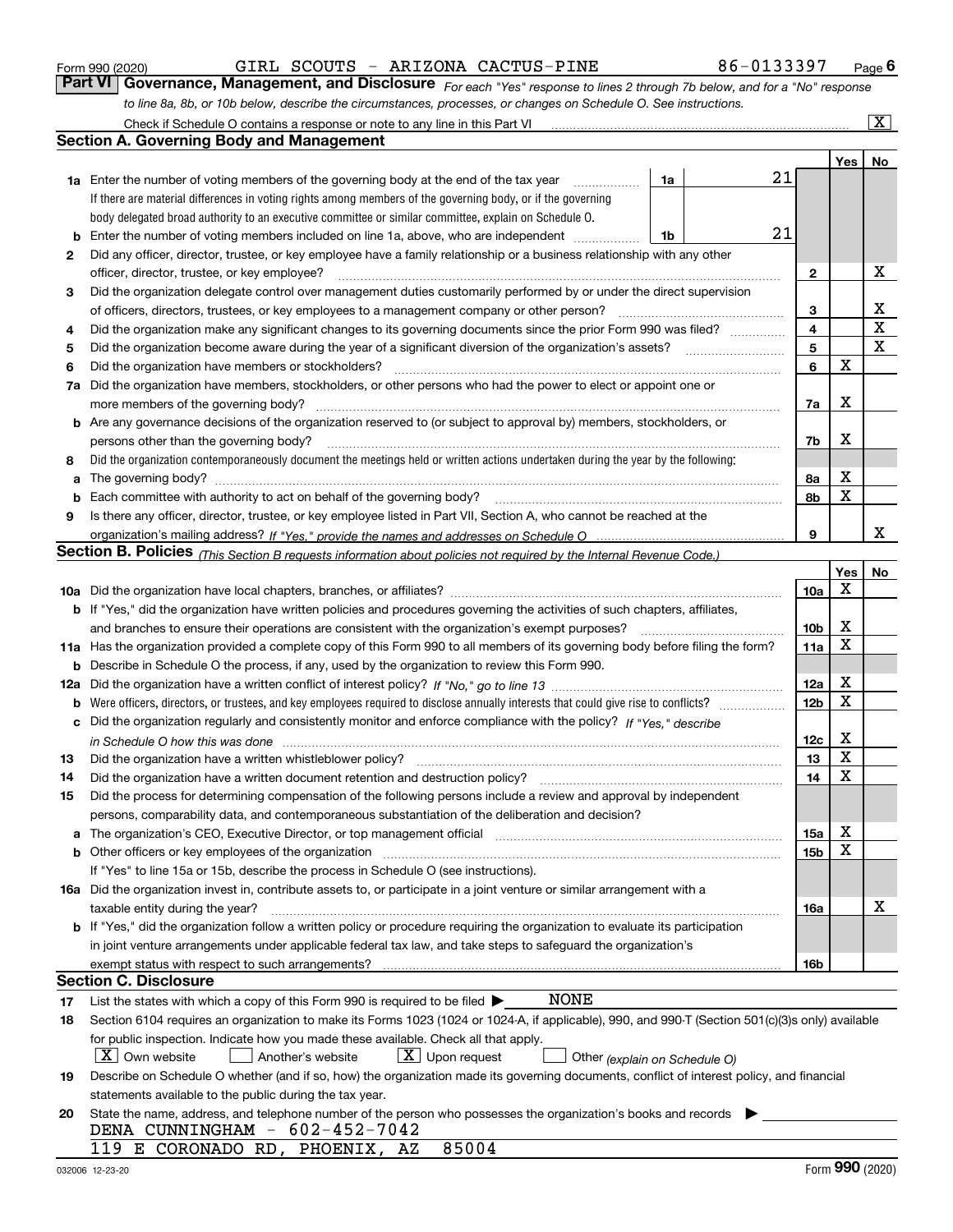Form 990 (2020) GIRL SCOUTS - ARIZONA CACTUS-PINE 86-0133397 Page 6

**Part VI Governance, Management, and Disclosure** *For each "Yes" response to lines 2 through 7b below, and for a "No" response to line 8a, 8b, or 10b below, describe the circumstances, processes, or changes on Schedule O. See instructions.*

Check if Schedule O contains a response or note to any line in this Part VI ..... [X]

## Section A. Governing Body and Management

| | | | | Yes | No |
|---|---|---|---|---|---|
| **1a** | Enter the number of voting members of the governing body at the end of the tax year ..... **1a** 21 If there are material differences in voting rights among members of the governing body, or if the governing body delegated broad authority to an executive committee or similar committee, explain on Schedule O. | | | | |
| **b** | Enter the number of voting members included on line 1a, above, who are independent ..... **1b** 21 | | | | |
| **2** | Did any officer, director, trustee, or key employee have a family relationship or a business relationship with any other officer, director, trustee, or key employee? | **2** | | | X |
| **3** | Did the organization delegate control over management duties customarily performed by or under the direct supervision of officers, directors, trustees, or key employees to a management company or other person? | **3** | | | X |
| **4** | Did the organization make any significant changes to its governing documents since the prior Form 990 was filed? | **4** | | | X |
| **5** | Did the organization become aware during the year of a significant diversion of the organization's assets? | **5** | | | X |
| **6** | Did the organization have members or stockholders? | **6** | | X | |
| **7a** | Did the organization have members, stockholders, or other persons who had the power to elect or appoint one or more members of the governing body? | **7a** | | X | |
| **b** | Are any governance decisions of the organization reserved to (or subject to approval by) members, stockholders, or persons other than the governing body? | **7b** | | X | |
| **8** | Did the organization contemporaneously document the meetings held or written actions undertaken during the year by the following: | | | | |
| **a** | The governing body? | **8a** | | X | |
| **b** | Each committee with authority to act on behalf of the governing body? | **8b** | | X | |
| **9** | Is there any officer, director, trustee, or key employee listed in Part VII, Section A, who cannot be reached at the organization's mailing address? *If "Yes," provide the names and addresses on Schedule O* | **9** | | | X |

## Section B. Policies *(This Section B requests information about policies not required by the Internal Revenue Code.)*

| | | | Yes | No |
|---|---|---|---|---|
| **10a** | Did the organization have local chapters, branches, or affiliates? | **10a** | X | |
| **b** | If "Yes," did the organization have written policies and procedures governing the activities of such chapters, affiliates, and branches to ensure their operations are consistent with the organization's exempt purposes? | **10b** | X | |
| **11a** | Has the organization provided a complete copy of this Form 990 to all members of its governing body before filing the form? | **11a** | X | |
| **b** | Describe in Schedule O the process, if any, used by the organization to review this Form 990. | | | |
| **12a** | Did the organization have a written conflict of interest policy? *If "No," go to line 13* | **12a** | X | |
| **b** | Were officers, directors, or trustees, and key employees required to disclose annually interests that could give rise to conflicts? | **12b** | X | |
| **c** | Did the organization regularly and consistently monitor and enforce compliance with the policy? *If "Yes," describe in Schedule O how this was done* | **12c** | X | |
| **13** | Did the organization have a written whistleblower policy? | **13** | X | |
| **14** | Did the organization have a written document retention and destruction policy? | **14** | X | |
| **15** | Did the process for determining compensation of the following persons include a review and approval by independent persons, comparability data, and contemporaneous substantiation of the deliberation and decision? | | | |
| **a** | The organization's CEO, Executive Director, or top management official | **15a** | X | |
| **b** | Other officers or key employees of the organization | **15b** | X | |
| | If "Yes" to line 15a or 15b, describe the process in Schedule O (see instructions). | | | |
| **16a** | Did the organization invest in, contribute assets to, or participate in a joint venture or similar arrangement with a taxable entity during the year? | **16a** | | X |
| **b** | If "Yes," did the organization follow a written policy or procedure requiring the organization to evaluate its participation in joint venture arrangements under applicable federal tax law, and take steps to safeguard the organization's exempt status with respect to such arrangements? | **16b** | | |

## Section C. Disclosure

**17** List the states with which a copy of this Form 990 is required to be filed ▶ NONE

**18** Section 6104 requires an organization to make its Forms 1023 (1024 or 1024-A, if applicable), 990, and 990-T (Section 501(c)(3)s only) available for public inspection. Indicate how you made these available. Check all that apply.

[X] Own website [ ] Another's website [X] Upon request [ ] Other *(explain on Schedule O)*

**19** Describe on Schedule O whether (and if so, how) the organization made its governing documents, conflict of interest policy, and financial statements available to the public during the tax year.

**20** State the name, address, and telephone number of the person who possesses the organization's books and records ▶

DENA CUNNINGHAM - 602-452-7042
119 E CORONADO RD, PHOENIX, AZ 85004

032006 12-23-20 Form **990** (2020)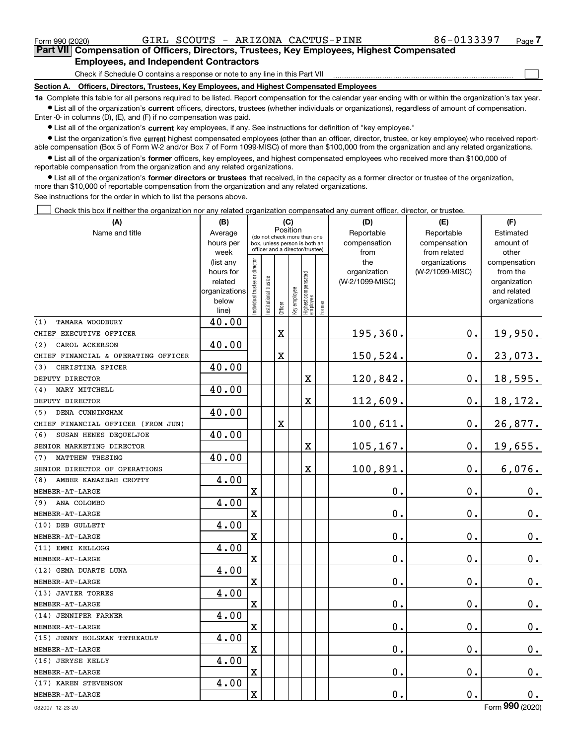Form 990 (2020) GIRL SCOUTS - ARIZONA CACTUS-PINE 86-0133397

## Part VII Compensation of Officers, Directors, Trustees, Key Employees, Highest Compensated Employees, and Independent Contractors

Check if Schedule O contains a response or note to any line in this Part VII ☐

### Section A. Officers, Directors, Trustees, Key Employees, and Highest Compensated Employees

**1a** Complete this table for all persons required to be listed. Report compensation for the calendar year ending with or within the organization's tax year.

- List all of the organization's **current** officers, directors, trustees (whether individuals or organizations), regardless of amount of compensation. Enter -0- in columns (D), (E), and (F) if no compensation was paid.
- List all of the organization's **current** key employees, if any. See instructions for definition of "key employee."
- List the organization's five **current** highest compensated employees (other than an officer, director, trustee, or key employee) who received reportable compensation (Box 5 of Form W-2 and/or Box 7 of Form 1099-MISC) of more than $100,000 from the organization and any related organizations.
- List all of the organization's **former** officers, key employees, and highest compensated employees who received more than $100,000 of reportable compensation from the organization and any related organizations.
- List all of the organization's **former directors or trustees** that received, in the capacity as a former director or trustee of the organization, more than $10,000 of reportable compensation from the organization and any related organizations.

See instructions for the order in which to list the persons above.

☐ Check this box if neither the organization nor any related organization compensated any current officer, director, or trustee.

| (A) Name and title | (B) Average hours per week (list any hours for related organizations below line) | (C) Position: Individual trustee or director | Institutional trustee | Officer | Key employee | Highest compensated employee | Former | (D) Reportable compensation from the organization (W-2/1099-MISC) | (E) Reportable compensation from related organizations (W-2/1099-MISC) | (F) Estimated amount of other compensation from the organization and related organizations |
|---|---|---|---|---|---|---|---|---|---|---|
| (1) TAMARA WOODBURY<br>CHIEF EXECUTIVE OFFICER | 40.00 | | | X | | | | 195,360. | 0. | 19,950. |
| (2) CAROL ACKERSON<br>CHIEF FINANCIAL & OPERATING OFFICER | 40.00 | | | X | | | | 150,524. | 0. | 23,073. |
| (3) CHRISTINA SPICER<br>DEPUTY DIRECTOR | 40.00 | | | | | X | | 120,842. | 0. | 18,595. |
| (4) MARY MITCHELL<br>DEPUTY DIRECTOR | 40.00 | | | | | X | | 112,609. | 0. | 18,172. |
| (5) DENA CUNNINGHAM<br>CHIEF FINANCIAL OFFICER (FROM JUN) | 40.00 | | | X | | | | 100,611. | 0. | 26,877. |
| (6) SUSAN HENES DEQUELJOE<br>SENIOR MARKETING DIRECTOR | 40.00 | | | | | X | | 105,167. | 0. | 19,655. |
| (7) MATTHEW THESING<br>SENIOR DIRECTOR OF OPERATIONS | 40.00 | | | | | X | | 100,891. | 0. | 6,076. |
| (8) AMBER KANAZBAH CROTTY<br>MEMBER-AT-LARGE | 4.00 | X | | | | | | 0. | 0. | 0. |
| (9) ANA COLOMBO<br>MEMBER-AT-LARGE | 4.00 | X | | | | | | 0. | 0. | 0. |
| (10) DEB GULLETT<br>MEMBER-AT-LARGE | 4.00 | X | | | | | | 0. | 0. | 0. |
| (11) EMMI KELLOGG<br>MEMBER-AT-LARGE | 4.00 | X | | | | | | 0. | 0. | 0. |
| (12) GEMA DUARTE LUNA<br>MEMBER-AT-LARGE | 4.00 | X | | | | | | 0. | 0. | 0. |
| (13) JAVIER TORRES<br>MEMBER-AT-LARGE | 4.00 | X | | | | | | 0. | 0. | 0. |
| (14) JENNIFER FARNER<br>MEMBER-AT-LARGE | 4.00 | X | | | | | | 0. | 0. | 0. |
| (15) JENNY HOLSMAN TETREAULT<br>MEMBER-AT-LARGE | 4.00 | X | | | | | | 0. | 0. | 0. |
| (16) JERYSE KELLY<br>MEMBER-AT-LARGE | 4.00 | X | | | | | | 0. | 0. | 0. |
| (17) KAREN STEVENSON<br>MEMBER-AT-LARGE | 4.00 | X | | | | | | 0. | 0. | 0. |

032007 12-23-20 Form 990 (2020)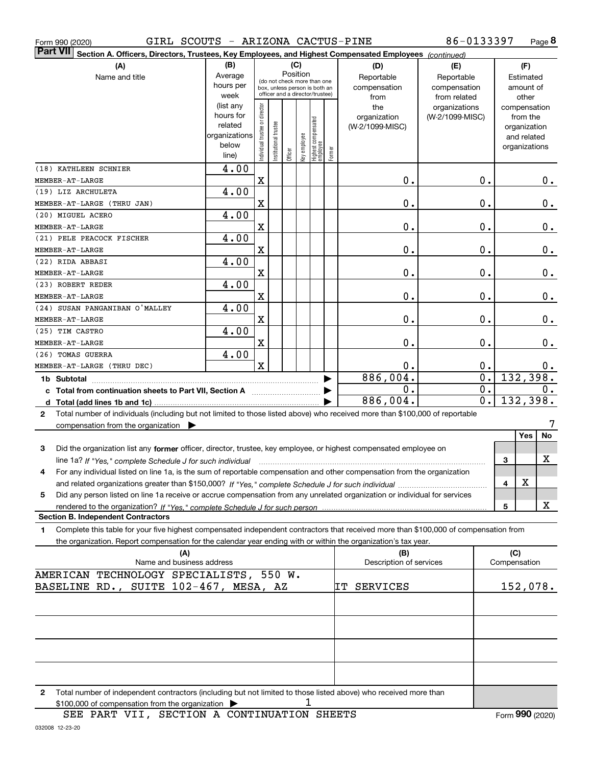Form 990 (2020) GIRL SCOUTS - ARIZONA CACTUS-PINE 86-0133397 Page **8**

**Part VII** **Section A. Officers, Directors, Trustees, Key Employees, and Highest Compensated Employees** *(continued)*

| (A) Name and title | (B) Average hours per week (list any hours for related organizations below line) | (C) Position: Individual trustee or director | Institutional trustee | Officer | Key employee | Highest compensated employee | Former | (D) Reportable compensation from the organization (W-2/1099-MISC) | (E) Reportable compensation from related organizations (W-2/1099-MISC) | (F) Estimated amount of other compensation from the organization and related organizations |
|---|---|---|---|---|---|---|---|---|---|---|
| (18) KATHLEEN SCHNIER MEMBER-AT-LARGE | 4.00 | X | | | | | | 0. | 0. | 0. |
| (19) LIZ ARCHULETA MEMBER-AT-LARGE (THRU JAN) | 4.00 | X | | | | | | 0. | 0. | 0. |
| (20) MIGUEL ACERO MEMBER-AT-LARGE | 4.00 | X | | | | | | 0. | 0. | 0. |
| (21) PELE PEACOCK FISCHER MEMBER-AT-LARGE | 4.00 | X | | | | | | 0. | 0. | 0. |
| (22) RIDA ABBASI MEMBER-AT-LARGE | 4.00 | X | | | | | | 0. | 0. | 0. |
| (23) ROBERT REDER MEMBER-AT-LARGE | 4.00 | X | | | | | | 0. | 0. | 0. |
| (24) SUSAN PANGANIBAN O'MALLEY MEMBER-AT-LARGE | 4.00 | X | | | | | | 0. | 0. | 0. |
| (25) TIM CASTRO MEMBER-AT-LARGE | 4.00 | X | | | | | | 0. | 0. | 0. |
| (26) TOMAS GUERRA MEMBER-AT-LARGE (THRU DEC) | 4.00 | X | | | | | | 0. | 0. | 0. |
| **1b Subtotal** | | | | | | | | 886,004. | 0. | 132,398. |
| **c Total from continuation sheets to Part VII, Section A** | | | | | | | | 0. | 0. | 0. |
| **d Total (add lines 1b and 1c)** | | | | | | | | 886,004. | 0. | 132,398. |

**2** Total number of individuals (including but not limited to those listed above) who received more than $100,000 of reportable compensation from the organization ▶ 7

| | | | Yes | No |
|---|---|---|---|---|
| **3** | Did the organization list any **former** officer, director, trustee, key employee, or highest compensated employee on line 1a? *If "Yes," complete Schedule J for such individual* | 3 | | X |
| **4** | For any individual listed on line 1a, is the sum of reportable compensation and other compensation from the organization and related organizations greater than $150,000? *If "Yes," complete Schedule J for such individual* | 4 | X | |
| **5** | Did any person listed on line 1a receive or accrue compensation from any unrelated organization or individual for services rendered to the organization? *If "Yes," complete Schedule J for such person* | 5 | | X |

**Section B. Independent Contractors**

**1** Complete this table for your five highest compensated independent contractors that received more than $100,000 of compensation from the organization. Report compensation for the calendar year ending with or within the organization's tax year.

| (A) Name and business address | (B) Description of services | (C) Compensation |
|---|---|---|
| AMERICAN TECHNOLOGY SPECIALISTS, 550 W. BASELINE RD., SUITE 102-467, MESA, AZ | IT SERVICES | 152,078. |
| | | |
| | | |
| | | |
| | | |

**2** Total number of independent contractors (including but not limited to those listed above) who received more than $100,000 of compensation from the organization ▶ 1

SEE PART VII, SECTION A CONTINUATION SHEETS

Form **990** (2020)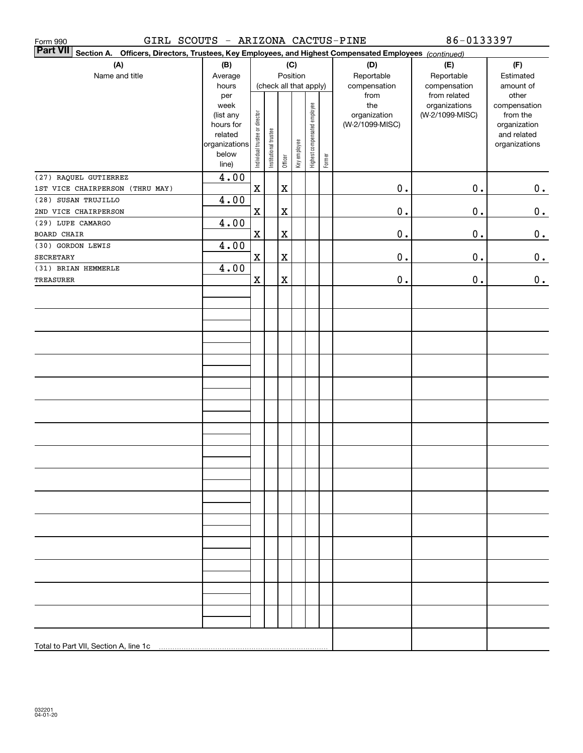Form 990 GIRL SCOUTS - ARIZONA CACTUS-PINE 86-0133397

**Part VII Section A. Officers, Directors, Trustees, Key Employees, and Highest Compensated Employees** *(continued)*

| (A) Name and title | (B) Average hours per week (list any hours for related organizations below line) | (C) Position (check all that apply): Individual trustee or director | Institutional trustee | Officer | Key employee | Highest compensated employee | Former | (D) Reportable compensation from the organization (W-2/1099-MISC) | (E) Reportable compensation from related organizations (W-2/1099-MISC) | (F) Estimated amount of other compensation from the organization and related organizations |
|---|---|---|---|---|---|---|---|---|---|---|
| (27) RAQUEL GUTIERREZ<br>1ST VICE CHAIRPERSON (THRU MAY) | 4.00 | X | | X | | | | 0. | 0. | 0. |
| (28) SUSAN TRUJILLO<br>2ND VICE CHAIRPERSON | 4.00 | X | | X | | | | 0. | 0. | 0. |
| (29) LUPE CAMARGO<br>BOARD CHAIR | 4.00 | X | | X | | | | 0. | 0. | 0. |
| (30) GORDON LEWIS<br>SECRETARY | 4.00 | X | | X | | | | 0. | 0. | 0. |
| (31) BRIAN HEMMERLE<br>TREASURER | 4.00 | X | | X | | | | 0. | 0. | 0. |
| Total to Part VII, Section A, line 1c | | | | | | | | | | |

032201
04-01-20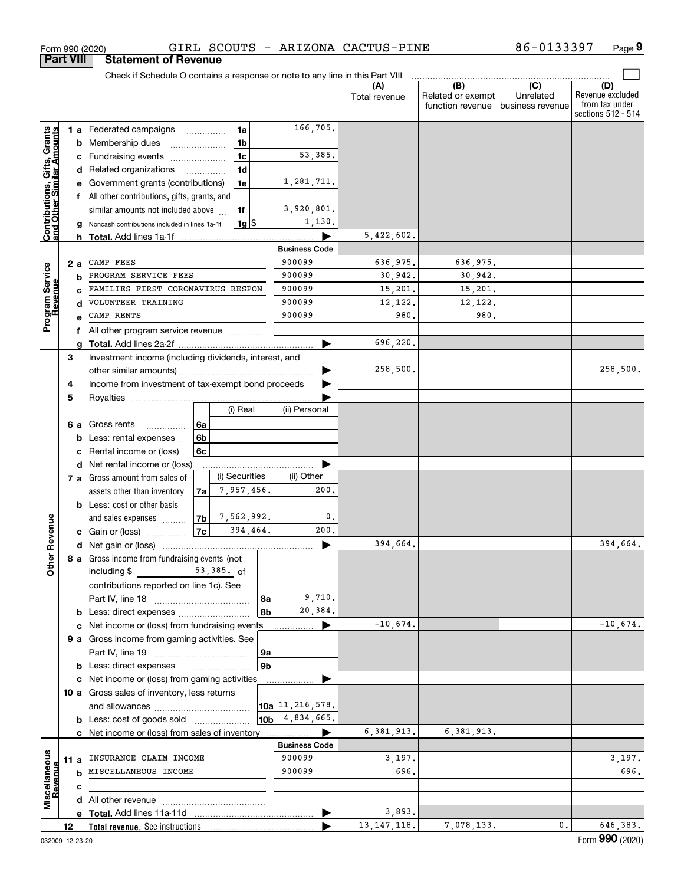Form 990 (2020) GIRL SCOUTS - ARIZONA CACTUS-PINE 86-0133397

## Part VIII Statement of Revenue

Check if Schedule O contains a response or note to any line in this Part VIII

| | | | (A) Total revenue | (B) Related or exempt function revenue | (C) Unrelated business revenue | (D) Revenue excluded from tax under sections 512 - 514 |
|---|---|---|---|---|---|---|
| **Contributions, Gifts, Grants and Other Similar Amounts** | 1a Federated campaigns | 1a 166,705. | | | | |
| | b Membership dues | 1b | | | | |
| | c Fundraising events | 1c 53,385. | | | | |
| | d Related organizations | 1d | | | | |
| | e Government grants (contributions) | 1e 1,281,711. | | | | |
| | f All other contributions, gifts, grants, and similar amounts not included above | 1f 3,920,801. | | | | |
| | g Noncash contributions included in lines 1a-1f | 1g $ 1,130. | | | | |
| | h Total. Add lines 1a-1f | | 5,422,602. | | | |
| **Program Service Revenue** | | **Business Code** | | | | |
| | 2a CAMP FEES | 900099 | 636,975. | 636,975. | | |
| | b PROGRAM SERVICE FEES | 900099 | 30,942. | 30,942. | | |
| | c FAMILIES FIRST CORONAVIRUS RESPON | 900099 | 15,201. | 15,201. | | |
| | d VOLUNTEER TRAINING | 900099 | 12,122. | 12,122. | | |
| | e CAMP RENTS | 900099 | 980. | 980. | | |
| | f All other program service revenue | | | | | |
| | g Total. Add lines 2a-2f | | 696,220. | | | |
| **Other Revenue** | 3 Investment income (including dividends, interest, and other similar amounts) | | 258,500. | | | 258,500. |
| | 4 Income from investment of tax-exempt bond proceeds | | | | | |
| | 5 Royalties | | | | | |
| | | (i) Real / (ii) Personal | | | | |
| | 6a Gross rents | 6a | | | | |
| | b Less: rental expenses | 6b | | | | |
| | c Rental income or (loss) | 6c | | | | |
| | d Net rental income or (loss) | | | | | |
| | 7a Gross amount from sales of assets other than inventory | 7a (i) Securities 7,957,456. (ii) Other 200. | | | | |
| | b Less: cost or other basis and sales expenses | 7b (i) 7,562,992. (ii) 0. | | | | |
| | c Gain or (loss) | 7c (i) 394,464. (ii) 200. | | | | |
| | d Net gain or (loss) | | 394,664. | | | 394,664. |
| | 8a Gross income from fundraising events (not including $ 53,385. of contributions reported on line 1c). See Part IV, line 18 | 8a 9,710. | | | | |
| | b Less: direct expenses | 8b 20,384. | | | | |
| | c Net income or (loss) from fundraising events | | -10,674. | | | -10,674. |
| | 9a Gross income from gaming activities. See Part IV, line 19 | 9a | | | | |
| | b Less: direct expenses | 9b | | | | |
| | c Net income or (loss) from gaming activities | | | | | |
| | 10a Gross sales of inventory, less returns and allowances | 10a 11,216,578. | | | | |
| | b Less: cost of goods sold | 10b 4,834,665. | | | | |
| | c Net income or (loss) from sales of inventory | | 6,381,913. | 6,381,913. | | |
| **Miscellaneous Revenue** | | **Business Code** | | | | |
| | 11a INSURANCE CLAIM INCOME | 900099 | 3,197. | | | 3,197. |
| | b MISCELLANEOUS INCOME | 900099 | 696. | | | 696. |
| | c | | | | | |
| | d All other revenue | | | | | |
| | e Total. Add lines 11a-11d | | 3,893. | | | |
| | 12 Total revenue. See instructions | | 13,147,118. | 7,078,133. | 0. | 646,383. |

032009 12-23-20 Form **990** (2020)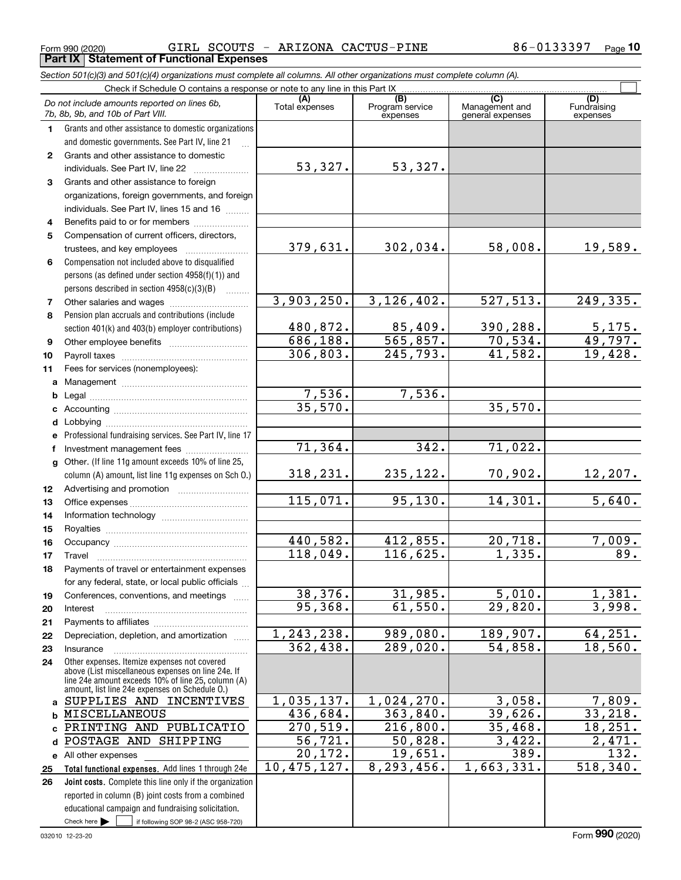Form 990 (2020) GIRL SCOUTS - ARIZONA CACTUS-PINE 86-0133397

## Part IX Statement of Functional Expenses

*Section 501(c)(3) and 501(c)(4) organizations must complete all columns. All other organizations must complete column (A).*

Check if Schedule O contains a response or note to any line in this Part IX ☐

| | *Do not include amounts reported on lines 6b, 7b, 8b, 9b, and 10b of Part VIII.* | (A) Total expenses | (B) Program service expenses | (C) Management and general expenses | (D) Fundraising expenses |
|---|---|---|---|---|---|
| 1 | Grants and other assistance to domestic organizations and domestic governments. See Part IV, line 21 | | | | |
| 2 | Grants and other assistance to domestic individuals. See Part IV, line 22 | 53,327. | 53,327. | | |
| 3 | Grants and other assistance to foreign organizations, foreign governments, and foreign individuals. See Part IV, lines 15 and 16 | | | | |
| 4 | Benefits paid to or for members | | | | |
| 5 | Compensation of current officers, directors, trustees, and key employees | 379,631. | 302,034. | 58,008. | 19,589. |
| 6 | Compensation not included above to disqualified persons (as defined under section 4958(f)(1)) and persons described in section 4958(c)(3)(B) | | | | |
| 7 | Other salaries and wages | 3,903,250. | 3,126,402. | 527,513. | 249,335. |
| 8 | Pension plan accruals and contributions (include section 401(k) and 403(b) employer contributions) | 480,872. | 85,409. | 390,288. | 5,175. |
| 9 | Other employee benefits | 686,188. | 565,857. | 70,534. | 49,797. |
| 10 | Payroll taxes | 306,803. | 245,793. | 41,582. | 19,428. |
| 11 | Fees for services (nonemployees): | | | | |
| a | Management | | | | |
| b | Legal | 7,536. | 7,536. | | |
| c | Accounting | 35,570. | | 35,570. | |
| d | Lobbying | | | | |
| e | Professional fundraising services. See Part IV, line 17 | | | | |
| f | Investment management fees | 71,364. | 342. | 71,022. | |
| g | Other. (If line 11g amount exceeds 10% of line 25, column (A) amount, list line 11g expenses on Sch O.) | 318,231. | 235,122. | 70,902. | 12,207. |
| 12 | Advertising and promotion | | | | |
| 13 | Office expenses | 115,071. | 95,130. | 14,301. | 5,640. |
| 14 | Information technology | | | | |
| 15 | Royalties | | | | |
| 16 | Occupancy | 440,582. | 412,855. | 20,718. | 7,009. |
| 17 | Travel | 118,049. | 116,625. | 1,335. | 89. |
| 18 | Payments of travel or entertainment expenses for any federal, state, or local public officials | | | | |
| 19 | Conferences, conventions, and meetings | 38,376. | 31,985. | 5,010. | 1,381. |
| 20 | Interest | 95,368. | 61,550. | 29,820. | 3,998. |
| 21 | Payments to affiliates | | | | |
| 22 | Depreciation, depletion, and amortization | 1,243,238. | 989,080. | 189,907. | 64,251. |
| 23 | Insurance | 362,438. | 289,020. | 54,858. | 18,560. |
| 24 | Other expenses. Itemize expenses not covered above (List miscellaneous expenses on line 24e. If line 24e amount exceeds 10% of line 25, column (A) amount, list line 24e expenses on Schedule O.) | | | | |
| a | SUPPLIES AND INCENTIVES | 1,035,137. | 1,024,270. | 3,058. | 7,809. |
| b | MISCELLANEOUS | 436,684. | 363,840. | 39,626. | 33,218. |
| c | PRINTING AND PUBLICATIO | 270,519. | 216,800. | 35,468. | 18,251. |
| d | POSTAGE AND SHIPPING | 56,721. | 50,828. | 3,422. | 2,471. |
| e | All other expenses | 20,172. | 19,651. | 389. | 132. |
| 25 | **Total functional expenses.** Add lines 1 through 24e | 10,475,127. | 8,293,456. | 1,663,331. | 518,340. |
| 26 | **Joint costs.** Complete this line only if the organization reported in column (B) joint costs from a combined educational campaign and fundraising solicitation. Check here ☐ if following SOP 98-2 (ASC 958-720) | | | | |

032010 12-23-20 Form **990** (2020)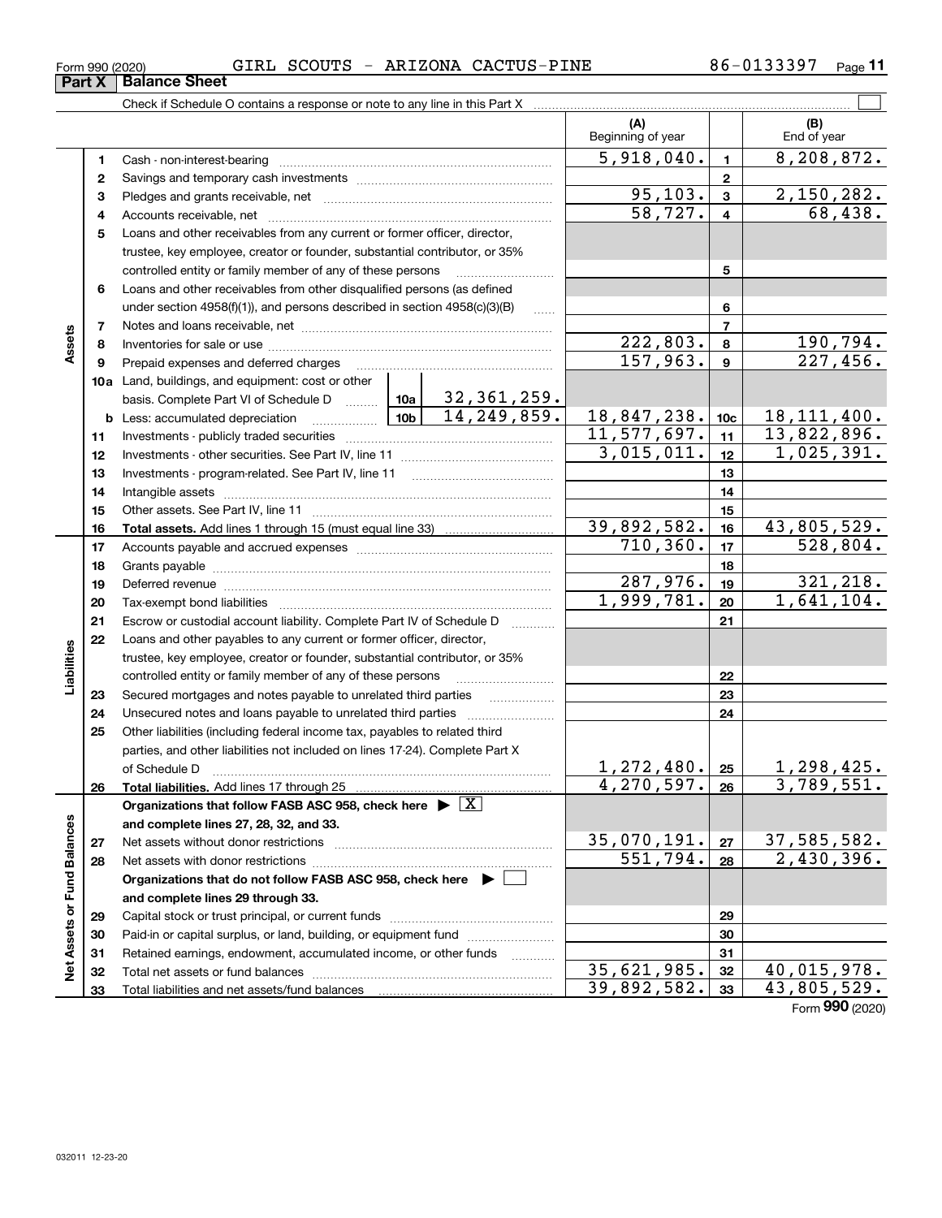Form 990 (2020) GIRL SCOUTS - ARIZONA CACTUS-PINE 86-0133397

## Part X Balance Sheet

Check if Schedule O contains a response or note to any line in this Part X

| | | | | (A) Beginning of year | | (B) End of year |
|---|---|---|---|---|---|---|
| **Assets** | 1 | Cash - non-interest-bearing | | 5,918,040. | 1 | 8,208,872. |
| | 2 | Savings and temporary cash investments | | | 2 | |
| | 3 | Pledges and grants receivable, net | | 95,103. | 3 | 2,150,282. |
| | 4 | Accounts receivable, net | | 58,727. | 4 | 68,438. |
| | 5 | Loans and other receivables from any current or former officer, director, trustee, key employee, creator or founder, substantial contributor, or 35% controlled entity or family member of any of these persons | | | 5 | |
| | 6 | Loans and other receivables from other disqualified persons (as defined under section 4958(f)(1)), and persons described in section 4958(c)(3)(B) | | | 6 | |
| | 7 | Notes and loans receivable, net | | | 7 | |
| | 8 | Inventories for sale or use | | 222,803. | 8 | 190,794. |
| | 9 | Prepaid expenses and deferred charges | | 157,963. | 9 | 227,456. |
| | 10a | Land, buildings, and equipment: cost or other basis. Complete Part VI of Schedule D | 10a 32,361,259. | | | |
| | b | Less: accumulated depreciation | 10b 14,249,859. | 18,847,238. | 10c | 18,111,400. |
| | 11 | Investments - publicly traded securities | | 11,577,697. | 11 | 13,822,896. |
| | 12 | Investments - other securities. See Part IV, line 11 | | 3,015,011. | 12 | 1,025,391. |
| | 13 | Investments - program-related. See Part IV, line 11 | | | 13 | |
| | 14 | Intangible assets | | | 14 | |
| | 15 | Other assets. See Part IV, line 11 | | | 15 | |
| | 16 | **Total assets.** Add lines 1 through 15 (must equal line 33) | | 39,892,582. | 16 | 43,805,529. |
| **Liabilities** | 17 | Accounts payable and accrued expenses | | 710,360. | 17 | 528,804. |
| | 18 | Grants payable | | | 18 | |
| | 19 | Deferred revenue | | 287,976. | 19 | 321,218. |
| | 20 | Tax-exempt bond liabilities | | 1,999,781. | 20 | 1,641,104. |
| | 21 | Escrow or custodial account liability. Complete Part IV of Schedule D | | | 21 | |
| | 22 | Loans and other payables to any current or former officer, director, trustee, key employee, creator or founder, substantial contributor, or 35% controlled entity or family member of any of these persons | | | 22 | |
| | 23 | Secured mortgages and notes payable to unrelated third parties | | | 23 | |
| | 24 | Unsecured notes and loans payable to unrelated third parties | | | 24 | |
| | 25 | Other liabilities (including federal income tax, payables to related third parties, and other liabilities not included on lines 17-24). Complete Part X of Schedule D | | 1,272,480. | 25 | 1,298,425. |
| | 26 | **Total liabilities.** Add lines 17 through 25 | | 4,270,597. | 26 | 3,789,551. |
| **Net Assets or Fund Balances** | | **Organizations that follow FASB ASC 958, check here ▶ [X] and complete lines 27, 28, 32, and 33.** | | | | |
| | 27 | Net assets without donor restrictions | | 35,070,191. | 27 | 37,585,582. |
| | 28 | Net assets with donor restrictions | | 551,794. | 28 | 2,430,396. |
| | | **Organizations that do not follow FASB ASC 958, check here ▶ [ ] and complete lines 29 through 33.** | | | | |
| | 29 | Capital stock or trust principal, or current funds | | | 29 | |
| | 30 | Paid-in or capital surplus, or land, building, or equipment fund | | | 30 | |
| | 31 | Retained earnings, endowment, accumulated income, or other funds | | | 31 | |
| | 32 | Total net assets or fund balances | | 35,621,985. | 32 | 40,015,978. |
| | 33 | Total liabilities and net assets/fund balances | | 39,892,582. | 33 | 43,805,529. |

Form 990 (2020)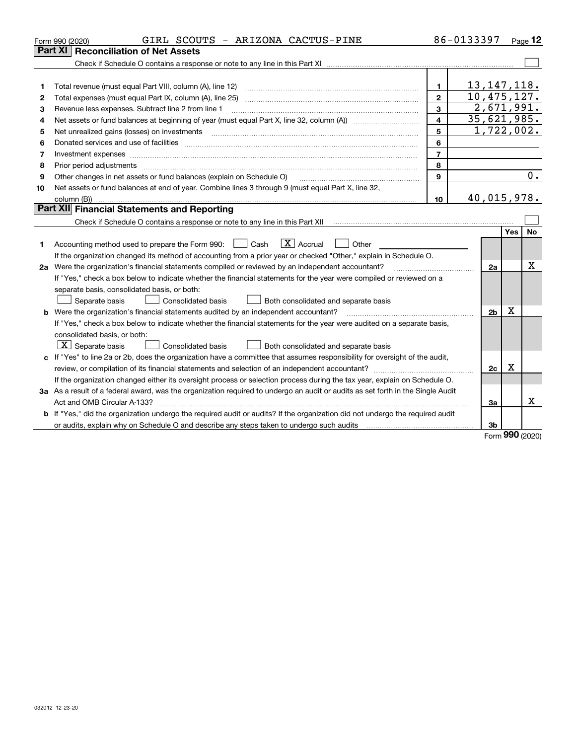Form 990 (2020) GIRL SCOUTS - ARIZONA CACTUS-PINE 86-0133397 Page **12**

## Part XI Reconciliation of Net Assets

Check if Schedule O contains a response or note to any line in this Part XI ☐

| | | | |
|---|---|---|---|
| 1 | Total revenue (must equal Part VIII, column (A), line 12) | 1 | 13,147,118. |
| 2 | Total expenses (must equal Part IX, column (A), line 25) | 2 | 10,475,127. |
| 3 | Revenue less expenses. Subtract line 2 from line 1 | 3 | 2,671,991. |
| 4 | Net assets or fund balances at beginning of year (must equal Part X, line 32, column (A)) | 4 | 35,621,985. |
| 5 | Net unrealized gains (losses) on investments | 5 | 1,722,002. |
| 6 | Donated services and use of facilities | 6 | |
| 7 | Investment expenses | 7 | |
| 8 | Prior period adjustments | 8 | |
| 9 | Other changes in net assets or fund balances (explain on Schedule O) | 9 | 0. |
| 10 | Net assets or fund balances at end of year. Combine lines 3 through 9 (must equal Part X, line 32, column (B)) | 10 | 40,015,978. |

## Part XII Financial Statements and Reporting

Check if Schedule O contains a response or note to any line in this Part XII ☐

| | | | Yes | No |
|---|---|---|---|---|
| 1 | Accounting method used to prepare the Form 990: ☐ Cash ☒ Accrual ☐ Other<br>If the organization changed its method of accounting from a prior year or checked "Other," explain in Schedule O. | | | |
| 2a | Were the organization's financial statements compiled or reviewed by an independent accountant?<br>If "Yes," check a box below to indicate whether the financial statements for the year were compiled or reviewed on a separate basis, consolidated basis, or both:<br>☐ Separate basis ☐ Consolidated basis ☐ Both consolidated and separate basis | 2a | | X |
| b | Were the organization's financial statements audited by an independent accountant?<br>If "Yes," check a box below to indicate whether the financial statements for the year were audited on a separate basis, consolidated basis, or both:<br>☒ Separate basis ☐ Consolidated basis ☐ Both consolidated and separate basis | 2b | X | |
| c | If "Yes" to line 2a or 2b, does the organization have a committee that assumes responsibility for oversight of the audit, review, or compilation of its financial statements and selection of an independent accountant?<br>If the organization changed either its oversight process or selection process during the tax year, explain on Schedule O. | 2c | X | |
| 3a | As a result of a federal award, was the organization required to undergo an audit or audits as set forth in the Single Audit Act and OMB Circular A-133? | 3a | | X |
| b | If "Yes," did the organization undergo the required audit or audits? If the organization did not undergo the required audit or audits, explain why on Schedule O and describe any steps taken to undergo such audits | 3b | | |

Form **990** (2020)

032012 12-23-20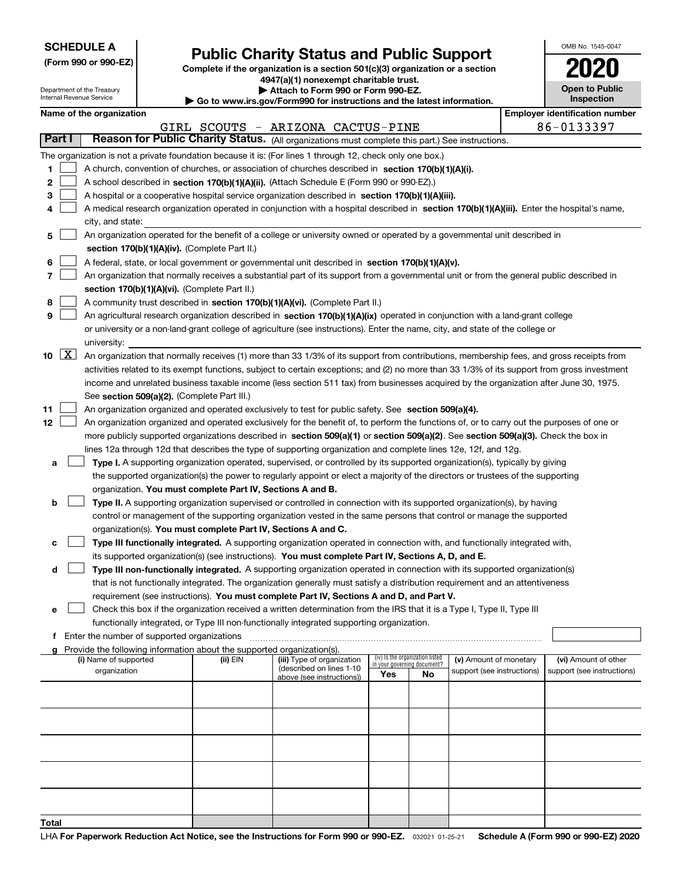**SCHEDULE A**
**(Form 990 or 990-EZ)**

Department of the Treasury
Internal Revenue Service

# Public Charity Status and Public Support

**Complete if the organization is a section 501(c)(3) organization or a section 4947(a)(1) nonexempt charitable trust.**
**▶ Attach to Form 990 or Form 990-EZ.**
**▶ Go to www.irs.gov/Form990 for instructions and the latest information.**

OMB No. 1545-0047

**2020**

**Open to Public Inspection**

**Name of the organization**
GIRL SCOUTS - ARIZONA CACTUS-PINE

**Employer identification number**
86-0133397

## Part I — Reason for Public Charity Status. (All organizations must complete this part.) See instructions.

The organization is not a private foundation because it is: (For lines 1 through 12, check only one box.)

1. ☐ A church, convention of churches, or association of churches described in **section 170(b)(1)(A)(i).**
2. ☐ A school described in **section 170(b)(1)(A)(ii).** (Attach Schedule E (Form 990 or 990-EZ).)
3. ☐ A hospital or a cooperative hospital service organization described in **section 170(b)(1)(A)(iii).**
4. ☐ A medical research organization operated in conjunction with a hospital described in **section 170(b)(1)(A)(iii).** Enter the hospital's name, city, and state:
5. ☐ An organization operated for the benefit of a college or university owned or operated by a governmental unit described in **section 170(b)(1)(A)(iv).** (Complete Part II.)
6. ☐ A federal, state, or local government or governmental unit described in **section 170(b)(1)(A)(v).**
7. ☐ An organization that normally receives a substantial part of its support from a governmental unit or from the general public described in **section 170(b)(1)(A)(vi).** (Complete Part II.)
8. ☐ A community trust described in **section 170(b)(1)(A)(vi).** (Complete Part II.)
9. ☐ An agricultural research organization described in **section 170(b)(1)(A)(ix)** operated in conjunction with a land-grant college or university or a non-land-grant college of agriculture (see instructions). Enter the name, city, and state of the college or university:
10. ☒ An organization that normally receives (1) more than 33 1/3% of its support from contributions, membership fees, and gross receipts from activities related to its exempt functions, subject to certain exceptions; and (2) no more than 33 1/3% of its support from gross investment income and unrelated business taxable income (less section 511 tax) from businesses acquired by the organization after June 30, 1975. See **section 509(a)(2).** (Complete Part III.)
11. ☐ An organization organized and operated exclusively to test for public safety. See **section 509(a)(4).**
12. ☐ An organization organized and operated exclusively for the benefit of, to perform the functions of, or to carry out the purposes of one or more publicly supported organizations described in **section 509(a)(1)** or **section 509(a)(2)**. See **section 509(a)(3).** Check the box in lines 12a through 12d that describes the type of supporting organization and complete lines 12e, 12f, and 12g.
   - **a** ☐ **Type I.** A supporting organization operated, supervised, or controlled by its supported organization(s), typically by giving the supported organization(s) the power to regularly appoint or elect a majority of the directors or trustees of the supporting organization. **You must complete Part IV, Sections A and B.**
   - **b** ☐ **Type II.** A supporting organization supervised or controlled in connection with its supported organization(s), by having control or management of the supporting organization vested in the same persons that control or manage the supported organization(s). **You must complete Part IV, Sections A and C.**
   - **c** ☐ **Type III functionally integrated.** A supporting organization operated in connection with, and functionally integrated with, its supported organization(s) (see instructions). **You must complete Part IV, Sections A, D, and E.**
   - **d** ☐ **Type III non-functionally integrated.** A supporting organization operated in connection with its supported organization(s) that is not functionally integrated. The organization generally must satisfy a distribution requirement and an attentiveness requirement (see instructions). **You must complete Part IV, Sections A and D, and Part V.**
   - **e** ☐ Check this box if the organization received a written determination from the IRS that it is a Type I, Type II, Type III functionally integrated, or Type III non-functionally integrated supporting organization.
   - **f** Enter the number of supported organizations
   - **g** Provide the following information about the supported organization(s).

| (i) Name of supported organization | (ii) EIN | (iii) Type of organization (described on lines 1-10 above (see instructions)) | (iv) Is the organization listed in your governing document? Yes | No | (v) Amount of monetary support (see instructions) | (vi) Amount of other support (see instructions) |
|---|---|---|---|---|---|---|
| | | | | | | |
| | | | | | | |
| | | | | | | |
| | | | | | | |
| | | | | | | |
| **Total** | | | | | | |

LHA **For Paperwork Reduction Act Notice, see the Instructions for Form 990 or 990-EZ.** 032021 01-25-21 **Schedule A (Form 990 or 990-EZ) 2020**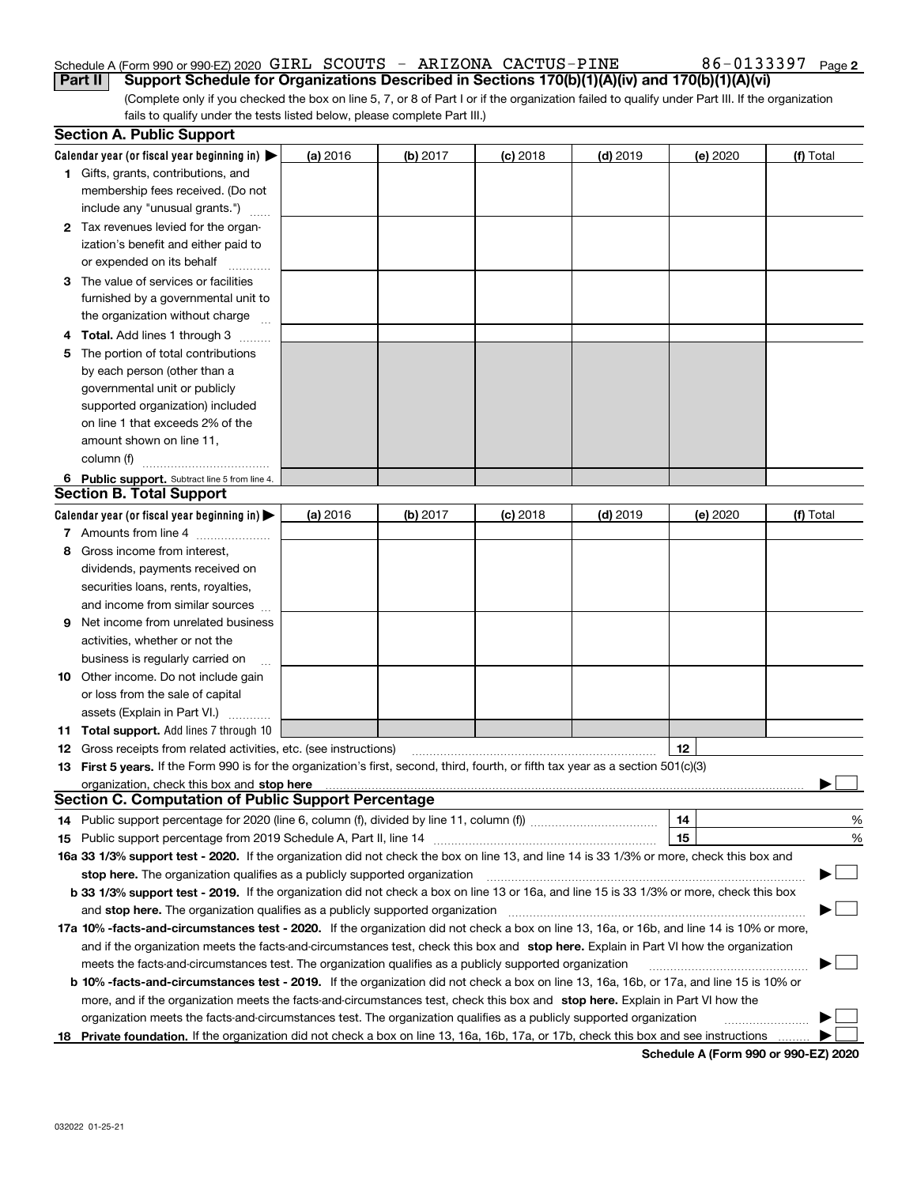Schedule A (Form 990 or 990-EZ) 2020 GIRL SCOUTS - ARIZONA CACTUS-PINE 86-0133397 Page 2

**Part II** **Support Schedule for Organizations Described in Sections 170(b)(1)(A)(iv) and 170(b)(1)(A)(vi)**

(Complete only if you checked the box on line 5, 7, or 8 of Part I or if the organization failed to qualify under Part III. If the organization fails to qualify under the tests listed below, please complete Part III.)

### Section A. Public Support

| Calendar year (or fiscal year beginning in) ▶ | (a) 2016 | (b) 2017 | (c) 2018 | (d) 2019 | (e) 2020 | (f) Total |
|---|---|---|---|---|---|---|
| 1 Gifts, grants, contributions, and membership fees received. (Do not include any "unusual grants.") | | | | | | |
| 2 Tax revenues levied for the organization's benefit and either paid to or expended on its behalf | | | | | | |
| 3 The value of services or facilities furnished by a governmental unit to the organization without charge | | | | | | |
| 4 Total. Add lines 1 through 3 | | | | | | |
| 5 The portion of total contributions by each person (other than a governmental unit or publicly supported organization) included on line 1 that exceeds 2% of the amount shown on line 11, column (f) | | | | | | |
| 6 Public support. Subtract line 5 from line 4. | | | | | | |

### Section B. Total Support

| Calendar year (or fiscal year beginning in) ▶ | (a) 2016 | (b) 2017 | (c) 2018 | (d) 2019 | (e) 2020 | (f) Total |
|---|---|---|---|---|---|---|
| 7 Amounts from line 4 | | | | | | |
| 8 Gross income from interest, dividends, payments received on securities loans, rents, royalties, and income from similar sources | | | | | | |
| 9 Net income from unrelated business activities, whether or not the business is regularly carried on | | | | | | |
| 10 Other income. Do not include gain or loss from the sale of capital assets (Explain in Part VI.) | | | | | | |
| 11 Total support. Add lines 7 through 10 | | | | | | |

12 Gross receipts from related activities, etc. (see instructions) | 12 |

13 **First 5 years.** If the Form 990 is for the organization's first, second, third, fourth, or fifth tax year as a section 501(c)(3) organization, check this box and **stop here** ▶ ☐

### Section C. Computation of Public Support Percentage

14 Public support percentage for 2020 (line 6, column (f), divided by line 11, column (f)) | 14 | %

15 Public support percentage from 2019 Schedule A, Part II, line 14 | 15 | %

**16a 33 1/3% support test - 2020.** If the organization did not check the box on line 13, and line 14 is 33 1/3% or more, check this box and **stop here.** The organization qualifies as a publicly supported organization ▶ ☐

**b 33 1/3% support test - 2019.** If the organization did not check a box on line 13 or 16a, and line 15 is 33 1/3% or more, check this box and **stop here.** The organization qualifies as a publicly supported organization ▶ ☐

**17a 10% -facts-and-circumstances test - 2020.** If the organization did not check a box on line 13, 16a, or 16b, and line 14 is 10% or more, and if the organization meets the facts-and-circumstances test, check this box and **stop here.** Explain in Part VI how the organization meets the facts-and-circumstances test. The organization qualifies as a publicly supported organization ▶ ☐

**b 10% -facts-and-circumstances test - 2019.** If the organization did not check a box on line 13, 16a, 16b, or 17a, and line 15 is 10% or more, and if the organization meets the facts-and-circumstances test, check this box and **stop here.** Explain in Part VI how the organization meets the facts-and-circumstances test. The organization qualifies as a publicly supported organization ▶ ☐

**18 Private foundation.** If the organization did not check a box on line 13, 16a, 16b, 17a, or 17b, check this box and see instructions ▶ ☐

**Schedule A (Form 990 or 990-EZ) 2020**

032022 01-25-21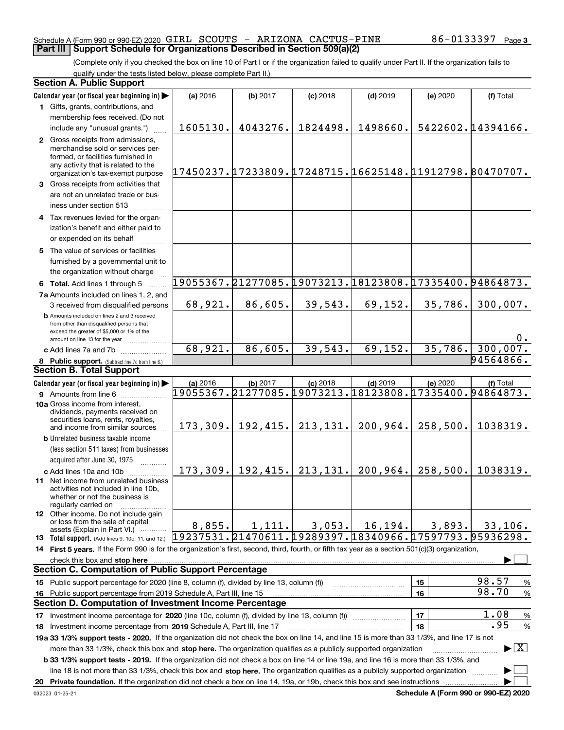Schedule A (Form 990 or 990-EZ) 2020 GIRL SCOUTS - ARIZONA CACTUS-PINE 86-0133397

## Part III | Support Schedule for Organizations Described in Section 509(a)(2)

(Complete only if you checked the box on line 10 of Part I or if the organization failed to qualify under Part II. If the organization fails to qualify under the tests listed below, please complete Part II.)

### Section A. Public Support

| Calendar year (or fiscal year beginning in) ▶ | (a) 2016 | (b) 2017 | (c) 2018 | (d) 2019 | (e) 2020 | (f) Total |
|---|---|---|---|---|---|---|
| 1 Gifts, grants, contributions, and membership fees received. (Do not include any "unusual grants.") | 1605130. | 4043276. | 1824498. | 1498660. | 5422602. | 14394166. |
| 2 Gross receipts from admissions, merchandise sold or services performed, or facilities furnished in any activity that is related to the organization's tax-exempt purpose | 17450237. | 17233809. | 17248715. | 16625148. | 11912798. | 80470707. |
| 3 Gross receipts from activities that are not an unrelated trade or business under section 513 | | | | | | |
| 4 Tax revenues levied for the organization's benefit and either paid to or expended on its behalf | | | | | | |
| 5 The value of services or facilities furnished by a governmental unit to the organization without charge | | | | | | |
| 6 Total. Add lines 1 through 5 | 19055367. | 21277085. | 19073213. | 18123808. | 17335400. | 94864873. |
| 7a Amounts included on lines 1, 2, and 3 received from disqualified persons | 68,921. | 86,605. | 39,543. | 69,152. | 35,786. | 300,007. |
| b Amounts included on lines 2 and 3 received from other than disqualified persons that exceed the greater of $5,000 or 1% of the amount on line 13 for the year | | | | | | 0. |
| c Add lines 7a and 7b | 68,921. | 86,605. | 39,543. | 69,152. | 35,786. | 300,007. |
| 8 Public support. (Subtract line 7c from line 6.) | | | | | | 94564866. |

### Section B. Total Support

| Calendar year (or fiscal year beginning in) ▶ | (a) 2016 | (b) 2017 | (c) 2018 | (d) 2019 | (e) 2020 | (f) Total |
|---|---|---|---|---|---|---|
| 9 Amounts from line 6 | 19055367. | 21277085. | 19073213. | 18123808. | 17335400. | 94864873. |
| 10a Gross income from interest, dividends, payments received on securities loans, rents, royalties, and income from similar sources | 173,309. | 192,415. | 213,131. | 200,964. | 258,500. | 1038319. |
| b Unrelated business taxable income (less section 511 taxes) from businesses acquired after June 30, 1975 | | | | | | |
| c Add lines 10a and 10b | 173,309. | 192,415. | 213,131. | 200,964. | 258,500. | 1038319. |
| 11 Net income from unrelated business activities not included in line 10b, whether or not the business is regularly carried on | | | | | | |
| 12 Other income. Do not include gain or loss from the sale of capital assets (Explain in Part VI.) | 8,855. | 1,111. | 3,053. | 16,194. | 3,893. | 33,106. |
| 13 Total support. (Add lines 9, 10c, 11, and 12.) | 19237531. | 21470611. | 19289397. | 18340966. | 17597793. | 95936298. |

14 First 5 years. If the Form 990 is for the organization's first, second, third, fourth, or fifth tax year as a section 501(c)(3) organization, check this box and stop here ▶ ☐

### Section C. Computation of Public Support Percentage

| | | |
|---|---|---|
| 15 Public support percentage for 2020 (line 8, column (f), divided by line 13, column (f)) | 15 | 98.57 % |
| 16 Public support percentage from 2019 Schedule A, Part III, line 15 | 16 | 98.70 % |

### Section D. Computation of Investment Income Percentage

| | | |
|---|---|---|
| 17 Investment income percentage for 2020 (line 10c, column (f), divided by line 13, column (f)) | 17 | 1.08 % |
| 18 Investment income percentage from 2019 Schedule A, Part III, line 17 | 18 | .95 % |

19a 33 1/3% support tests - 2020. If the organization did not check the box on line 14, and line 15 is more than 33 1/3%, and line 17 is not more than 33 1/3%, check this box and stop here. The organization qualifies as a publicly supported organization ▶ ☒

b 33 1/3% support tests - 2019. If the organization did not check a box on line 14 or line 19a, and line 16 is more than 33 1/3%, and line 18 is not more than 33 1/3%, check this box and stop here. The organization qualifies as a publicly supported organization ▶ ☐

20 Private foundation. If the organization did not check a box on line 14, 19a, or 19b, check this box and see instructions ▶ ☐

032023 01-25-21 Schedule A (Form 990 or 990-EZ) 2020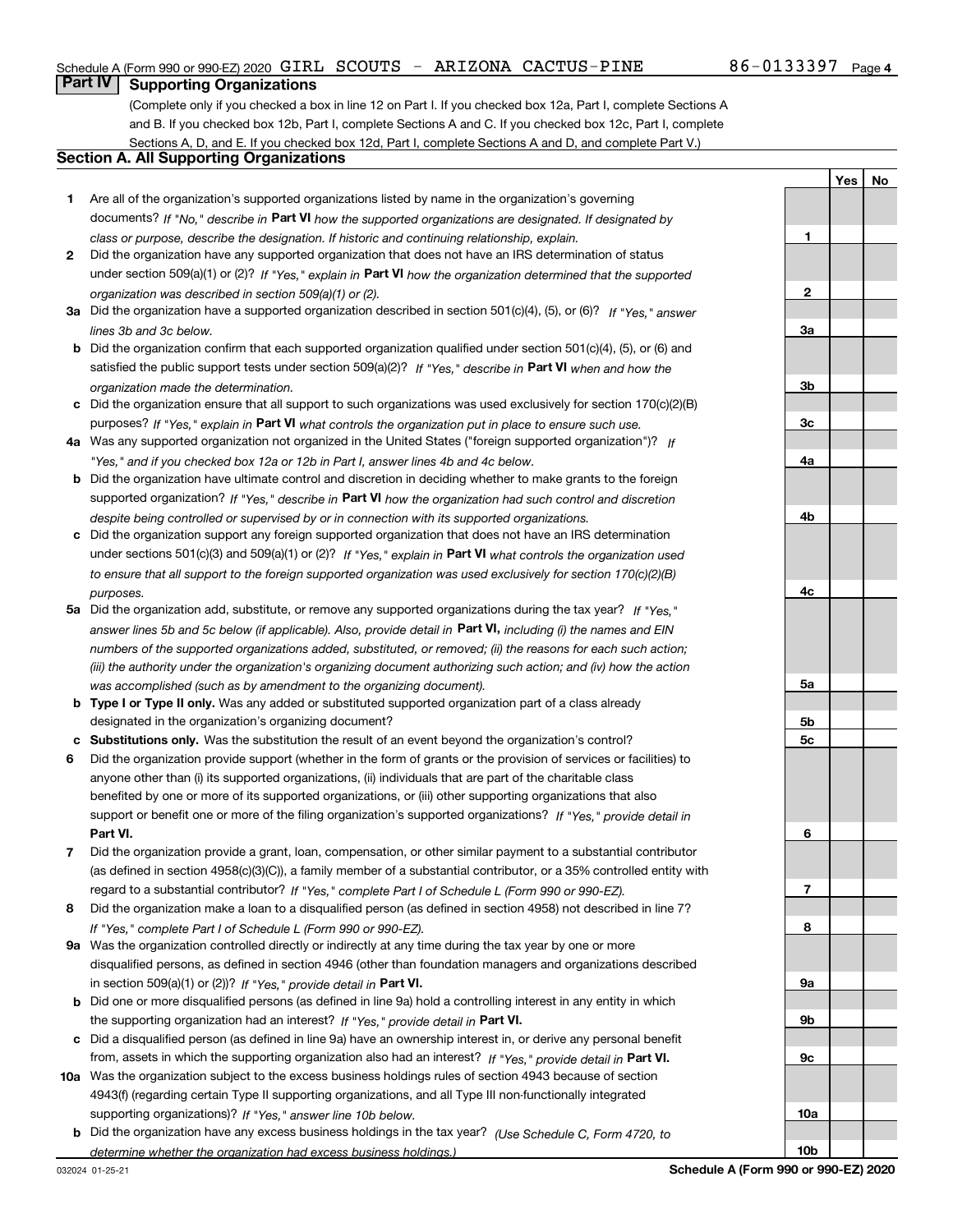Schedule A (Form 990 or 990-EZ) 2020 GIRL SCOUTS - ARIZONA CACTUS-PINE 86-0133397 Page 4

## Part IV Supporting Organizations

(Complete only if you checked a box in line 12 on Part I. If you checked box 12a, Part I, complete Sections A and B. If you checked box 12b, Part I, complete Sections A and C. If you checked box 12c, Part I, complete Sections A, D, and E. If you checked box 12d, Part I, complete Sections A and D, and complete Part V.)

### Section A. All Supporting Organizations

| | | | Yes | No |
|---|---|---|---|---|
| **1** | Are all of the organization's supported organizations listed by name in the organization's governing documents? *If "No," describe in* **Part VI** *how the supported organizations are designated. If designated by class or purpose, describe the designation. If historic and continuing relationship, explain.* | **1** | | |
| **2** | Did the organization have any supported organization that does not have an IRS determination of status under section 509(a)(1) or (2)? *If "Yes," explain in* **Part VI** *how the organization determined that the supported organization was described in section 509(a)(1) or (2).* | **2** | | |
| **3a** | Did the organization have a supported organization described in section 501(c)(4), (5), or (6)? *If "Yes," answer lines 3b and 3c below.* | **3a** | | |
| **b** | Did the organization confirm that each supported organization qualified under section 501(c)(4), (5), or (6) and satisfied the public support tests under section 509(a)(2)? *If "Yes," describe in* **Part VI** *when and how the organization made the determination.* | **3b** | | |
| **c** | Did the organization ensure that all support to such organizations was used exclusively for section 170(c)(2)(B) purposes? *If "Yes," explain in* **Part VI** *what controls the organization put in place to ensure such use.* | **3c** | | |
| **4a** | Was any supported organization not organized in the United States ("foreign supported organization")? *If "Yes," and if you checked box 12a or 12b in Part I, answer lines 4b and 4c below.* | **4a** | | |
| **b** | Did the organization have ultimate control and discretion in deciding whether to make grants to the foreign supported organization? *If "Yes," describe in* **Part VI** *how the organization had such control and discretion despite being controlled or supervised by or in connection with its supported organizations.* | **4b** | | |
| **c** | Did the organization support any foreign supported organization that does not have an IRS determination under sections 501(c)(3) and 509(a)(1) or (2)? *If "Yes," explain in* **Part VI** *what controls the organization used to ensure that all support to the foreign supported organization was used exclusively for section 170(c)(2)(B) purposes.* | **4c** | | |
| **5a** | Did the organization add, substitute, or remove any supported organizations during the tax year? *If "Yes," answer lines 5b and 5c below (if applicable). Also, provide detail in* **Part VI,** *including (i) the names and EIN numbers of the supported organizations added, substituted, or removed; (ii) the reasons for each such action; (iii) the authority under the organization's organizing document authorizing such action; and (iv) how the action was accomplished (such as by amendment to the organizing document).* | **5a** | | |
| **b** | **Type I or Type II only.** Was any added or substituted supported organization part of a class already designated in the organization's organizing document? | **5b** | | |
| **c** | **Substitutions only.** Was the substitution the result of an event beyond the organization's control? | **5c** | | |
| **6** | Did the organization provide support (whether in the form of grants or the provision of services or facilities) to anyone other than (i) its supported organizations, (ii) individuals that are part of the charitable class benefited by one or more of its supported organizations, or (iii) other supporting organizations that also support or benefit one or more of the filing organization's supported organizations? *If "Yes," provide detail in* **Part VI.** | **6** | | |
| **7** | Did the organization provide a grant, loan, compensation, or other similar payment to a substantial contributor (as defined in section 4958(c)(3)(C)), a family member of a substantial contributor, or a 35% controlled entity with regard to a substantial contributor? *If "Yes," complete Part I of Schedule L (Form 990 or 990-EZ).* | **7** | | |
| **8** | Did the organization make a loan to a disqualified person (as defined in section 4958) not described in line 7? *If "Yes," complete Part I of Schedule L (Form 990 or 990-EZ).* | **8** | | |
| **9a** | Was the organization controlled directly or indirectly at any time during the tax year by one or more disqualified persons, as defined in section 4946 (other than foundation managers and organizations described in section 509(a)(1) or (2))? *If "Yes," provide detail in* **Part VI.** | **9a** | | |
| **b** | Did one or more disqualified persons (as defined in line 9a) hold a controlling interest in any entity in which the supporting organization had an interest? *If "Yes," provide detail in* **Part VI.** | **9b** | | |
| **c** | Did a disqualified person (as defined in line 9a) have an ownership interest in, or derive any personal benefit from, assets in which the supporting organization also had an interest? *If "Yes," provide detail in* **Part VI.** | **9c** | | |
| **10a** | Was the organization subject to the excess business holdings rules of section 4943 because of section 4943(f) (regarding certain Type II supporting organizations, and all Type III non-functionally integrated supporting organizations)? *If "Yes," answer line 10b below.* | **10a** | | |
| **b** | Did the organization have any excess business holdings in the tax year? *(Use Schedule C, Form 4720, to determine whether the organization had excess business holdings.)* | **10b** | | |

032024 01-25-21 **Schedule A (Form 990 or 990-EZ) 2020**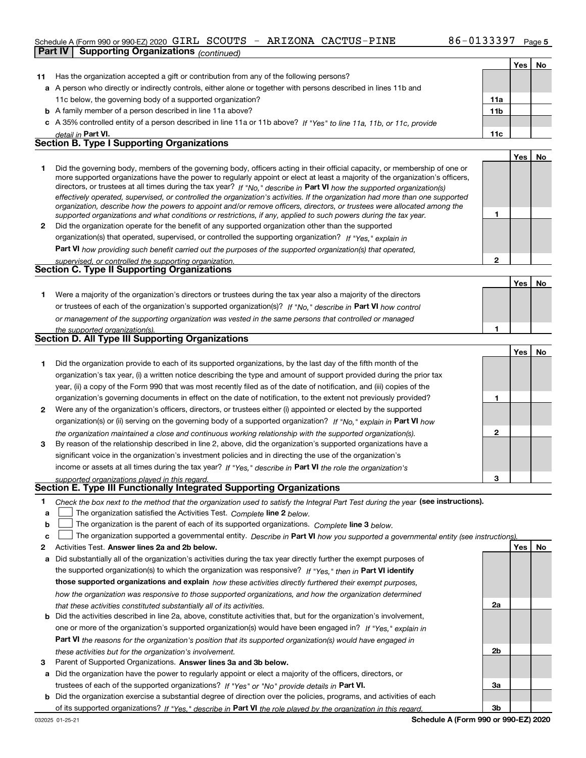Schedule A (Form 990 or 990-EZ) 2020 GIRL SCOUTS - ARIZONA CACTUS-PINE 86-0133397 Page 5

**Part IV | Supporting Organizations** *(continued)*

| | | | Yes | No |
|---|---|---|---|---|
| **11** | Has the organization accepted a gift or contribution from any of the following persons? | | | |
| **a** | A person who directly or indirectly controls, either alone or together with persons described in lines 11b and 11c below, the governing body of a supported organization? | **11a** | | |
| **b** | A family member of a person described in line 11a above? | **11b** | | |
| **c** | A 35% controlled entity of a person described in line 11a or 11b above? *If "Yes" to line 11a, 11b, or 11c, provide detail in* **Part VI.** | **11c** | | |

## Section B. Type I Supporting Organizations

| | | | Yes | No |
|---|---|---|---|---|
| **1** | Did the governing body, members of the governing body, officers acting in their official capacity, or membership of one or more supported organizations have the power to regularly appoint or elect at least a majority of the organization's officers, directors, or trustees at all times during the tax year? *If "No," describe in* **Part VI** *how the supported organization(s) effectively operated, supervised, or controlled the organization's activities. If the organization had more than one supported organization, describe how the powers to appoint and/or remove officers, directors, or trustees were allocated among the supported organizations and what conditions or restrictions, if any, applied to such powers during the tax year.* | **1** | | |
| **2** | Did the organization operate for the benefit of any supported organization other than the supported organization(s) that operated, supervised, or controlled the supporting organization? *If "Yes," explain in* **Part VI** *how providing such benefit carried out the purposes of the supported organization(s) that operated, supervised, or controlled the supporting organization.* | **2** | | |

## Section C. Type II Supporting Organizations

| | | | Yes | No |
|---|---|---|---|---|
| **1** | Were a majority of the organization's directors or trustees during the tax year also a majority of the directors or trustees of each of the organization's supported organization(s)? *If "No," describe in* **Part VI** *how control or management of the supporting organization was vested in the same persons that controlled or managed the supported organization(s).* | **1** | | |

## Section D. All Type III Supporting Organizations

| | | | Yes | No |
|---|---|---|---|---|
| **1** | Did the organization provide to each of its supported organizations, by the last day of the fifth month of the organization's tax year, (i) a written notice describing the type and amount of support provided during the prior tax year, (ii) a copy of the Form 990 that was most recently filed as of the date of notification, and (iii) copies of the organization's governing documents in effect on the date of notification, to the extent not previously provided? | **1** | | |
| **2** | Were any of the organization's officers, directors, or trustees either (i) appointed or elected by the supported organization(s) or (ii) serving on the governing body of a supported organization? *If "No," explain in* **Part VI** *how the organization maintained a close and continuous working relationship with the supported organization(s).* | **2** | | |
| **3** | By reason of the relationship described in line 2, above, did the organization's supported organizations have a significant voice in the organization's investment policies and in directing the use of the organization's income or assets at all times during the tax year? *If "Yes," describe in* **Part VI** *the role the organization's supported organizations played in this regard.* | **3** | | |

## Section E. Type III Functionally Integrated Supporting Organizations

**1** *Check the box next to the method that the organization used to satisfy the Integral Part Test during the year* **(see instructions).**

- **a** ☐ The organization satisfied the Activities Test. *Complete* **line 2** *below.*
- **b** ☐ The organization is the parent of each of its supported organizations. *Complete* **line 3** *below.*
- **c** ☐ The organization supported a governmental entity. *Describe in* **Part VI** *how you supported a governmental entity (see instructions).*

| | | | Yes | No |
|---|---|---|---|---|
| **2** | Activities Test. **Answer lines 2a and 2b below.** | | | |
| **a** | Did substantially all of the organization's activities during the tax year directly further the exempt purposes of the supported organization(s) to which the organization was responsive? *If "Yes," then in* **Part VI identify those supported organizations and explain** *how these activities directly furthered their exempt purposes, how the organization was responsive to those supported organizations, and how the organization determined that these activities constituted substantially all of its activities.* | **2a** | | |
| **b** | Did the activities described in line 2a, above, constitute activities that, but for the organization's involvement, one or more of the organization's supported organization(s) would have been engaged in? *If "Yes," explain in* **Part VI** *the reasons for the organization's position that its supported organization(s) would have engaged in these activities but for the organization's involvement.* | **2b** | | |
| **3** | Parent of Supported Organizations. **Answer lines 3a and 3b below.** | | | |
| **a** | Did the organization have the power to regularly appoint or elect a majority of the officers, directors, or trustees of each of the supported organizations? *If "Yes" or "No" provide details in* **Part VI.** | **3a** | | |
| **b** | Did the organization exercise a substantial degree of direction over the policies, programs, and activities of each of its supported organizations? *If "Yes," describe in* **Part VI** *the role played by the organization in this regard.* | **3b** | | |

032025 01-25-21 **Schedule A (Form 990 or 990-EZ) 2020**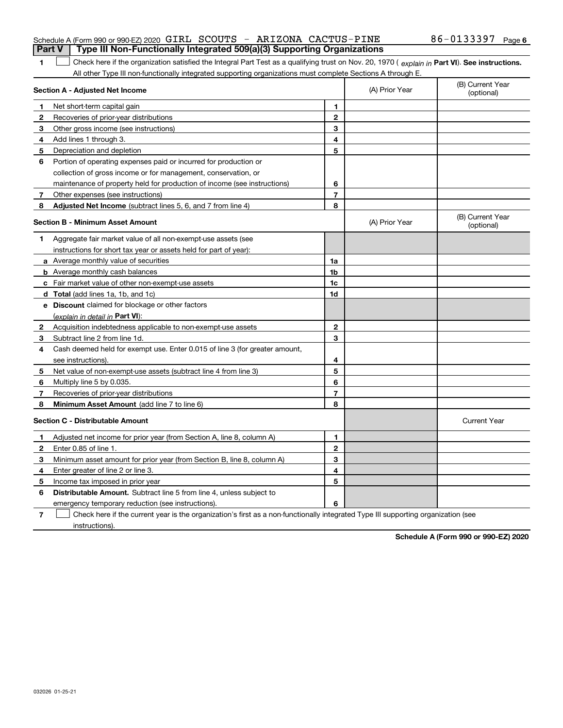Schedule A (Form 990 or 990-EZ) 2020 GIRL SCOUTS - ARIZONA CACTUS-PINE 86-0133397 Page 6

**Part V Type III Non-Functionally Integrated 509(a)(3) Supporting Organizations**

1 ☐ Check here if the organization satisfied the Integral Part Test as a qualifying trust on Nov. 20, 1970 ( *explain in* **Part VI**). **See instructions.** All other Type III non-functionally integrated supporting organizations must complete Sections A through E.

| | **Section A - Adjusted Net Income** | | (A) Prior Year | (B) Current Year (optional) |
|---|---|---|---|---|
| 1 | Net short-term capital gain | 1 | | |
| 2 | Recoveries of prior-year distributions | 2 | | |
| 3 | Other gross income (see instructions) | 3 | | |
| 4 | Add lines 1 through 3. | 4 | | |
| 5 | Depreciation and depletion | 5 | | |
| 6 | Portion of operating expenses paid or incurred for production or collection of gross income or for management, conservation, or maintenance of property held for production of income (see instructions) | 6 | | |
| 7 | Other expenses (see instructions) | 7 | | |
| 8 | **Adjusted Net Income** (subtract lines 5, 6, and 7 from line 4) | 8 | | |

| | **Section B - Minimum Asset Amount** | | (A) Prior Year | (B) Current Year (optional) |
|---|---|---|---|---|
| 1 | Aggregate fair market value of all non-exempt-use assets (see instructions for short tax year or assets held for part of year): | | | |
| a | Average monthly value of securities | 1a | | |
| b | Average monthly cash balances | 1b | | |
| c | Fair market value of other non-exempt-use assets | 1c | | |
| d | **Total** (add lines 1a, 1b, and 1c) | 1d | | |
| e | **Discount** claimed for blockage or other factors (*explain in detail in* **Part VI**): | | | |
| 2 | Acquisition indebtedness applicable to non-exempt-use assets | 2 | | |
| 3 | Subtract line 2 from line 1d. | 3 | | |
| 4 | Cash deemed held for exempt use. Enter 0.015 of line 3 (for greater amount, see instructions). | 4 | | |
| 5 | Net value of non-exempt-use assets (subtract line 4 from line 3) | 5 | | |
| 6 | Multiply line 5 by 0.035. | 6 | | |
| 7 | Recoveries of prior-year distributions | 7 | | |
| 8 | **Minimum Asset Amount** (add line 7 to line 6) | 8 | | |

| | **Section C - Distributable Amount** | | | Current Year |
|---|---|---|---|---|
| 1 | Adjusted net income for prior year (from Section A, line 8, column A) | 1 | | |
| 2 | Enter 0.85 of line 1. | 2 | | |
| 3 | Minimum asset amount for prior year (from Section B, line 8, column A) | 3 | | |
| 4 | Enter greater of line 2 or line 3. | 4 | | |
| 5 | Income tax imposed in prior year | 5 | | |
| 6 | **Distributable Amount.** Subtract line 5 from line 4, unless subject to emergency temporary reduction (see instructions). | 6 | | |

7 ☐ Check here if the current year is the organization's first as a non-functionally integrated Type III supporting organization (see instructions).

**Schedule A (Form 990 or 990-EZ) 2020**

032026 01-25-21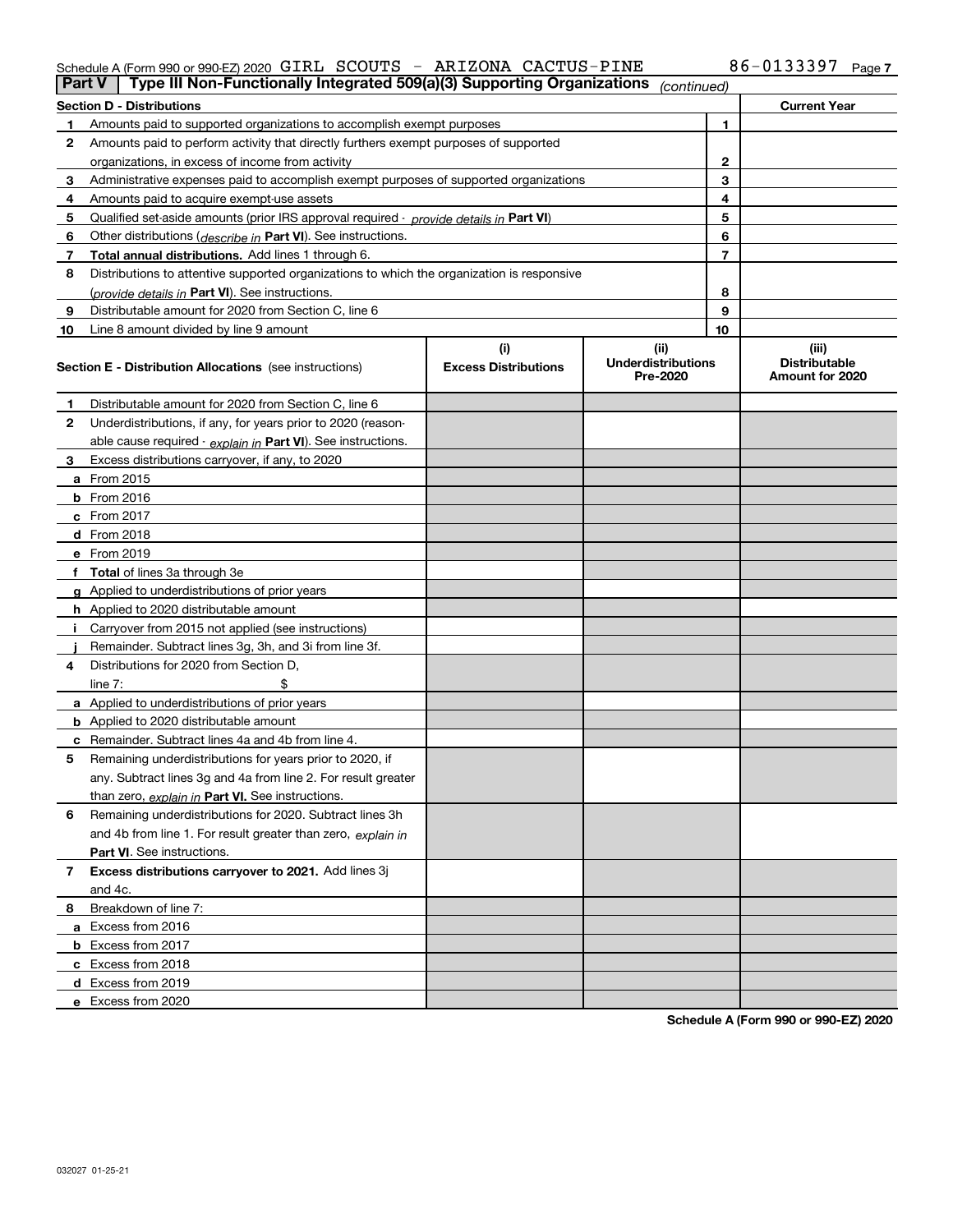Schedule A (Form 990 or 990-EZ) 2020 GIRL SCOUTS - ARIZONA CACTUS-PINE 86-0133397 Page 7

**Part V | Type III Non-Functionally Integrated 509(a)(3) Supporting Organizations** *(continued)*

| Section D - Distributions | | | Current Year |
|---|---|---|---|
| 1 | Amounts paid to supported organizations to accomplish exempt purposes | 1 | |
| 2 | Amounts paid to perform activity that directly furthers exempt purposes of supported organizations, in excess of income from activity | 2 | |
| 3 | Administrative expenses paid to accomplish exempt purposes of supported organizations | 3 | |
| 4 | Amounts paid to acquire exempt-use assets | 4 | |
| 5 | Qualified set-aside amounts (prior IRS approval required - *provide details in* **Part VI**) | 5 | |
| 6 | Other distributions (*describe in* **Part VI**). See instructions. | 6 | |
| 7 | **Total annual distributions.** Add lines 1 through 6. | 7 | |
| 8 | Distributions to attentive supported organizations to which the organization is responsive (*provide details in* **Part VI**). See instructions. | 8 | |
| 9 | Distributable amount for 2020 from Section C, line 6 | 9 | |
| 10 | Line 8 amount divided by line 9 amount | 10 | |

| **Section E - Distribution Allocations** (see instructions) | (i) Excess Distributions | (ii) Underdistributions Pre-2020 | (iii) Distributable Amount for 2020 |
|---|---|---|---|
| **1** Distributable amount for 2020 from Section C, line 6 | | | |
| **2** Underdistributions, if any, for years prior to 2020 (reasonable cause required - *explain in* **Part VI**). See instructions. | | | |
| **3** Excess distributions carryover, if any, to 2020 | | | |
| **a** From 2015 | | | |
| **b** From 2016 | | | |
| **c** From 2017 | | | |
| **d** From 2018 | | | |
| **e** From 2019 | | | |
| **f** **Total** of lines 3a through 3e | | | |
| **g** Applied to underdistributions of prior years | | | |
| **h** Applied to 2020 distributable amount | | | |
| **i** Carryover from 2015 not applied (see instructions) | | | |
| **j** Remainder. Subtract lines 3g, 3h, and 3i from line 3f. | | | |
| **4** Distributions for 2020 from Section D, line 7: $ | | | |
| **a** Applied to underdistributions of prior years | | | |
| **b** Applied to 2020 distributable amount | | | |
| **c** Remainder. Subtract lines 4a and 4b from line 4. | | | |
| **5** Remaining underdistributions for years prior to 2020, if any. Subtract lines 3g and 4a from line 2. For result greater than zero, *explain in* **Part VI.** See instructions. | | | |
| **6** Remaining underdistributions for 2020. Subtract lines 3h and 4b from line 1. For result greater than zero, *explain in* **Part VI**. See instructions. | | | |
| **7** **Excess distributions carryover to 2021.** Add lines 3j and 4c. | | | |
| **8** Breakdown of line 7: | | | |
| **a** Excess from 2016 | | | |
| **b** Excess from 2017 | | | |
| **c** Excess from 2018 | | | |
| **d** Excess from 2019 | | | |
| **e** Excess from 2020 | | | |

**Schedule A (Form 990 or 990-EZ) 2020**

032027 01-25-21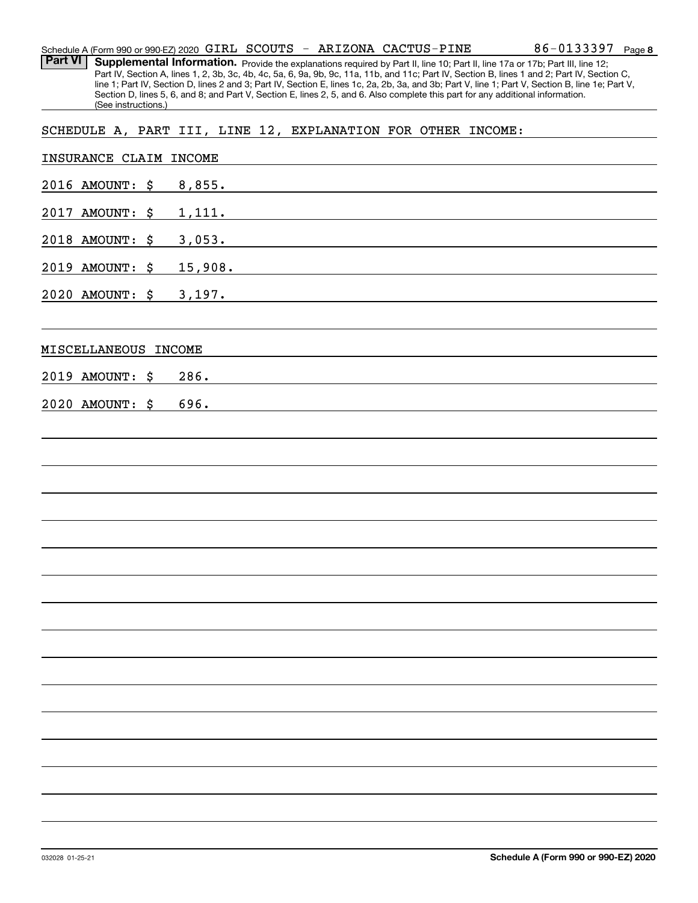Schedule A (Form 990 or 990-EZ) 2020 GIRL SCOUTS - ARIZONA CACTUS-PINE 86-0133397 Page 8

**Part VI** **Supplemental Information.** Provide the explanations required by Part II, line 10; Part II, line 17a or 17b; Part III, line 12; Part IV, Section A, lines 1, 2, 3b, 3c, 4b, 4c, 5a, 6, 9a, 9b, 9c, 11a, 11b, and 11c; Part IV, Section B, lines 1 and 2; Part IV, Section C, line 1; Part IV, Section D, lines 2 and 3; Part IV, Section E, lines 1c, 2a, 2b, 3a, and 3b; Part V, line 1; Part V, Section B, line 1e; Part V, Section D, lines 5, 6, and 8; and Part V, Section E, lines 2, 5, and 6. Also complete this part for any additional information. (See instructions.)

SCHEDULE A, PART III, LINE 12, EXPLANATION FOR OTHER INCOME:

INSURANCE CLAIM INCOME

2016 AMOUNT: $ 8,855.

2017 AMOUNT: $ 1,111.

2018 AMOUNT: $ 3,053.

2019 AMOUNT: $ 15,908.

2020 AMOUNT: $ 3,197.

MISCELLANEOUS INCOME

2019 AMOUNT: $ 286.

2020 AMOUNT: $ 696.

032028 01-25-21 **Schedule A (Form 990 or 990-EZ) 2020**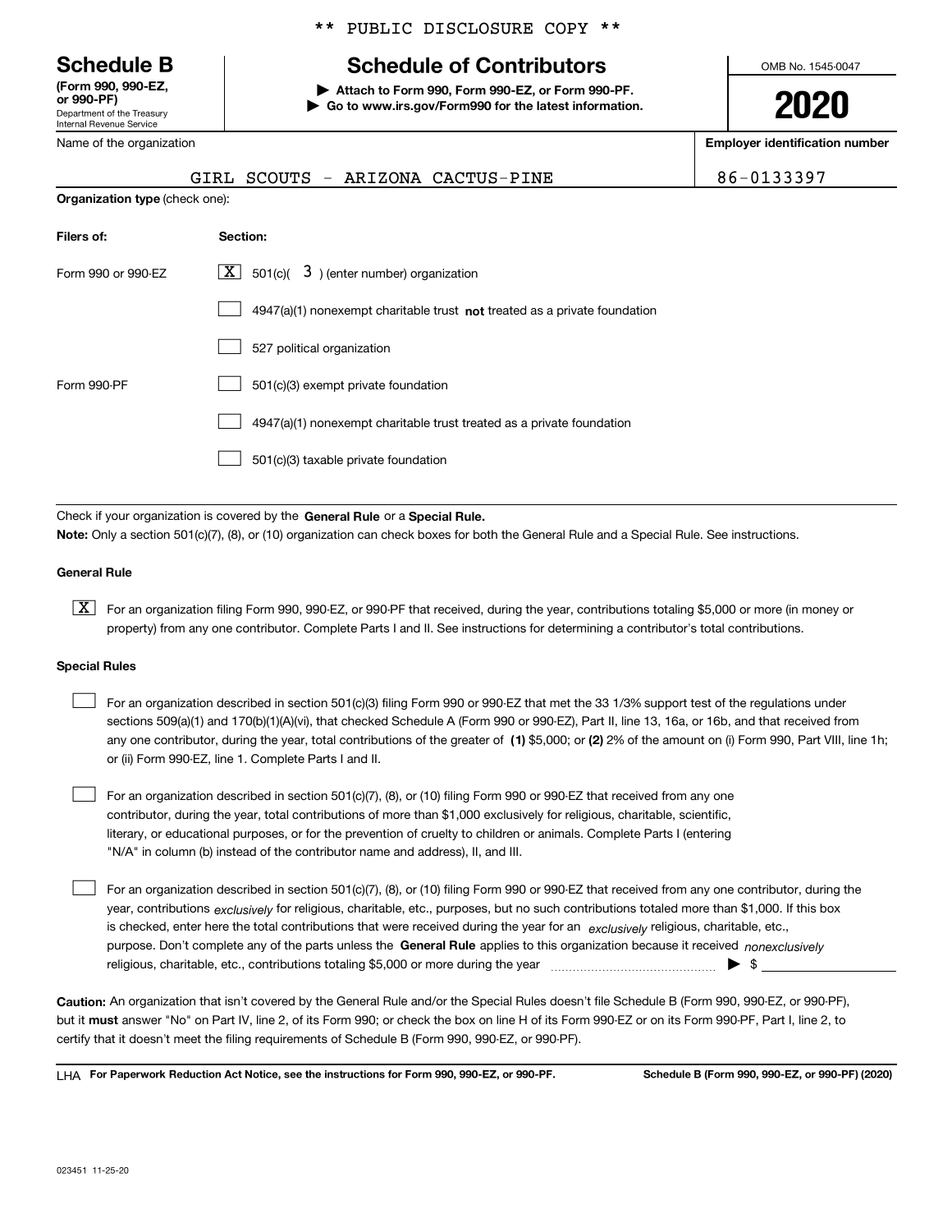\*\* PUBLIC DISCLOSURE COPY \*\*

**Schedule B**
**(Form 990, 990-EZ, or 990-PF)**
Department of the Treasury
Internal Revenue Service

# Schedule of Contributors

▶ **Attach to Form 990, Form 990-EZ, or Form 990-PF.**
▶ **Go to www.irs.gov/Form990 for the latest information.**

OMB No. 1545-0047

**2020**

Name of the organization: GIRL SCOUTS - ARIZONA CACTUS-PINE

**Employer identification number:** 86-0133397

**Organization type** (check one):

| **Filers of:** | **Section:** |
|---|---|
| Form 990 or 990-EZ | [X] 501(c)( 3 ) (enter number) organization |
| | [ ] 4947(a)(1) nonexempt charitable trust **not** treated as a private foundation |
| | [ ] 527 political organization |
| Form 990-PF | [ ] 501(c)(3) exempt private foundation |
| | [ ] 4947(a)(1) nonexempt charitable trust treated as a private foundation |
| | [ ] 501(c)(3) taxable private foundation |

Check if your organization is covered by the **General Rule** or a **Special Rule.**
**Note:** Only a section 501(c)(7), (8), or (10) organization can check boxes for both the General Rule and a Special Rule. See instructions.

**General Rule**

[X] For an organization filing Form 990, 990-EZ, or 990-PF that received, during the year, contributions totaling $5,000 or more (in money or property) from any one contributor. Complete Parts I and II. See instructions for determining a contributor's total contributions.

**Special Rules**

[ ] For an organization described in section 501(c)(3) filing Form 990 or 990-EZ that met the 33 1/3% support test of the regulations under sections 509(a)(1) and 170(b)(1)(A)(vi), that checked Schedule A (Form 990 or 990-EZ), Part II, line 13, 16a, or 16b, and that received from any one contributor, during the year, total contributions of the greater of **(1)** $5,000; or **(2)** 2% of the amount on (i) Form 990, Part VIII, line 1h; or (ii) Form 990-EZ, line 1. Complete Parts I and II.

[ ] For an organization described in section 501(c)(7), (8), or (10) filing Form 990 or 990-EZ that received from any one contributor, during the year, total contributions of more than $1,000 exclusively for religious, charitable, scientific, literary, or educational purposes, or for the prevention of cruelty to children or animals. Complete Parts I (entering "N/A" in column (b) instead of the contributor name and address), II, and III.

[ ] For an organization described in section 501(c)(7), (8), or (10) filing Form 990 or 990-EZ that received from any one contributor, during the year, contributions *exclusively* for religious, charitable, etc., purposes, but no such contributions totaled more than $1,000. If this box is checked, enter here the total contributions that were received during the year for an *exclusively* religious, charitable, etc., purpose. Don't complete any of the parts unless the **General Rule** applies to this organization because it received *nonexclusively* religious, charitable, etc., contributions totaling $5,000 or more during the year ▶ $ ____________

**Caution:** An organization that isn't covered by the General Rule and/or the Special Rules doesn't file Schedule B (Form 990, 990-EZ, or 990-PF), but it **must** answer "No" on Part IV, line 2, of its Form 990; or check the box on line H of its Form 990-EZ or on its Form 990-PF, Part I, line 2, to certify that it doesn't meet the filing requirements of Schedule B (Form 990, 990-EZ, or 990-PF).

LHA **For Paperwork Reduction Act Notice, see the instructions for Form 990, 990-EZ, or 990-PF.** **Schedule B (Form 990, 990-EZ, or 990-PF) (2020)**

023451 11-25-20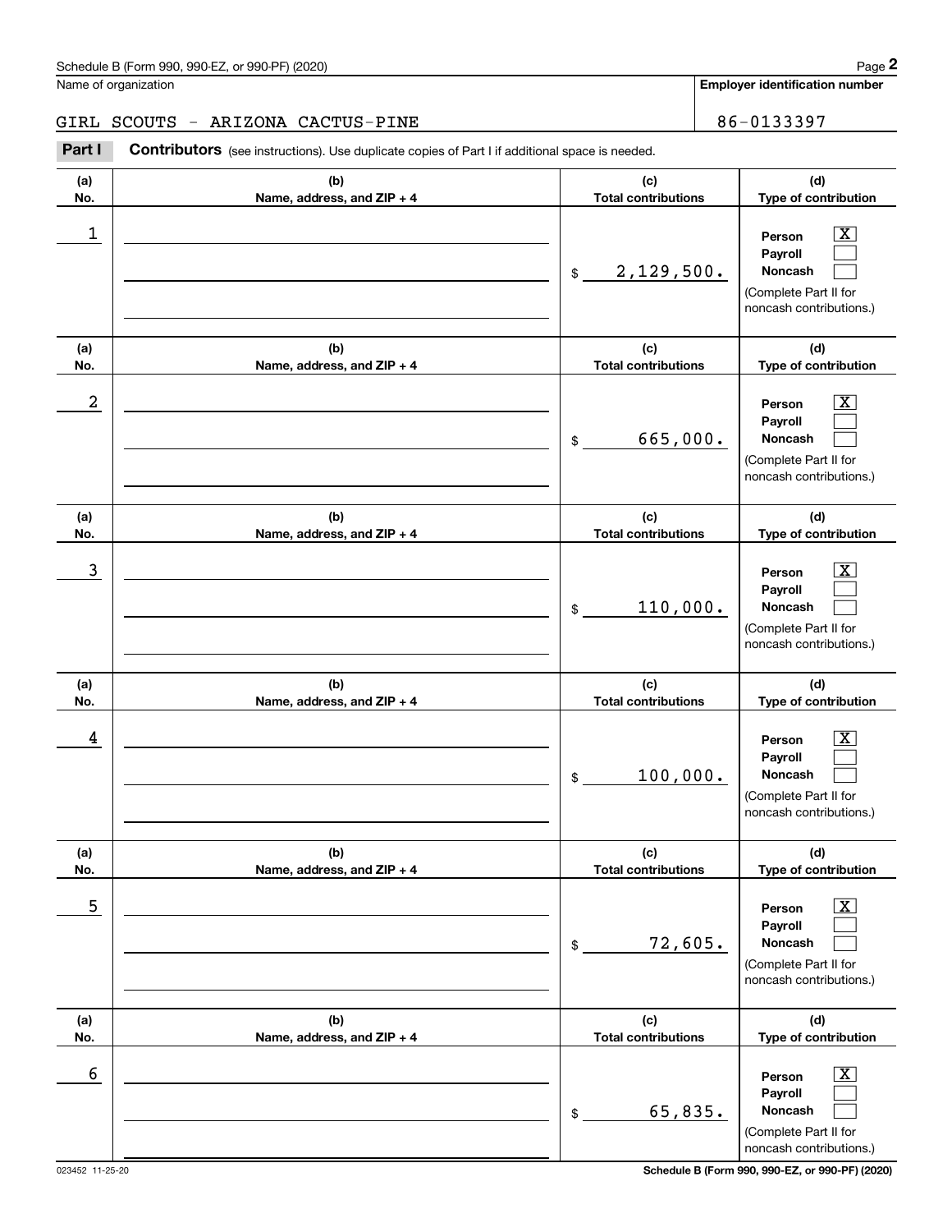Name of organization

GIRL SCOUTS - ARIZONA CACTUS-PINE

**Employer identification number**

86-0133397

**Part I** **Contributors** (see instructions). Use duplicate copies of Part I if additional space is needed.

| (a) No. | (b) Name, address, and ZIP + 4 | (c) Total contributions | (d) Type of contribution |
|---|---|---|---|
| 1 | | $ 2,129,500. | Person [X] Payroll [ ] Noncash [ ] (Complete Part II for noncash contributions.) |
| 2 | | $ 665,000. | Person [X] Payroll [ ] Noncash [ ] (Complete Part II for noncash contributions.) |
| 3 | | $ 110,000. | Person [X] Payroll [ ] Noncash [ ] (Complete Part II for noncash contributions.) |
| 4 | | $ 100,000. | Person [X] Payroll [ ] Noncash [ ] (Complete Part II for noncash contributions.) |
| 5 | | $ 72,605. | Person [X] Payroll [ ] Noncash [ ] (Complete Part II for noncash contributions.) |
| 6 | | $ 65,835. | Person [X] Payroll [ ] Noncash [ ] (Complete Part II for noncash contributions.) |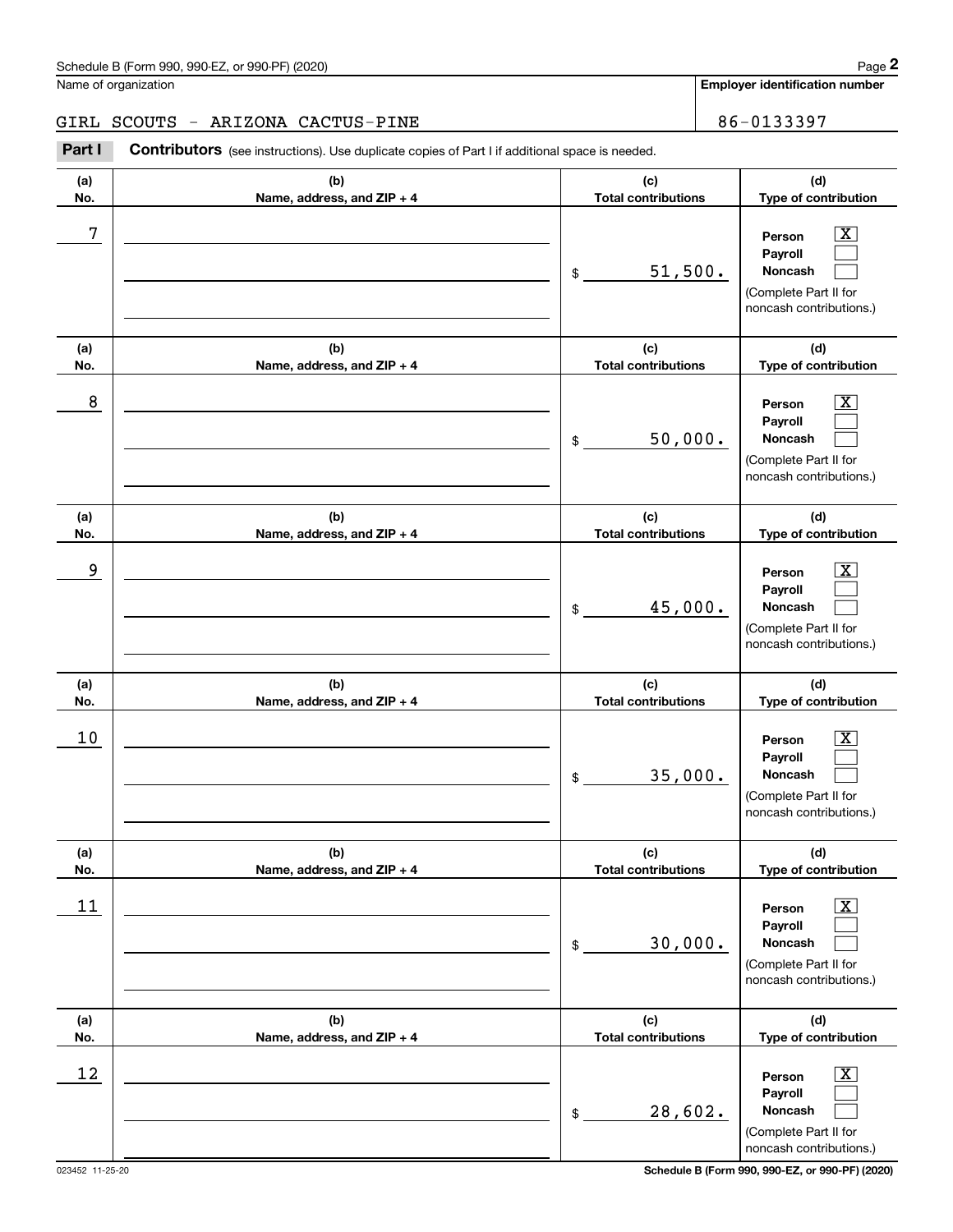Schedule B (Form 990, 990-EZ, or 990-PF) (2020)

Name of organization: GIRL SCOUTS - ARIZONA CACTUS-PINE

**Employer identification number:** 86-0133397

**Part I — Contributors** (see instructions). Use duplicate copies of Part I if additional space is needed.

| (a) No. | (b) Name, address, and ZIP + 4 | (c) Total contributions | (d) Type of contribution |
|---|---|---|---|
| 7 | | $ 51,500. | Person [X] Payroll [ ] Noncash [ ] (Complete Part II for noncash contributions.) |
| 8 | | $ 50,000. | Person [X] Payroll [ ] Noncash [ ] (Complete Part II for noncash contributions.) |
| 9 | | $ 45,000. | Person [X] Payroll [ ] Noncash [ ] (Complete Part II for noncash contributions.) |
| 10 | | $ 35,000. | Person [X] Payroll [ ] Noncash [ ] (Complete Part II for noncash contributions.) |
| 11 | | $ 30,000. | Person [X] Payroll [ ] Noncash [ ] (Complete Part II for noncash contributions.) |
| 12 | | $ 28,602. | Person [X] Payroll [ ] Noncash [ ] (Complete Part II for noncash contributions.) |

023452 11-25-20

Schedule B (Form 990, 990-EZ, or 990-PF) (2020)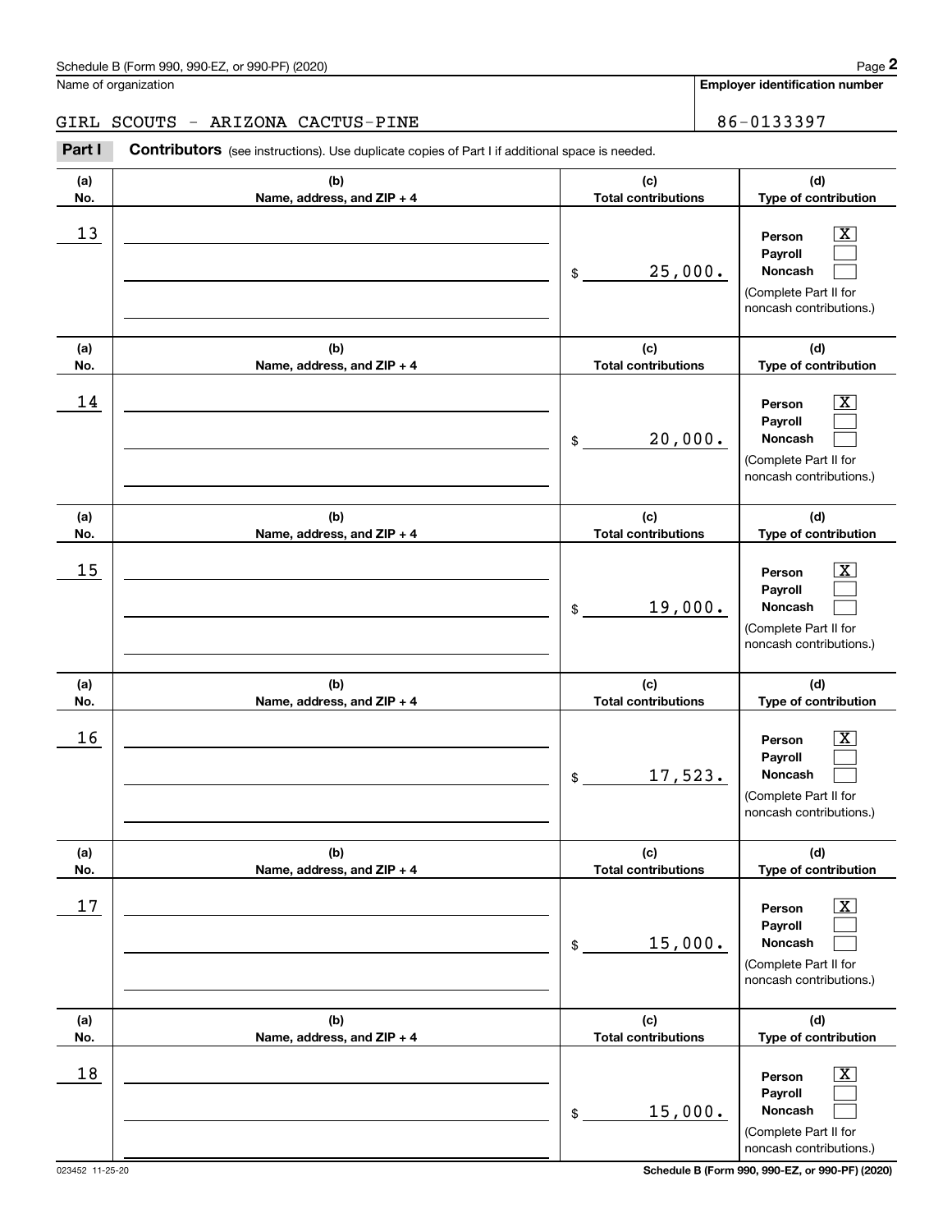Name of organization

GIRL SCOUTS - ARIZONA CACTUS-PINE

**Employer identification number**

86-0133397

**Part I** **Contributors** (see instructions). Use duplicate copies of Part I if additional space is needed.

| (a) No. | (b) Name, address, and ZIP + 4 | (c) Total contributions | (d) Type of contribution |
|---|---|---|---|
| 13 | | $ 25,000. | Person [X] Payroll [ ] Noncash [ ] (Complete Part II for noncash contributions.) |
| 14 | | $ 20,000. | Person [X] Payroll [ ] Noncash [ ] (Complete Part II for noncash contributions.) |
| 15 | | $ 19,000. | Person [X] Payroll [ ] Noncash [ ] (Complete Part II for noncash contributions.) |
| 16 | | $ 17,523. | Person [X] Payroll [ ] Noncash [ ] (Complete Part II for noncash contributions.) |
| 17 | | $ 15,000. | Person [X] Payroll [ ] Noncash [ ] (Complete Part II for noncash contributions.) |
| 18 | | $ 15,000. | Person [X] Payroll [ ] Noncash [ ] (Complete Part II for noncash contributions.) |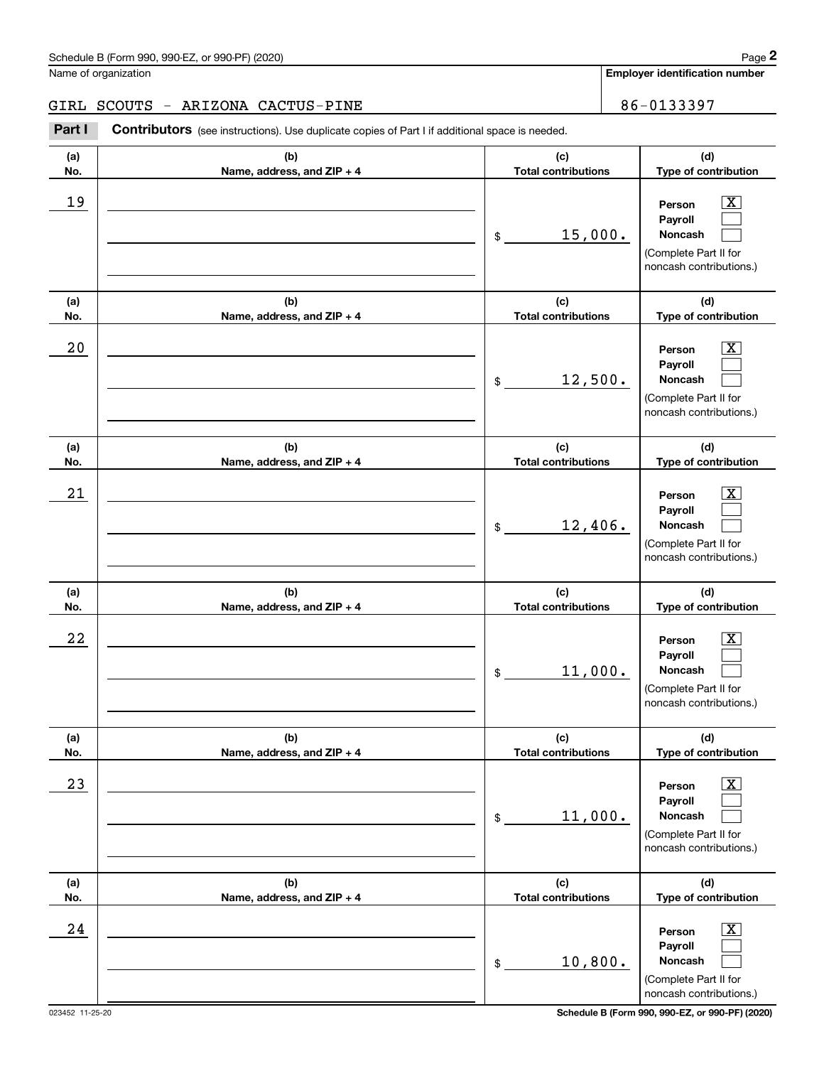Schedule B (Form 990, 990-EZ, or 990-PF) (2020)

Name of organization: GIRL SCOUTS - ARIZONA CACTUS-PINE

Employer identification number: 86-0133397

**Part I** **Contributors** (see instructions). Use duplicate copies of Part I if additional space is needed.

| (a) No. | (b) Name, address, and ZIP + 4 | (c) Total contributions | (d) Type of contribution |
|---|---|---|---|
| 19 | | $ 15,000. | Person [X] Payroll [ ] Noncash [ ] (Complete Part II for noncash contributions.) |
| 20 | | $ 12,500. | Person [X] Payroll [ ] Noncash [ ] (Complete Part II for noncash contributions.) |
| 21 | | $ 12,406. | Person [X] Payroll [ ] Noncash [ ] (Complete Part II for noncash contributions.) |
| 22 | | $ 11,000. | Person [X] Payroll [ ] Noncash [ ] (Complete Part II for noncash contributions.) |
| 23 | | $ 11,000. | Person [X] Payroll [ ] Noncash [ ] (Complete Part II for noncash contributions.) |
| 24 | | $ 10,800. | Person [X] Payroll [ ] Noncash [ ] (Complete Part II for noncash contributions.) |

023452 11-25-20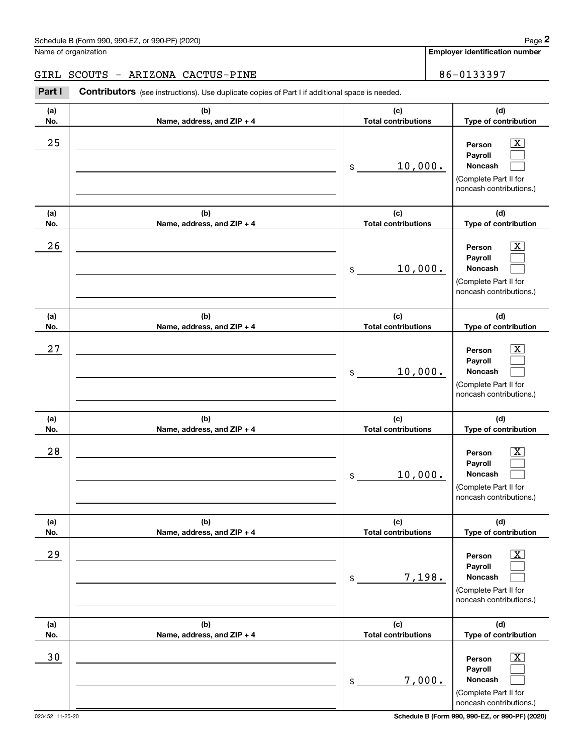Schedule B (Form 990, 990-EZ, or 990-PF) (2020)

Name of organization: GIRL SCOUTS - ARIZONA CACTUS-PINE

**Employer identification number:** 86-0133397

**Part I** **Contributors** (see instructions). Use duplicate copies of Part I if additional space is needed.

| (a) No. | (b) Name, address, and ZIP + 4 | (c) Total contributions | (d) Type of contribution |
|---|---|---|---|
| 25 | | $ 10,000. | Person [X] Payroll [ ] Noncash [ ] (Complete Part II for noncash contributions.) |
| 26 | | $ 10,000. | Person [X] Payroll [ ] Noncash [ ] (Complete Part II for noncash contributions.) |
| 27 | | $ 10,000. | Person [X] Payroll [ ] Noncash [ ] (Complete Part II for noncash contributions.) |
| 28 | | $ 10,000. | Person [X] Payroll [ ] Noncash [ ] (Complete Part II for noncash contributions.) |
| 29 | | $ 7,198. | Person [X] Payroll [ ] Noncash [ ] (Complete Part II for noncash contributions.) |
| 30 | | $ 7,000. | Person [X] Payroll [ ] Noncash [ ] (Complete Part II for noncash contributions.) |

023452 11-25-20

Schedule B (Form 990, 990-EZ, or 990-PF) (2020)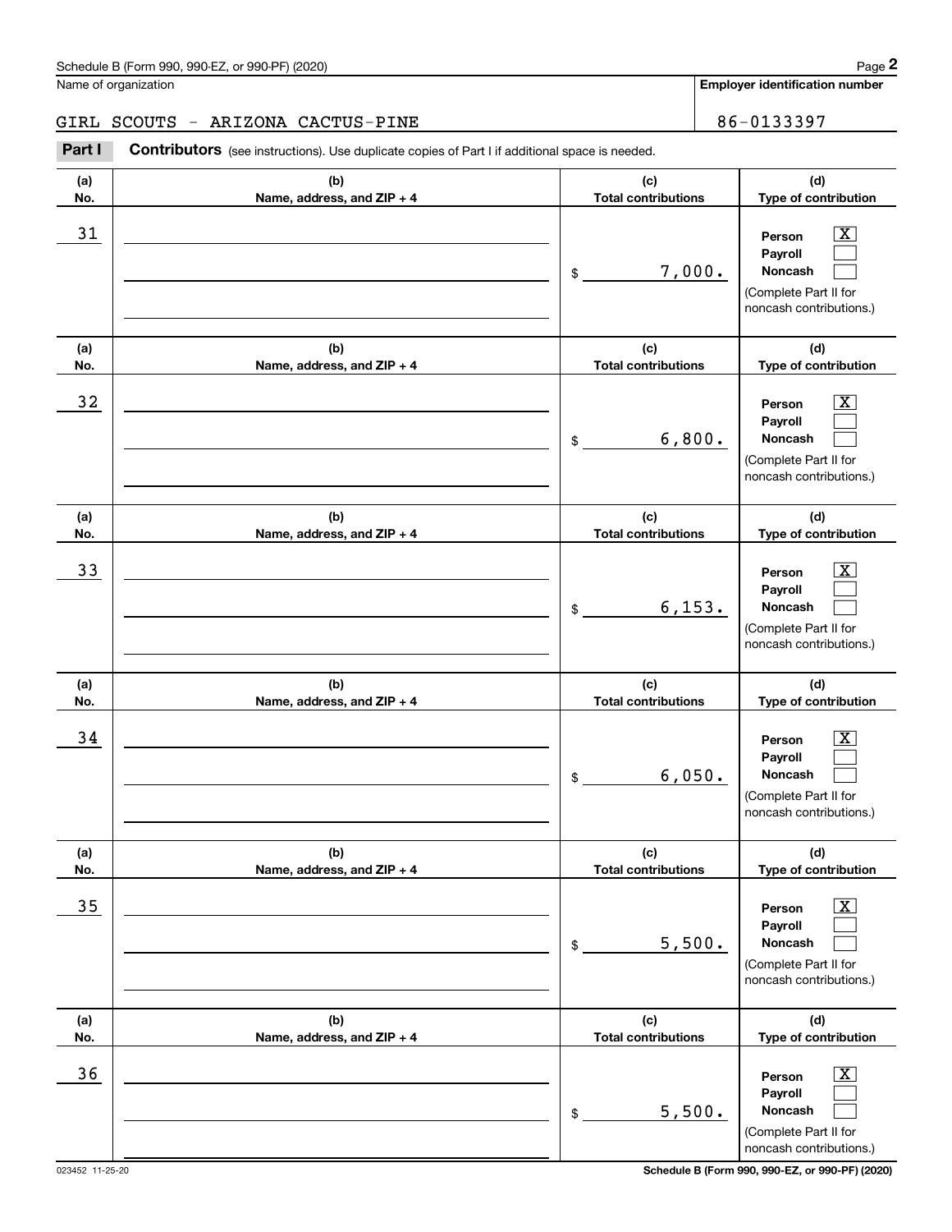Name of organization

GIRL SCOUTS - ARIZONA CACTUS-PINE

**Employer identification number**

86-0133397

**Part I** **Contributors** (see instructions). Use duplicate copies of Part I if additional space is needed.

| (a) No. | (b) Name, address, and ZIP + 4 | (c) Total contributions | (d) Type of contribution |
|---|---|---|---|
| 31 | | $ 7,000. | Person [X] Payroll [ ] Noncash [ ] (Complete Part II for noncash contributions.) |
| 32 | | $ 6,800. | Person [X] Payroll [ ] Noncash [ ] (Complete Part II for noncash contributions.) |
| 33 | | $ 6,153. | Person [X] Payroll [ ] Noncash [ ] (Complete Part II for noncash contributions.) |
| 34 | | $ 6,050. | Person [X] Payroll [ ] Noncash [ ] (Complete Part II for noncash contributions.) |
| 35 | | $ 5,500. | Person [X] Payroll [ ] Noncash [ ] (Complete Part II for noncash contributions.) |
| 36 | | $ 5,500. | Person [X] Payroll [ ] Noncash [ ] (Complete Part II for noncash contributions.) |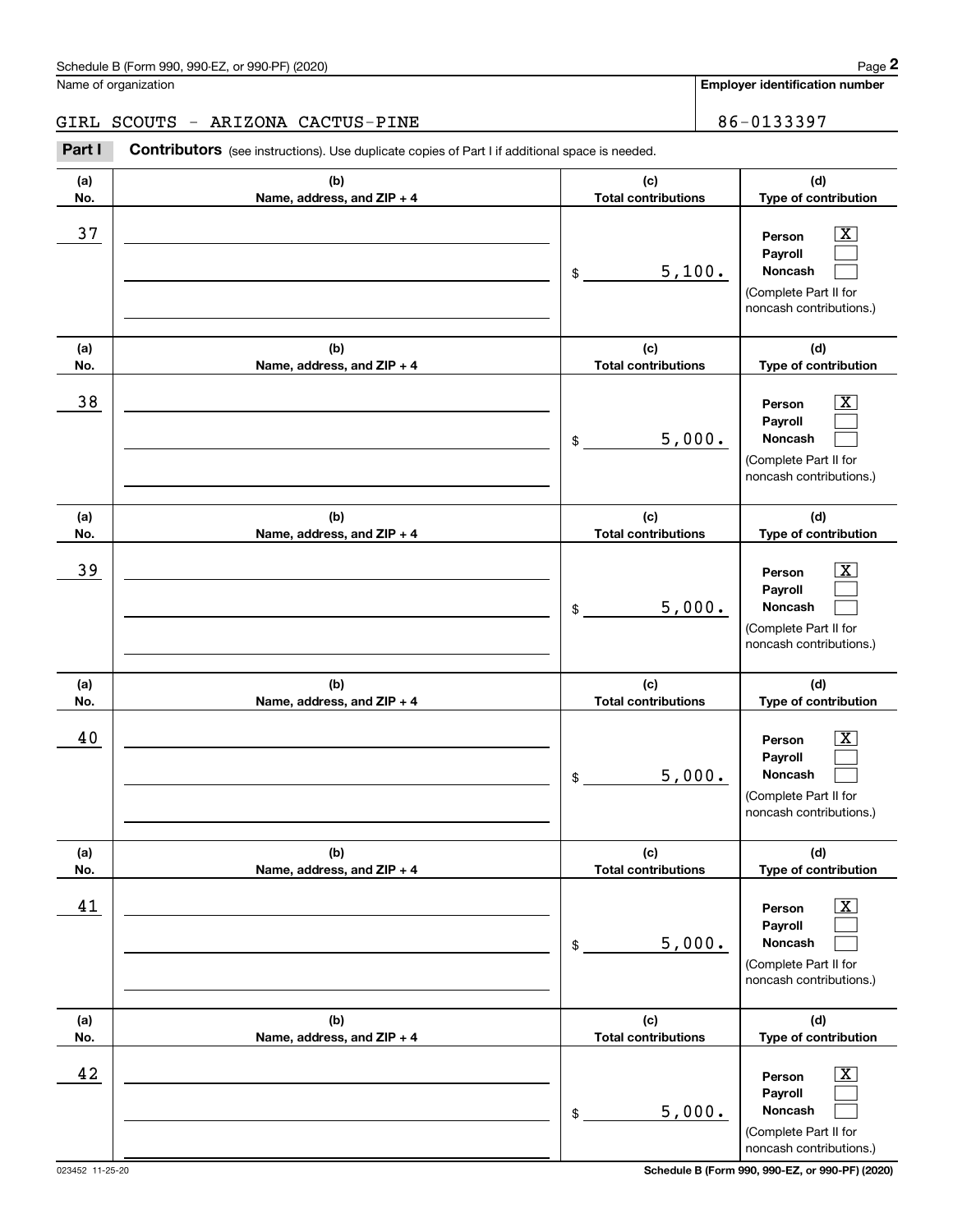Schedule B (Form 990, 990-EZ, or 990-PF) (2020)

Name of organization: GIRL SCOUTS - ARIZONA CACTUS-PINE

Employer identification number: 86-0133397

**Part I** **Contributors** (see instructions). Use duplicate copies of Part I if additional space is needed.

| (a) No. | (b) Name, address, and ZIP + 4 | (c) Total contributions | (d) Type of contribution |
|---|---|---|---|
| 37 | | $ 5,100. | Person [X] Payroll [ ] Noncash [ ] (Complete Part II for noncash contributions.) |
| 38 | | $ 5,000. | Person [X] Payroll [ ] Noncash [ ] (Complete Part II for noncash contributions.) |
| 39 | | $ 5,000. | Person [X] Payroll [ ] Noncash [ ] (Complete Part II for noncash contributions.) |
| 40 | | $ 5,000. | Person [X] Payroll [ ] Noncash [ ] (Complete Part II for noncash contributions.) |
| 41 | | $ 5,000. | Person [X] Payroll [ ] Noncash [ ] (Complete Part II for noncash contributions.) |
| 42 | | $ 5,000. | Person [X] Payroll [ ] Noncash [ ] (Complete Part II for noncash contributions.) |

023452 11-25-20

Schedule B (Form 990, 990-EZ, or 990-PF) (2020)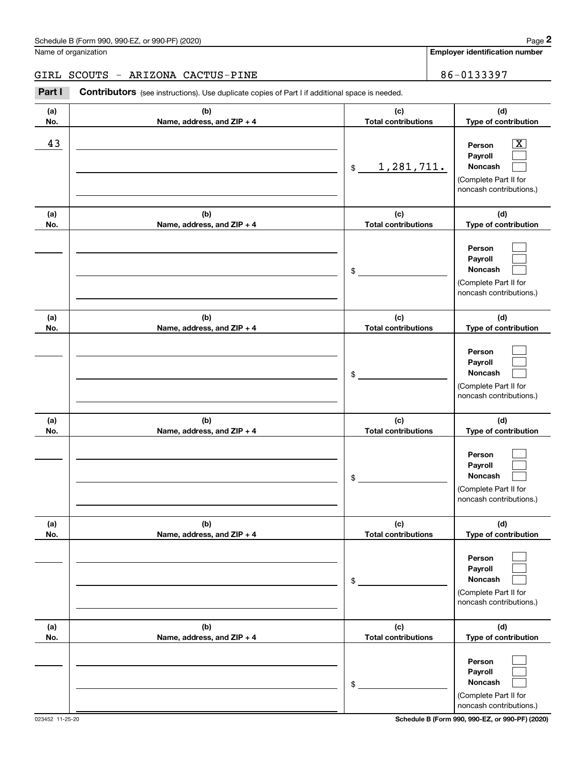Schedule B (Form 990, 990-EZ, or 990-PF) (2020)

Name of organization: GIRL SCOUTS - ARIZONA CACTUS-PINE

Employer identification number: 86-0133397

**Part I** **Contributors** (see instructions). Use duplicate copies of Part I if additional space is needed.

| (a) No. | (b) Name, address, and ZIP + 4 | (c) Total contributions | (d) Type of contribution |
|---|---|---|---|
| 43 | | $ 1,281,711. | Person [X] Payroll [ ] Noncash [ ] (Complete Part II for noncash contributions.) |
| | | $ | Person [ ] Payroll [ ] Noncash [ ] (Complete Part II for noncash contributions.) |
| | | $ | Person [ ] Payroll [ ] Noncash [ ] (Complete Part II for noncash contributions.) |
| | | $ | Person [ ] Payroll [ ] Noncash [ ] (Complete Part II for noncash contributions.) |
| | | $ | Person [ ] Payroll [ ] Noncash [ ] (Complete Part II for noncash contributions.) |
| | | $ | Person [ ] Payroll [ ] Noncash [ ] (Complete Part II for noncash contributions.) |

023452 11-25-20

Schedule B (Form 990, 990-EZ, or 990-PF) (2020)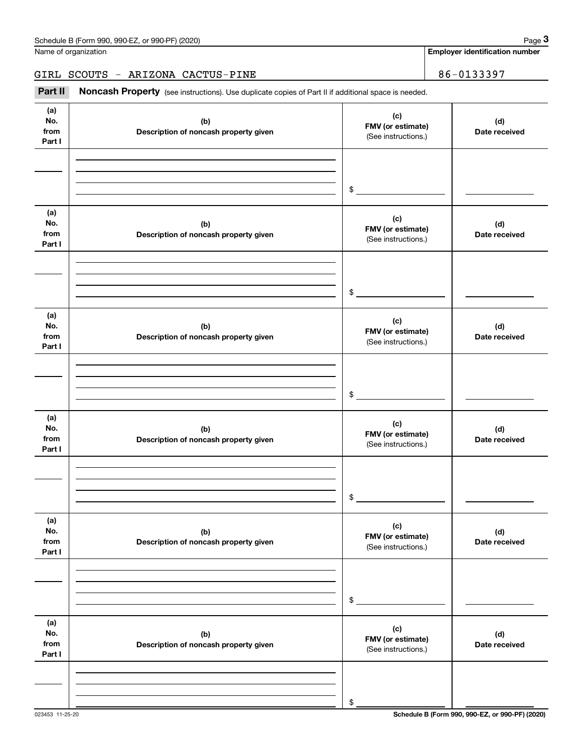Name of organization

**Employer identification number**

GIRL SCOUTS - ARIZONA CACTUS-PINE

86-0133397

**Part II** **Noncash Property** (see instructions). Use duplicate copies of Part II if additional space is needed.

| (a) No. from Part I | (b) Description of noncash property given | (c) FMV (or estimate) (See instructions.) | (d) Date received |
|---|---|---|---|
| | | $ | |

| (a) No. from Part I | (b) Description of noncash property given | (c) FMV (or estimate) (See instructions.) | (d) Date received |
|---|---|---|---|
| | | $ | |

| (a) No. from Part I | (b) Description of noncash property given | (c) FMV (or estimate) (See instructions.) | (d) Date received |
|---|---|---|---|
| | | $ | |

| (a) No. from Part I | (b) Description of noncash property given | (c) FMV (or estimate) (See instructions.) | (d) Date received |
|---|---|---|---|
| | | $ | |

| (a) No. from Part I | (b) Description of noncash property given | (c) FMV (or estimate) (See instructions.) | (d) Date received |
|---|---|---|---|
| | | $ | |

| (a) No. from Part I | (b) Description of noncash property given | (c) FMV (or estimate) (See instructions.) | (d) Date received |
|---|---|---|---|
| | | $ | |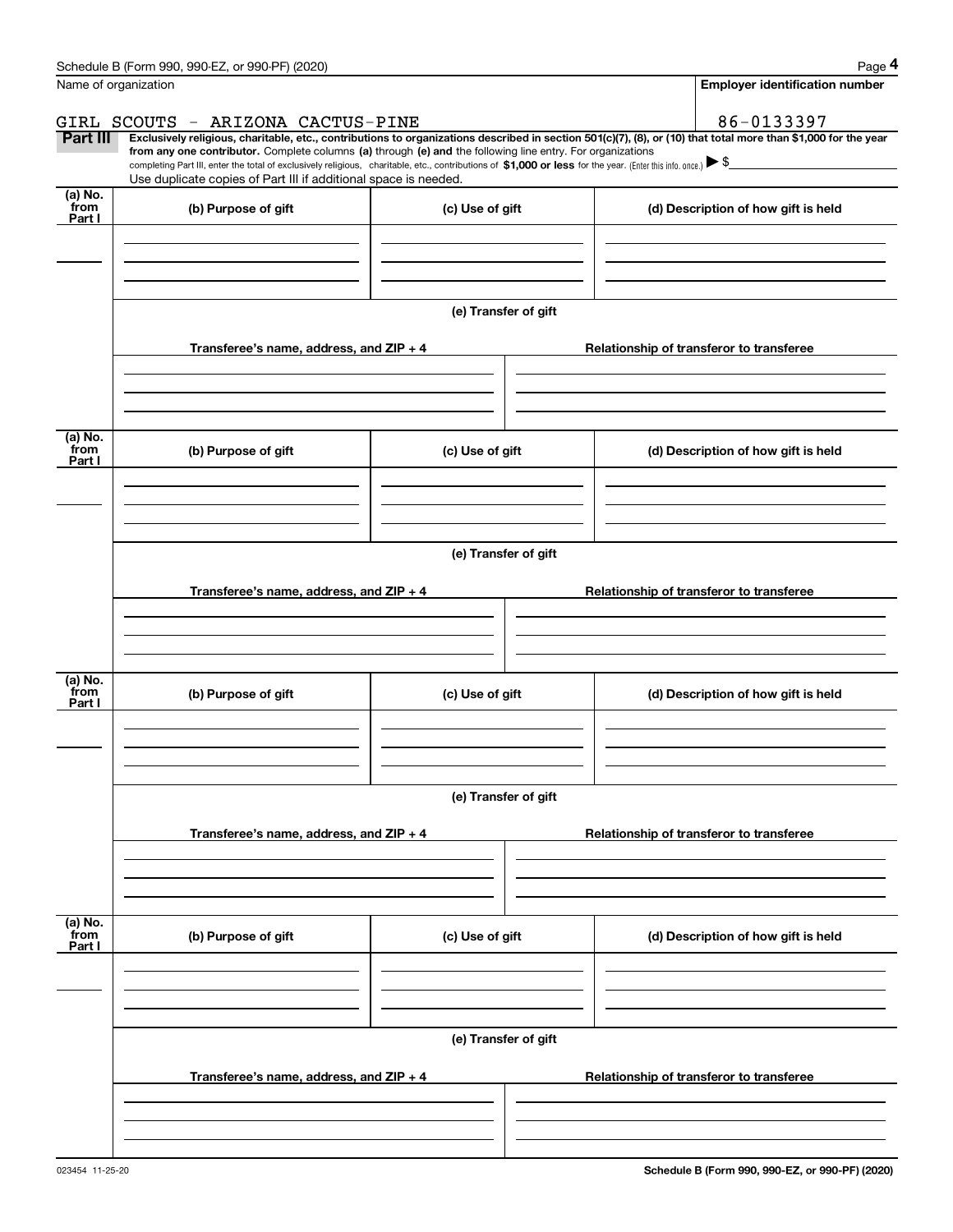Name of organization

GIRL SCOUTS - ARIZONA CACTUS-PINE

**Employer identification number**

86-0133397

**Part III** **Exclusively religious, charitable, etc., contributions to organizations described in section 501(c)(7), (8), or (10) that total more than $1,000 for the year from any one contributor.** Complete columns **(a)** through **(e) and** the following line entry. For organizations completing Part III, enter the total of exclusively religious, charitable, etc., contributions of **$1,000 or less** for the year. (Enter this info. once.) ▶ $

Use duplicate copies of Part III if additional space is needed.

| (a) No. from Part I | (b) Purpose of gift | (c) Use of gift | (d) Description of how gift is held |
|---|---|---|---|
| | | | |

**(e) Transfer of gift**

| Transferee's name, address, and ZIP + 4 | Relationship of transferor to transferee |
|---|---|
| | |

| (a) No. from Part I | (b) Purpose of gift | (c) Use of gift | (d) Description of how gift is held |
|---|---|---|---|
| | | | |

**(e) Transfer of gift**

| Transferee's name, address, and ZIP + 4 | Relationship of transferor to transferee |
|---|---|
| | |

| (a) No. from Part I | (b) Purpose of gift | (c) Use of gift | (d) Description of how gift is held |
|---|---|---|---|
| | | | |

**(e) Transfer of gift**

| Transferee's name, address, and ZIP + 4 | Relationship of transferor to transferee |
|---|---|
| | |

| (a) No. from Part I | (b) Purpose of gift | (c) Use of gift | (d) Description of how gift is held |
|---|---|---|---|
| | | | |

**(e) Transfer of gift**

| Transferee's name, address, and ZIP + 4 | Relationship of transferor to transferee |
|---|---|
| | |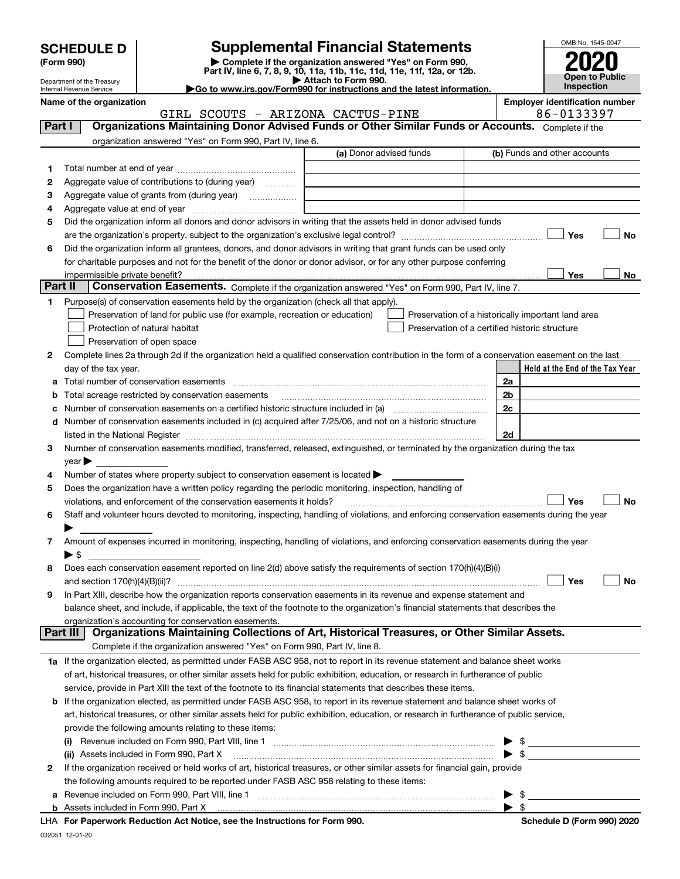# SCHEDULE D (Form 990)

Department of the Treasury
Internal Revenue Service

## Supplemental Financial Statements

▶ Complete if the organization answered "Yes" on Form 990, Part IV, line 6, 7, 8, 9, 10, 11a, 11b, 11c, 11d, 11e, 11f, 12a, or 12b.
▶ Attach to Form 990.
▶Go to www.irs.gov/Form990 for instructions and the latest information.

OMB No. 1545-0047

**2020**

**Open to Public Inspection**

**Name of the organization** GIRL SCOUTS - ARIZONA CACTUS-PINE

**Employer identification number** 86-0133397

### Part I — Organizations Maintaining Donor Advised Funds or Other Similar Funds or Accounts.
Complete if the organization answered "Yes" on Form 990, Part IV, line 6.

| | | (a) Donor advised funds | (b) Funds and other accounts |
|---|---|---|---|
| 1 | Total number at end of year | | |
| 2 | Aggregate value of contributions to (during year) | | |
| 3 | Aggregate value of grants from (during year) | | |
| 4 | Aggregate value at end of year | | |

5 Did the organization inform all donors and donor advisors in writing that the assets held in donor advised funds are the organization's property, subject to the organization's exclusive legal control? ☐ Yes ☐ No

6 Did the organization inform all grantees, donors, and donor advisors in writing that grant funds can be used only for charitable purposes and not for the benefit of the donor or donor advisor, or for any other purpose conferring impermissible private benefit? ☐ Yes ☐ No

### Part II — Conservation Easements.
Complete if the organization answered "Yes" on Form 990, Part IV, line 7.

1 Purpose(s) of conservation easements held by the organization (check all that apply).

- ☐ Preservation of land for public use (for example, recreation or education)
- ☐ Protection of natural habitat
- ☐ Preservation of open space
- ☐ Preservation of a historically important land area
- ☐ Preservation of a certified historic structure

2 Complete lines 2a through 2d if the organization held a qualified conservation contribution in the form of a conservation easement on the last day of the tax year.

| | | | Held at the End of the Tax Year |
|---|---|---|---|
| a | Total number of conservation easements | 2a | |
| b | Total acreage restricted by conservation easements | 2b | |
| c | Number of conservation easements on a certified historic structure included in (a) | 2c | |
| d | Number of conservation easements included in (c) acquired after 7/25/06, and not on a historic structure listed in the National Register | 2d | |

3 Number of conservation easements modified, transferred, released, extinguished, or terminated by the organization during the tax year ▶

4 Number of states where property subject to conservation easement is located ▶

5 Does the organization have a written policy regarding the periodic monitoring, inspection, handling of violations, and enforcement of the conservation easements it holds? ☐ Yes ☐ No

6 Staff and volunteer hours devoted to monitoring, inspecting, handling of violations, and enforcing conservation easements during the year ▶

7 Amount of expenses incurred in monitoring, inspecting, handling of violations, and enforcing conservation easements during the year ▶ $

8 Does each conservation easement reported on line 2(d) above satisfy the requirements of section 170(h)(4)(B)(i) and section 170(h)(4)(B)(ii)? ☐ Yes ☐ No

9 In Part XIII, describe how the organization reports conservation easements in its revenue and expense statement and balance sheet, and include, if applicable, the text of the footnote to the organization's financial statements that describes the organization's accounting for conservation easements.

### Part III — Organizations Maintaining Collections of Art, Historical Treasures, or Other Similar Assets.
Complete if the organization answered "Yes" on Form 990, Part IV, line 8.

1a If the organization elected, as permitted under FASB ASC 958, not to report in its revenue statement and balance sheet works of art, historical treasures, or other similar assets held for public exhibition, education, or research in furtherance of public service, provide in Part XIII the text of the footnote to its financial statements that describes these items.

b If the organization elected, as permitted under FASB ASC 958, to report in its revenue statement and balance sheet works of art, historical treasures, or other similar assets held for public exhibition, education, or research in furtherance of public service, provide the following amounts relating to these items:

(i) Revenue included on Form 990, Part VIII, line 1 ▶ $

(ii) Assets included in Form 990, Part X ▶ $

2 If the organization received or held works of art, historical treasures, or other similar assets for financial gain, provide the following amounts required to be reported under FASB ASC 958 relating to these items:

a Revenue included on Form 990, Part VIII, line 1 ▶ $

b Assets included in Form 990, Part X ▶ $

LHA For Paperwork Reduction Act Notice, see the Instructions for Form 990. Schedule D (Form 990) 2020

032051 12-01-20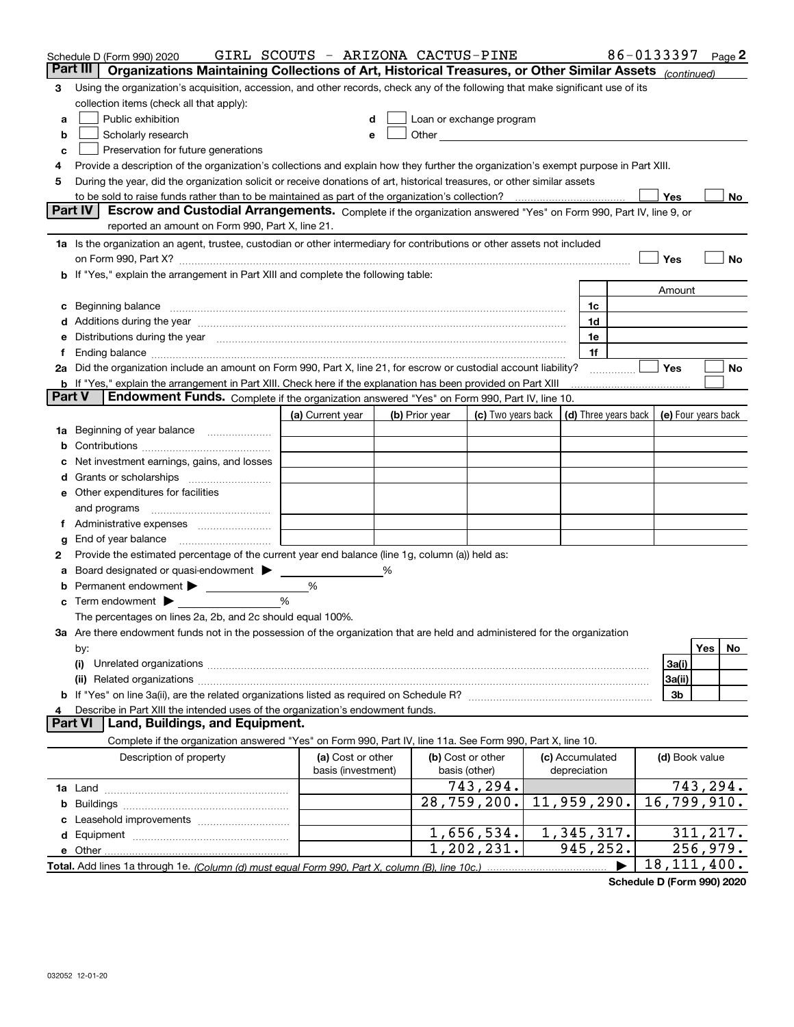Schedule D (Form 990) 2020 GIRL SCOUTS - ARIZONA CACTUS-PINE 86-0133397 Page 2

## Part III Organizations Maintaining Collections of Art, Historical Treasures, or Other Similar Assets *(continued)*

**3** Using the organization's acquisition, accession, and other records, check any of the following that make significant use of its collection items (check all that apply):

- **a** ☐ Public exhibition
- **b** ☐ Scholarly research
- **c** ☐ Preservation for future generations
- **d** ☐ Loan or exchange program
- **e** ☐ Other

**4** Provide a description of the organization's collections and explain how they further the organization's exempt purpose in Part XIII.

**5** During the year, did the organization solicit or receive donations of art, historical treasures, or other similar assets to be sold to raise funds rather than to be maintained as part of the organization's collection? ☐ Yes ☐ No

## Part IV Escrow and Custodial Arrangements.

Complete if the organization answered "Yes" on Form 990, Part IV, line 9, or reported an amount on Form 990, Part X, line 21.

**1a** Is the organization an agent, trustee, custodian or other intermediary for contributions or other assets not included on Form 990, Part X? ☐ Yes ☐ No

**b** If "Yes," explain the arrangement in Part XIII and complete the following table:

| | | Amount |
|---|---|---|
| **c** Beginning balance | 1c | |
| **d** Additions during the year | 1d | |
| **e** Distributions during the year | 1e | |
| **f** Ending balance | 1f | |

**2a** Did the organization include an amount on Form 990, Part X, line 21, for escrow or custodial account liability? ☐ Yes ☐ No

**b** If "Yes," explain the arrangement in Part XIII. Check here if the explanation has been provided on Part XIII ☐

## Part V Endowment Funds.

Complete if the organization answered "Yes" on Form 990, Part IV, line 10.

| | (a) Current year | (b) Prior year | (c) Two years back | (d) Three years back | (e) Four years back |
|---|---|---|---|---|---|
| **1a** Beginning of year balance | | | | | |
| **b** Contributions | | | | | |
| **c** Net investment earnings, gains, and losses | | | | | |
| **d** Grants or scholarships | | | | | |
| **e** Other expenditures for facilities and programs | | | | | |
| **f** Administrative expenses | | | | | |
| **g** End of year balance | | | | | |

**2** Provide the estimated percentage of the current year end balance (line 1g, column (a)) held as:

- **a** Board designated or quasi-endowment ▶ ______ %
- **b** Permanent endowment ▶ ______ %
- **c** Term endowment ▶ ______ %

The percentages on lines 2a, 2b, and 2c should equal 100%.

**3a** Are there endowment funds not in the possession of the organization that are held and administered for the organization by:

| | | Yes | No |
|---|---|---|---|
| **(i)** Unrelated organizations | 3a(i) | | |
| **(ii)** Related organizations | 3a(ii) | | |
| **b** If "Yes" on line 3a(ii), are the related organizations listed as required on Schedule R? | 3b | | |

**4** Describe in Part XIII the intended uses of the organization's endowment funds.

## Part VI Land, Buildings, and Equipment.

Complete if the organization answered "Yes" on Form 990, Part IV, line 11a. See Form 990, Part X, line 10.

| Description of property | (a) Cost or other basis (investment) | (b) Cost or other basis (other) | (c) Accumulated depreciation | (d) Book value |
|---|---|---|---|---|
| **1a** Land | | 743,294. | | 743,294. |
| **b** Buildings | | 28,759,200. | 11,959,290. | 16,799,910. |
| **c** Leasehold improvements | | | | |
| **d** Equipment | | 1,656,534. | 1,345,317. | 311,217. |
| **e** Other | | 1,202,231. | 945,252. | 256,979. |
| **Total.** Add lines 1a through 1e. *(Column (d) must equal Form 990, Part X, column (B), line 10c.)* ▶ | | | | 18,111,400. |

**Schedule D (Form 990) 2020**

032052 12-01-20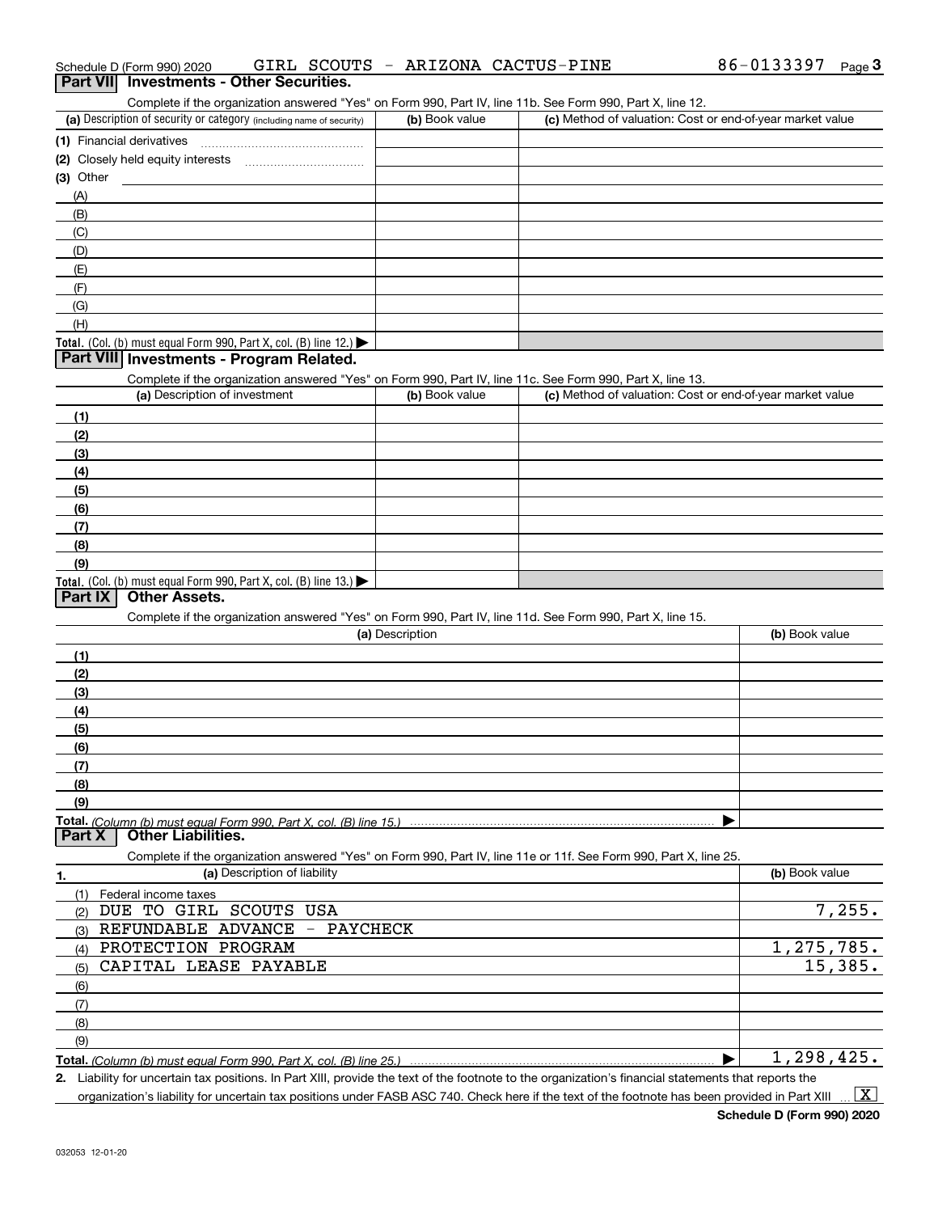Schedule D (Form 990) 2020 GIRL SCOUTS - ARIZONA CACTUS-PINE 86-0133397 Page 3

## Part VII Investments - Other Securities.

Complete if the organization answered "Yes" on Form 990, Part IV, line 11b. See Form 990, Part X, line 12.

| (a) Description of security or category (including name of security) | (b) Book value | (c) Method of valuation: Cost or end-of-year market value |
|---|---|---|
| (1) Financial derivatives | | |
| (2) Closely held equity interests | | |
| (3) Other | | |
| (A) | | |
| (B) | | |
| (C) | | |
| (D) | | |
| (E) | | |
| (F) | | |
| (G) | | |
| (H) | | |
| **Total.** (Col. (b) must equal Form 990, Part X, col. (B) line 12.) ▶ | | |

## Part VIII Investments - Program Related.

Complete if the organization answered "Yes" on Form 990, Part IV, line 11c. See Form 990, Part X, line 13.

| (a) Description of investment | (b) Book value | (c) Method of valuation: Cost or end-of-year market value |
|---|---|---|
| (1) | | |
| (2) | | |
| (3) | | |
| (4) | | |
| (5) | | |
| (6) | | |
| (7) | | |
| (8) | | |
| (9) | | |
| **Total.** (Col. (b) must equal Form 990, Part X, col. (B) line 13.) ▶ | | |

## Part IX Other Assets.

Complete if the organization answered "Yes" on Form 990, Part IV, line 11d. See Form 990, Part X, line 15.

| (a) Description | (b) Book value |
|---|---|
| (1) | |
| (2) | |
| (3) | |
| (4) | |
| (5) | |
| (6) | |
| (7) | |
| (8) | |
| (9) | |
| **Total.** *(Column (b) must equal Form 990, Part X, col. (B) line 15.)* ▶ | |

## Part X Other Liabilities.

Complete if the organization answered "Yes" on Form 990, Part IV, line 11e or 11f. See Form 990, Part X, line 25.

| 1. (a) Description of liability | (b) Book value |
|---|---|
| (1) Federal income taxes | |
| (2) DUE TO GIRL SCOUTS USA | 7,255. |
| (3) REFUNDABLE ADVANCE - PAYCHECK | |
| (4) PROTECTION PROGRAM | 1,275,785. |
| (5) CAPITAL LEASE PAYABLE | 15,385. |
| (6) | |
| (7) | |
| (8) | |
| (9) | |
| **Total.** *(Column (b) must equal Form 990, Part X, col. (B) line 25.)* ▶ | 1,298,425. |

2. Liability for uncertain tax positions. In Part XIII, provide the text of the footnote to the organization's financial statements that reports the organization's liability for uncertain tax positions under FASB ASC 740. Check here if the text of the footnote has been provided in Part XIII ... [X]

**Schedule D (Form 990) 2020**

032053 12-01-20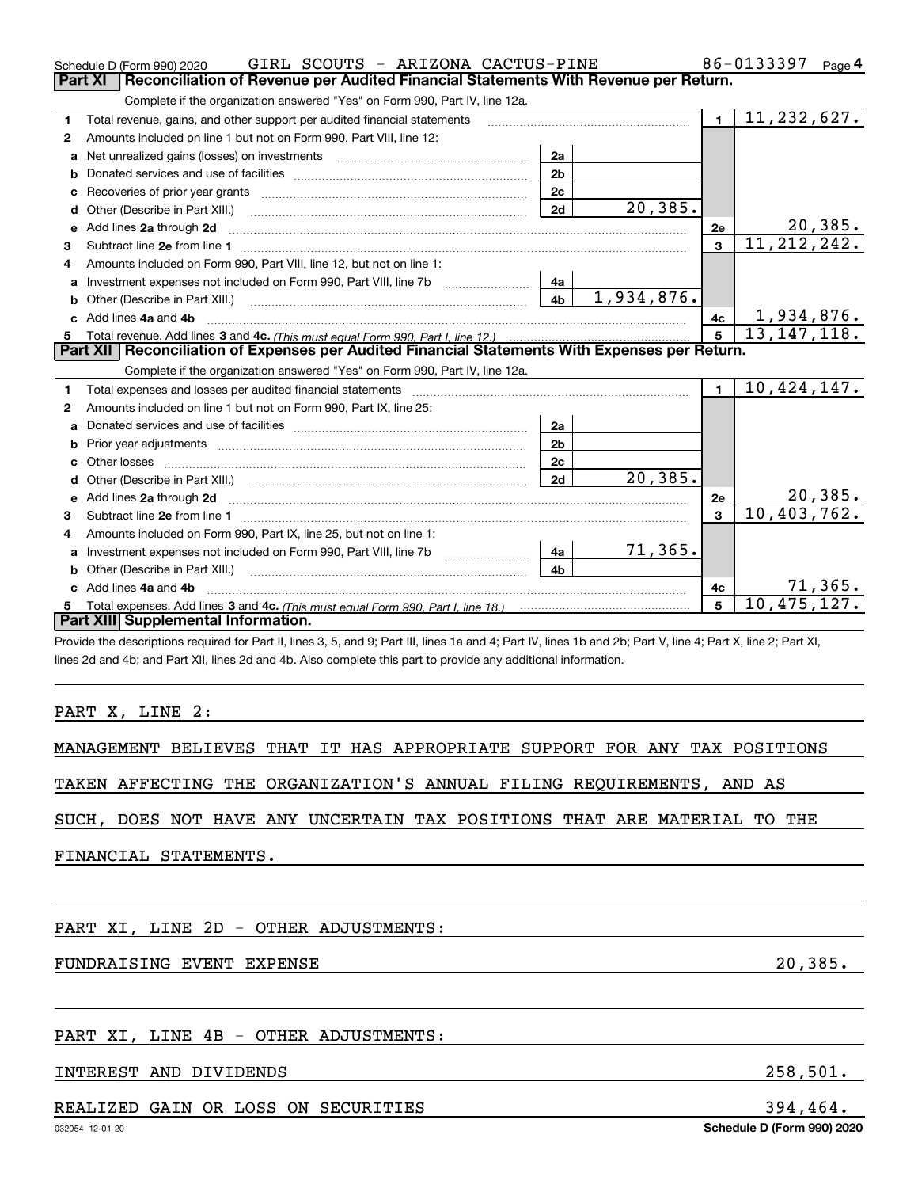Schedule D (Form 990) 2020 GIRL SCOUTS - ARIZONA CACTUS-PINE 86-0133397 Page 4

## Part XI Reconciliation of Revenue per Audited Financial Statements With Revenue per Return.

Complete if the organization answered "Yes" on Form 990, Part IV, line 12a.

| | | | | | |
|---|---|---|---|---|---|
| 1 | Total revenue, gains, and other support per audited financial statements | | | 1 | 11,232,627. |
| 2 | Amounts included on line 1 but not on Form 990, Part VIII, line 12: | | | | |
| a | Net unrealized gains (losses) on investments | 2a | | | |
| b | Donated services and use of facilities | 2b | | | |
| c | Recoveries of prior year grants | 2c | | | |
| d | Other (Describe in Part XIII.) | 2d | 20,385. | | |
| e | Add lines 2a through 2d | | | 2e | 20,385. |
| 3 | Subtract line 2e from line 1 | | | 3 | 11,212,242. |
| 4 | Amounts included on Form 990, Part VIII, line 12, but not on line 1: | | | | |
| a | Investment expenses not included on Form 990, Part VIII, line 7b | 4a | | | |
| b | Other (Describe in Part XIII.) | 4b | 1,934,876. | | |
| c | Add lines 4a and 4b | | | 4c | 1,934,876. |
| 5 | Total revenue. Add lines 3 and 4c. *(This must equal Form 990, Part I, line 12.)* | | | 5 | 13,147,118. |

## Part XII Reconciliation of Expenses per Audited Financial Statements With Expenses per Return.

Complete if the organization answered "Yes" on Form 990, Part IV, line 12a.

| | | | | | |
|---|---|---|---|---|---|
| 1 | Total expenses and losses per audited financial statements | | | 1 | 10,424,147. |
| 2 | Amounts included on line 1 but not on Form 990, Part IX, line 25: | | | | |
| a | Donated services and use of facilities | 2a | | | |
| b | Prior year adjustments | 2b | | | |
| c | Other losses | 2c | | | |
| d | Other (Describe in Part XIII.) | 2d | 20,385. | | |
| e | Add lines 2a through 2d | | | 2e | 20,385. |
| 3 | Subtract line 2e from line 1 | | | 3 | 10,403,762. |
| 4 | Amounts included on Form 990, Part IX, line 25, but not on line 1: | | | | |
| a | Investment expenses not included on Form 990, Part VIII, line 7b | 4a | 71,365. | | |
| b | Other (Describe in Part XIII.) | 4b | | | |
| c | Add lines 4a and 4b | | | 4c | 71,365. |
| 5 | Total expenses. Add lines 3 and 4c. *(This must equal Form 990, Part I, line 18.)* | | | 5 | 10,475,127. |

## Part XIII Supplemental Information.

Provide the descriptions required for Part II, lines 3, 5, and 9; Part III, lines 1a and 4; Part IV, lines 1b and 2b; Part V, line 4; Part X, line 2; Part XI, lines 2d and 4b; and Part XII, lines 2d and 4b. Also complete this part to provide any additional information.

PART X, LINE 2:

MANAGEMENT BELIEVES THAT IT HAS APPROPRIATE SUPPORT FOR ANY TAX POSITIONS TAKEN AFFECTING THE ORGANIZATION'S ANNUAL FILING REQUIREMENTS, AND AS SUCH, DOES NOT HAVE ANY UNCERTAIN TAX POSITIONS THAT ARE MATERIAL TO THE FINANCIAL STATEMENTS.

PART XI, LINE 2D - OTHER ADJUSTMENTS:

| | |
|---|---|
| FUNDRAISING EVENT EXPENSE | 20,385. |

PART XI, LINE 4B - OTHER ADJUSTMENTS:

| | |
|---|---|
| INTEREST AND DIVIDENDS | 258,501. |
| REALIZED GAIN OR LOSS ON SECURITIES | 394,464. |

032054 12-01-20 Schedule D (Form 990) 2020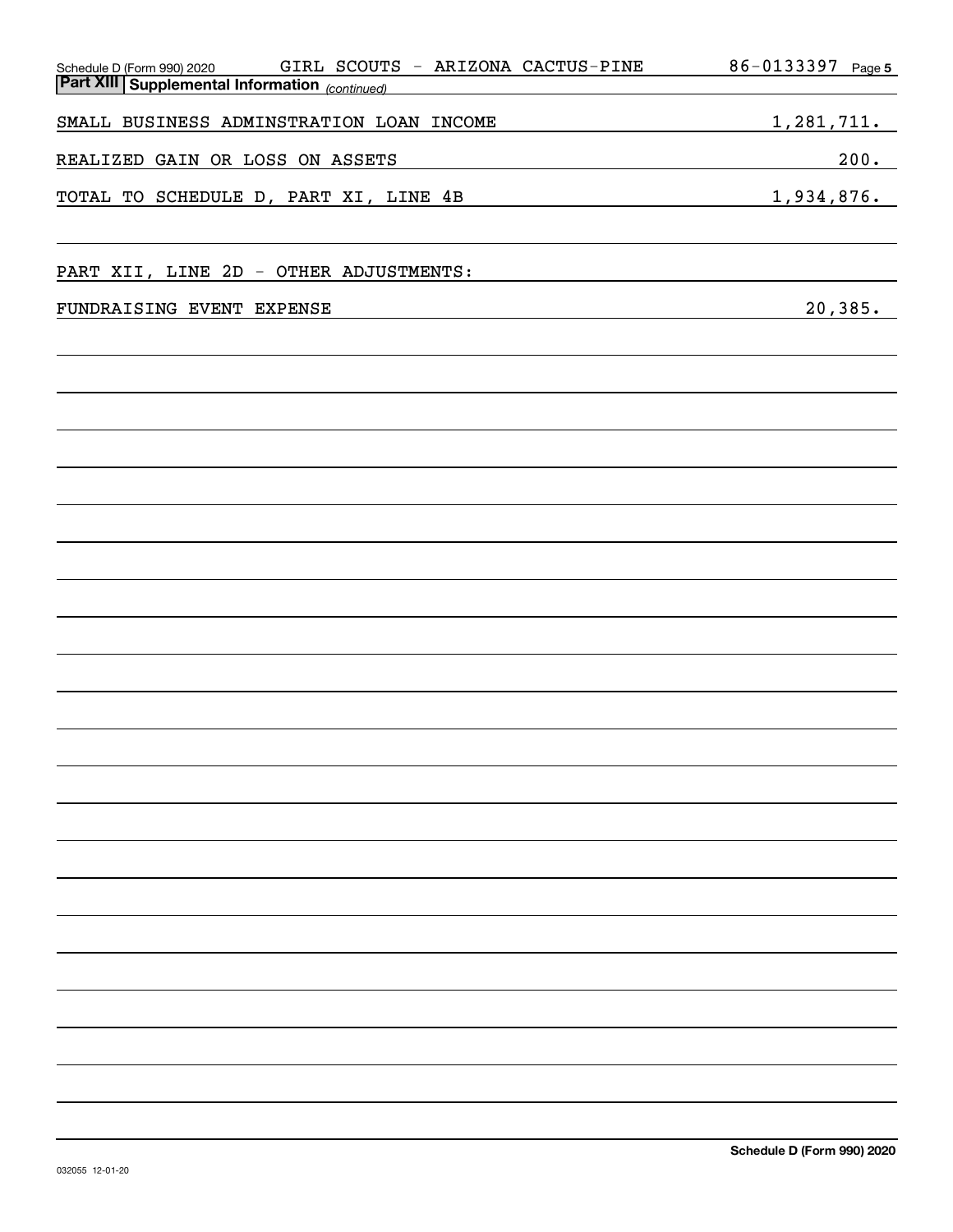Schedule D (Form 990) 2020 GIRL SCOUTS - ARIZONA CACTUS-PINE 86-0133397

## Part XIII Supplemental Information *(continued)*

| | |
|---|---|
| SMALL BUSINESS ADMINSTRATION LOAN INCOME | 1,281,711. |
| REALIZED GAIN OR LOSS ON ASSETS | 200. |
| TOTAL TO SCHEDULE D, PART XI, LINE 4B | 1,934,876. |

PART XII, LINE 2D - OTHER ADJUSTMENTS:

| | |
|---|---|
| FUNDRAISING EVENT EXPENSE | 20,385. |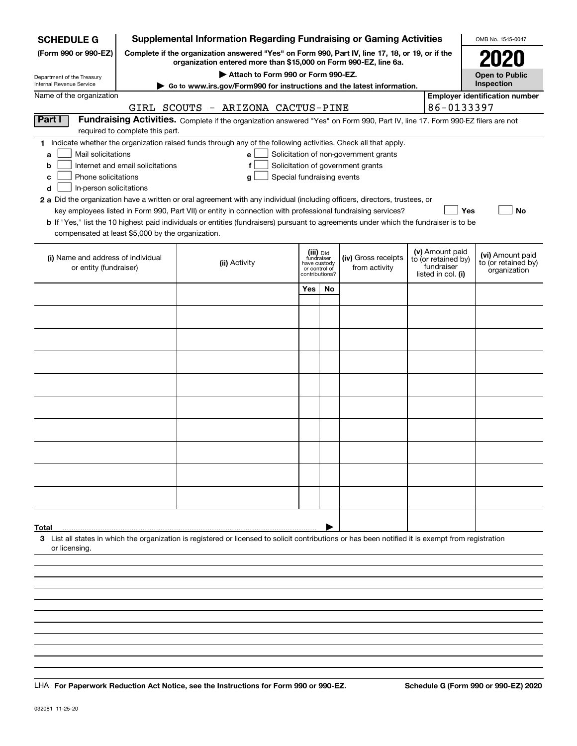**SCHEDULE G**
**(Form 990 or 990-EZ)**

Department of the Treasury
Internal Revenue Service

# Supplemental Information Regarding Fundraising or Gaming Activities

**Complete if the organization answered "Yes" on Form 990, Part IV, line 17, 18, or 19, or if the organization entered more than $15,000 on Form 990-EZ, line 6a.**

**▶ Attach to Form 990 or Form 990-EZ.**

**▶ Go to www.irs.gov/Form990 for instructions and the latest information.**

OMB No. 1545-0047

**2020**

**Open to Public Inspection**

Name of the organization: GIRL SCOUTS - ARIZONA CACTUS-PINE

**Employer identification number:** 86-0133397

## Part I Fundraising Activities.

Complete if the organization answered "Yes" on Form 990, Part IV, line 17. Form 990-EZ filers are not required to complete this part.

**1** Indicate whether the organization raised funds through any of the following activities. Check all that apply.

- **a** ☐ Mail solicitations
- **b** ☐ Internet and email solicitations
- **c** ☐ Phone solicitations
- **d** ☐ In-person solicitations
- **e** ☐ Solicitation of non-government grants
- **f** ☐ Solicitation of government grants
- **g** ☐ Special fundraising events

**2 a** Did the organization have a written or oral agreement with any individual (including officers, directors, trustees, or key employees listed in Form 990, Part VII) or entity in connection with professional fundraising services? ☐ **Yes** ☐ **No**

**b** If "Yes," list the 10 highest paid individuals or entities (fundraisers) pursuant to agreements under which the fundraiser is to be compensated at least $5,000 by the organization.

| (i) Name and address of individual or entity (fundraiser) | (ii) Activity | (iii) Did fundraiser have custody or control of contributions? | | (iv) Gross receipts from activity | (v) Amount paid to (or retained by) fundraiser listed in col. (i) | (vi) Amount paid to (or retained by) organization |
|---|---|---|---|---|---|---|
| | | Yes | No | | | |
| | | | | | | |
| | | | | | | |
| | | | | | | |
| | | | | | | |
| | | | | | | |
| | | | | | | |
| | | | | | | |
| | | | | | | |
| | | | | | | |
| | | | | | | |
| **Total** ▶ | | | | | | |

**3** List all states in which the organization is registered or licensed to solicit contributions or has been notified it is exempt from registration or licensing.

LHA **For Paperwork Reduction Act Notice, see the Instructions for Form 990 or 990-EZ.** **Schedule G (Form 990 or 990-EZ) 2020**

032081 11-25-20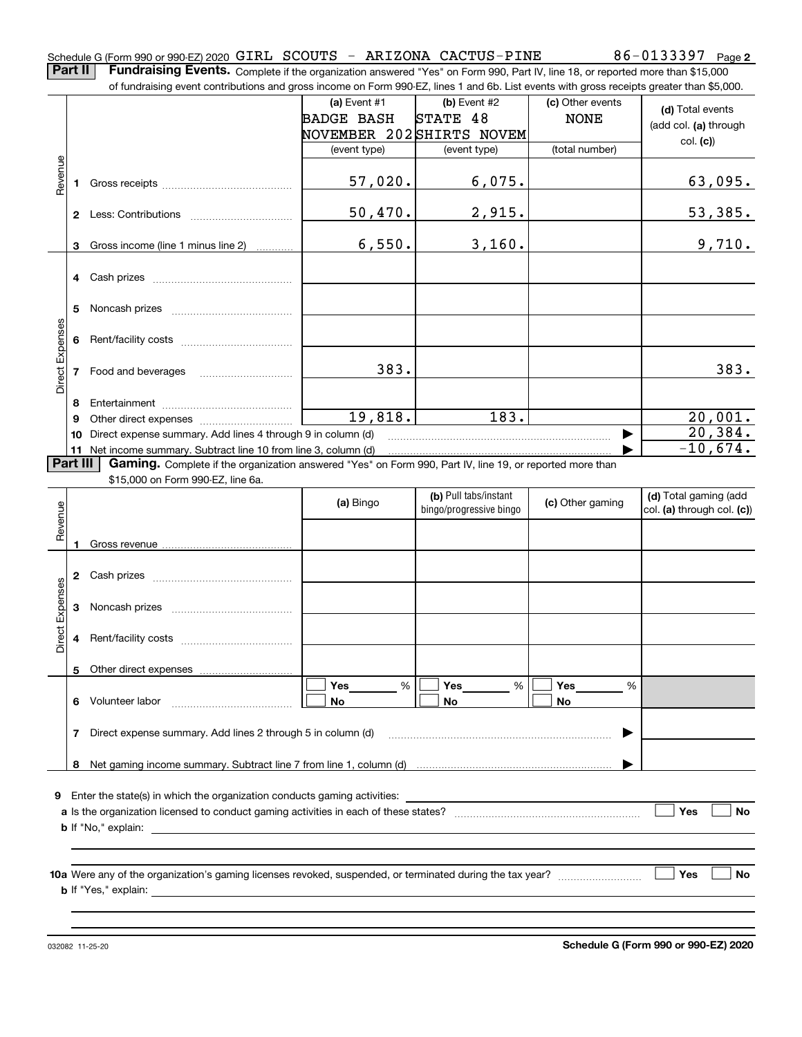Schedule G (Form 990 or 990-EZ) 2020 GIRL SCOUTS - ARIZONA CACTUS-PINE 86-0133397 Page 2

**Part II** **Fundraising Events.** Complete if the organization answered "Yes" on Form 990, Part IV, line 18, or reported more than $15,000 of fundraising event contributions and gross income on Form 990-EZ, lines 1 and 6b. List events with gross receipts greater than $5,000.

| | | | (a) Event #1 BADGE BASH NOVEMBER 202 (event type) | (b) Event #2 STATE 48 SHIRTS NOVEM (event type) | (c) Other events NONE (total number) | (d) Total events (add col. (a) through col. (c)) |
|---|---|---|---|---|---|---|
| Revenue | 1 | Gross receipts | 57,020. | 6,075. | | 63,095. |
| | 2 | Less: Contributions | 50,470. | 2,915. | | 53,385. |
| | 3 | Gross income (line 1 minus line 2) | 6,550. | 3,160. | | 9,710. |
| Direct Expenses | 4 | Cash prizes | | | | |
| | 5 | Noncash prizes | | | | |
| | 6 | Rent/facility costs | | | | |
| | 7 | Food and beverages | 383. | | | 383. |
| | 8 | Entertainment | | | | |
| | 9 | Other direct expenses | 19,818. | 183. | | 20,001. |
| | 10 | Direct expense summary. Add lines 4 through 9 in column (d) | | | ▶ | 20,384. |
| | 11 | Net income summary. Subtract line 10 from line 3, column (d) | | | ▶ | -10,674. |

**Part III** **Gaming.** Complete if the organization answered "Yes" on Form 990, Part IV, line 19, or reported more than $15,000 on Form 990-EZ, line 6a.

| | | | (a) Bingo | (b) Pull tabs/instant bingo/progressive bingo | (c) Other gaming | (d) Total gaming (add col. (a) through col. (c)) |
|---|---|---|---|---|---|---|
| Revenue | 1 | Gross revenue | | | | |
| Direct Expenses | 2 | Cash prizes | | | | |
| | 3 | Noncash prizes | | | | |
| | 4 | Rent/facility costs | | | | |
| | 5 | Other direct expenses | | | | |
| | 6 | Volunteer labor | ☐ Yes ___ % ☐ No | ☐ Yes ___ % ☐ No | ☐ Yes ___ % ☐ No | |
| | 7 | Direct expense summary. Add lines 2 through 5 in column (d) | | | ▶ | |
| | 8 | Net gaming income summary. Subtract line 7 from line 1, column (d) | | | ▶ | |

**9** Enter the state(s) in which the organization conducts gaming activities: ____________

**a** Is the organization licensed to conduct gaming activities in each of these states? ☐ Yes ☐ No

**b** If "No," explain: ____________

**10a** Were any of the organization's gaming licenses revoked, suspended, or terminated during the tax year? ☐ Yes ☐ No

**b** If "Yes," explain: ____________

032082 11-25-20 **Schedule G (Form 990 or 990-EZ) 2020**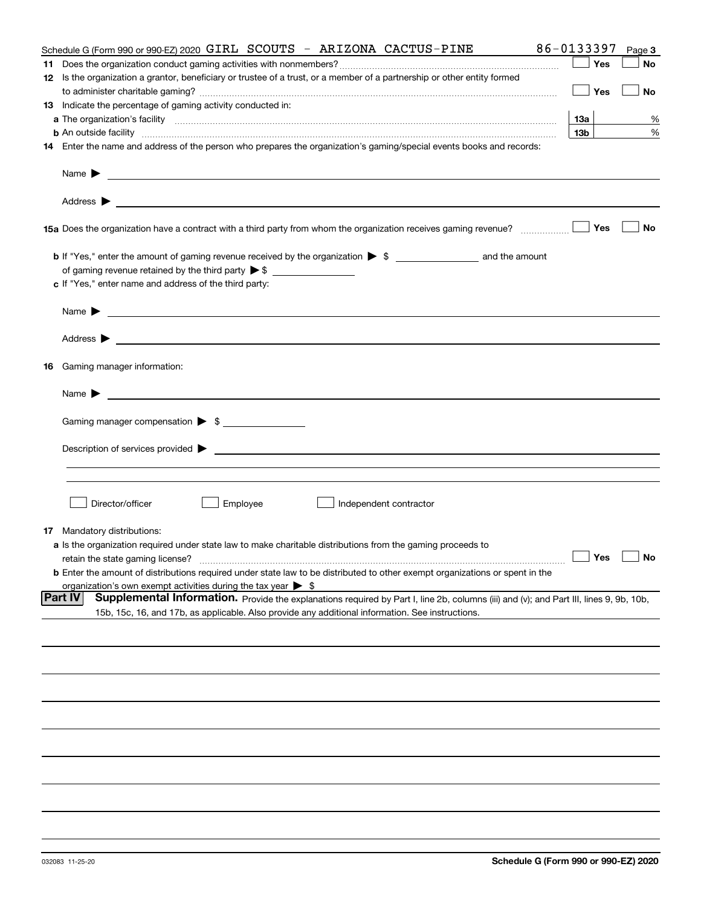Schedule G (Form 990 or 990-EZ) 2020 GIRL SCOUTS - ARIZONA CACTUS-PINE 86-0133397 Page 3

**11** Does the organization conduct gaming activities with nonmembers? ☐ Yes ☐ No

**12** Is the organization a grantor, beneficiary or trustee of a trust, or a member of a partnership or other entity formed to administer charitable gaming? ☐ Yes ☐ No

**13** Indicate the percentage of gaming activity conducted in:

**a** The organization's facility **13a** %

**b** An outside facility **13b** %

**14** Enter the name and address of the person who prepares the organization's gaming/special events books and records:

Name ▶

Address ▶

**15a** Does the organization have a contract with a third party from whom the organization receives gaming revenue? ☐ Yes ☐ No

**b** If "Yes," enter the amount of gaming revenue received by the organization ▶ $ \_\_\_\_\_\_\_\_ and the amount of gaming revenue retained by the third party ▶ $ \_\_\_\_\_\_\_\_

**c** If "Yes," enter name and address of the third party:

Name ▶

Address ▶

**16** Gaming manager information:

Name ▶

Gaming manager compensation ▶ $ \_\_\_\_\_\_\_\_

Description of services provided ▶

☐ Director/officer ☐ Employee ☐ Independent contractor

**17** Mandatory distributions:

**a** Is the organization required under state law to make charitable distributions from the gaming proceeds to retain the state gaming license? ☐ Yes ☐ No

**b** Enter the amount of distributions required under state law to be distributed to other exempt organizations or spent in the organization's own exempt activities during the tax year ▶ $

**Part IV** **Supplemental Information.** Provide the explanations required by Part I, line 2b, columns (iii) and (v); and Part III, lines 9, 9b, 10b, 15b, 15c, 16, and 17b, as applicable. Also provide any additional information. See instructions.

032083 11-25-20 **Schedule G (Form 990 or 990-EZ) 2020**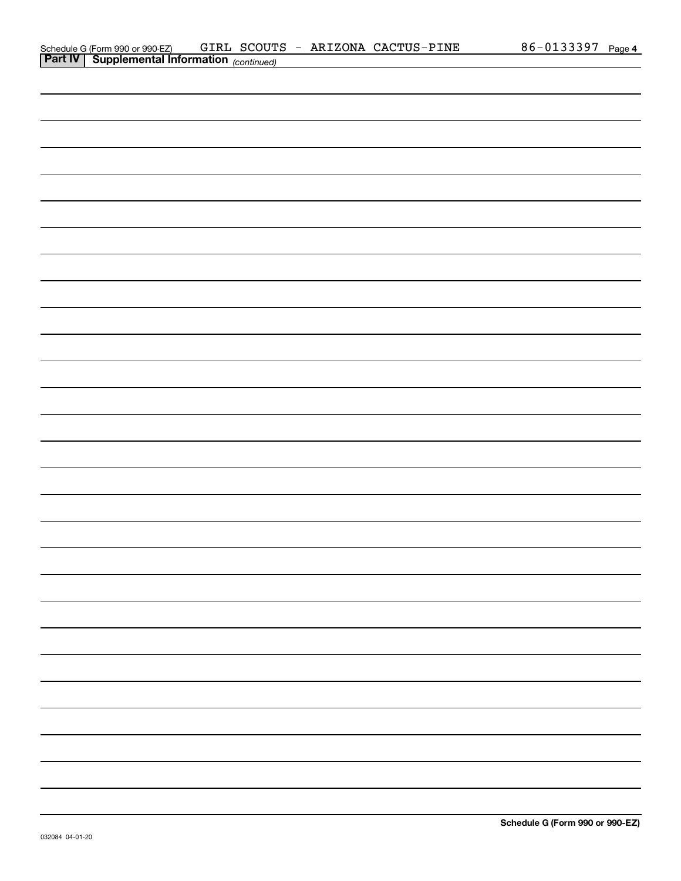Schedule G (Form 990 or 990-EZ) GIRL SCOUTS - ARIZONA CACTUS-PINE 86-0133397 Page 4

**Part IV | Supplemental Information** *(continued)*

**Schedule G (Form 990 or 990-EZ)**

032084 04-01-20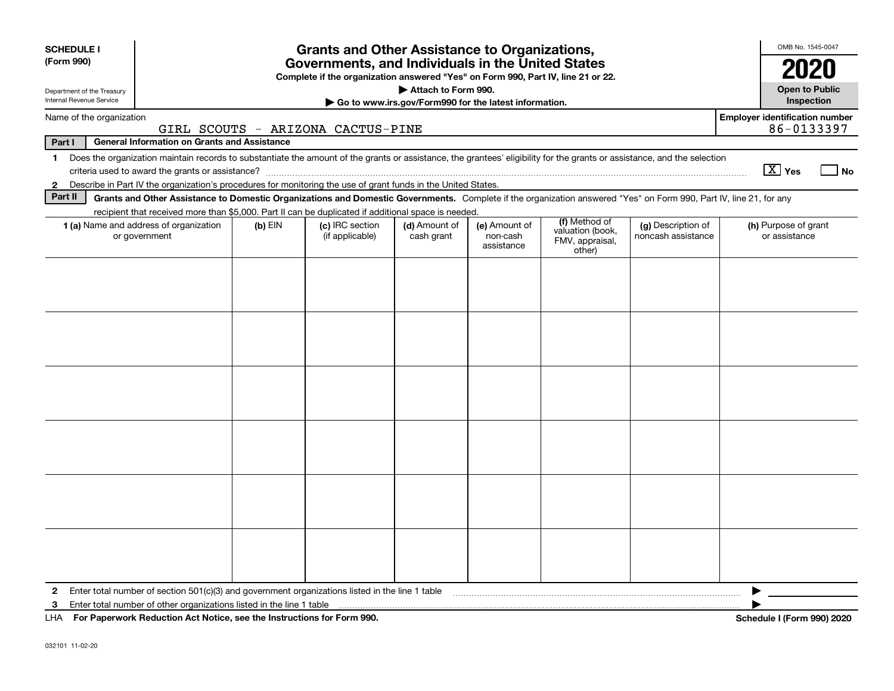**SCHEDULE I**
**(Form 990)**

Department of the Treasury
Internal Revenue Service

# Grants and Other Assistance to Organizations, Governments, and Individuals in the United States

**Complete if the organization answered "Yes" on Form 990, Part IV, line 21 or 22.**

**▶ Attach to Form 990.**

**▶ Go to www.irs.gov/Form990 for the latest information.**

OMB No. 1545-0047

**2020**

**Open to Public Inspection**

Name of the organization: GIRL SCOUTS - ARIZONA CACTUS-PINE

Employer identification number: 86-0133397

**Part I — General Information on Grants and Assistance**

1 Does the organization maintain records to substantiate the amount of the grants or assistance, the grantees' eligibility for the grants or assistance, and the selection criteria used to award the grants or assistance? [X] Yes [ ] No

2 Describe in Part IV the organization's procedures for monitoring the use of grant funds in the United States.

**Part II — Grants and Other Assistance to Domestic Organizations and Domestic Governments.** Complete if the organization answered "Yes" on Form 990, Part IV, line 21, for any recipient that received more than $5,000. Part II can be duplicated if additional space is needed.

| 1 (a) Name and address of organization or government | (b) EIN | (c) IRC section (if applicable) | (d) Amount of cash grant | (e) Amount of non-cash assistance | (f) Method of valuation (book, FMV, appraisal, other) | (g) Description of noncash assistance | (h) Purpose of grant or assistance |
|---|---|---|---|---|---|---|---|
| | | | | | | | |
| | | | | | | | |
| | | | | | | | |
| | | | | | | | |
| | | | | | | | |
| | | | | | | | |

2 Enter total number of section 501(c)(3) and government organizations listed in the line 1 table ▶

3 Enter total number of other organizations listed in the line 1 table ▶

LHA **For Paperwork Reduction Act Notice, see the Instructions for Form 990.** **Schedule I (Form 990) 2020**

032101 11-02-20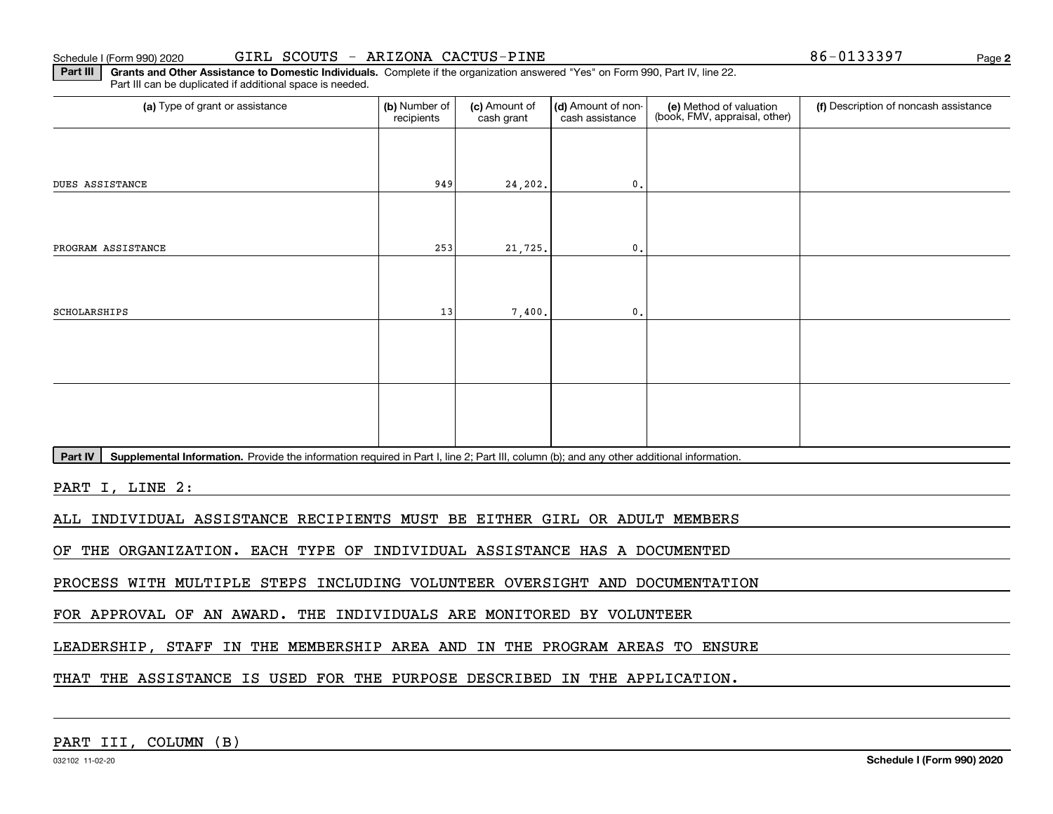Schedule I (Form 990) 2020 GIRL SCOUTS - ARIZONA CACTUS-PINE 86-0133397

**Part III** **Grants and Other Assistance to Domestic Individuals.** Complete if the organization answered "Yes" on Form 990, Part IV, line 22. Part III can be duplicated if additional space is needed.

| (a) Type of grant or assistance | (b) Number of recipients | (c) Amount of cash grant | (d) Amount of non-cash assistance | (e) Method of valuation (book, FMV, appraisal, other) | (f) Description of noncash assistance |
|---|---|---|---|---|---|
| DUES ASSISTANCE | 949 | 24,202. | 0. | | |
| PROGRAM ASSISTANCE | 253 | 21,725. | 0. | | |
| SCHOLARSHIPS | 13 | 7,400. | 0. | | |
| | | | | | |
| | | | | | |

**Part IV** **Supplemental Information.** Provide the information required in Part I, line 2; Part III, column (b); and any other additional information.

PART I, LINE 2:

ALL INDIVIDUAL ASSISTANCE RECIPIENTS MUST BE EITHER GIRL OR ADULT MEMBERS OF THE ORGANIZATION. EACH TYPE OF INDIVIDUAL ASSISTANCE HAS A DOCUMENTED PROCESS WITH MULTIPLE STEPS INCLUDING VOLUNTEER OVERSIGHT AND DOCUMENTATION FOR APPROVAL OF AN AWARD. THE INDIVIDUALS ARE MONITORED BY VOLUNTEER LEADERSHIP, STAFF IN THE MEMBERSHIP AREA AND IN THE PROGRAM AREAS TO ENSURE THAT THE ASSISTANCE IS USED FOR THE PURPOSE DESCRIBED IN THE APPLICATION.

PART III, COLUMN (B)

032102 11-02-20 **Schedule I (Form 990) 2020**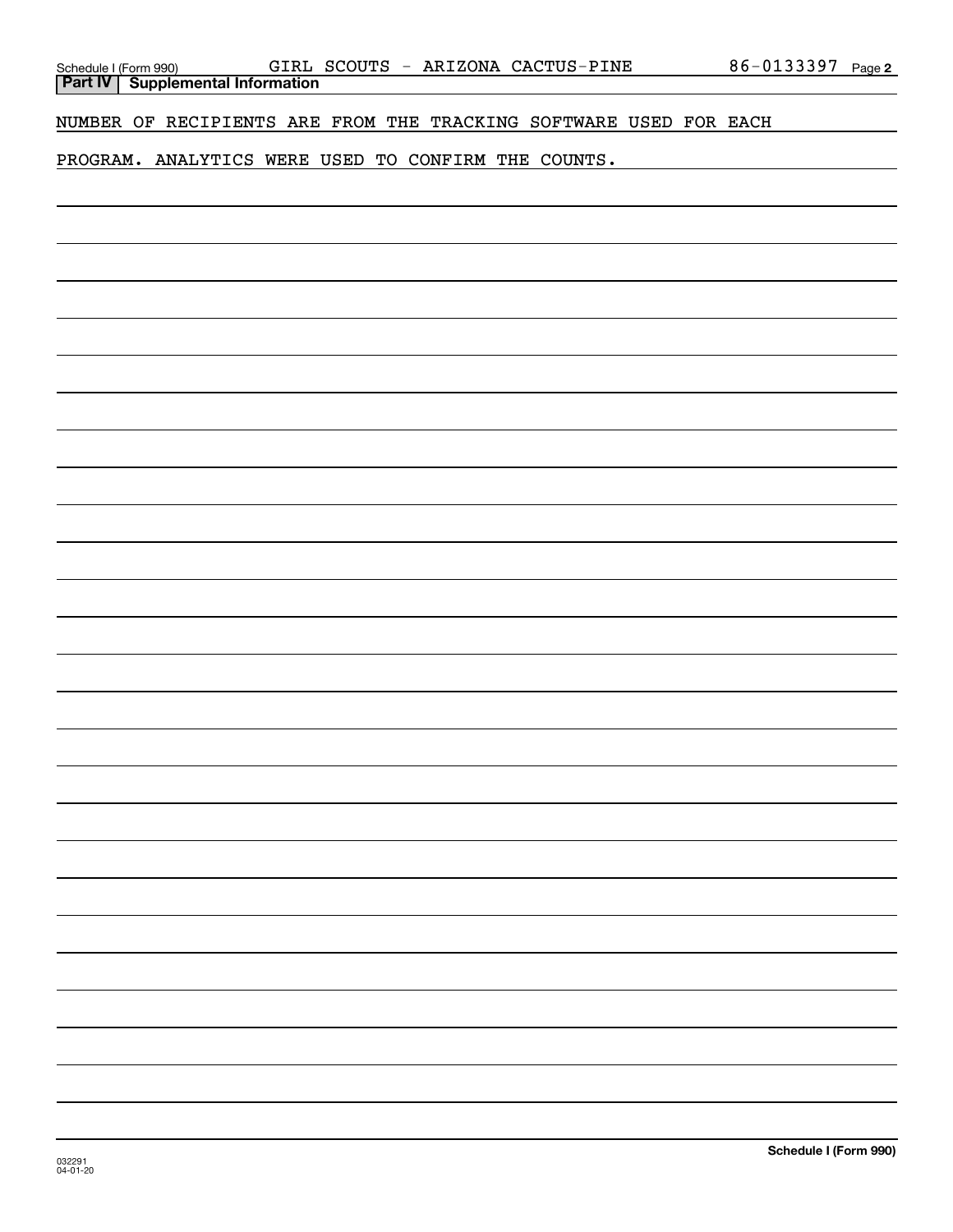Schedule I (Form 990) GIRL SCOUTS - ARIZONA CACTUS-PINE 86-0133397 Page 2

**Part IV | Supplemental Information**

NUMBER OF RECIPIENTS ARE FROM THE TRACKING SOFTWARE USED FOR EACH PROGRAM. ANALYTICS WERE USED TO CONFIRM THE COUNTS.

032291
04-01-20

**Schedule I (Form 990)**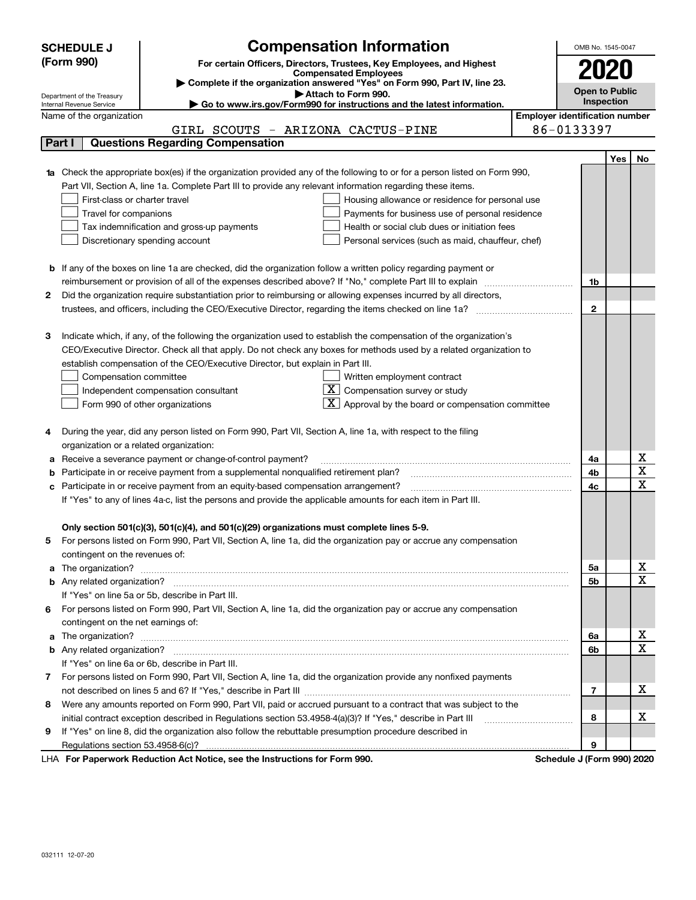**SCHEDULE J (Form 990)**

Department of the Treasury
Internal Revenue Service

# Compensation Information

**For certain Officers, Directors, Trustees, Key Employees, and Highest Compensated Employees**

▶ **Complete if the organization answered "Yes" on Form 990, Part IV, line 23.**

▶ **Attach to Form 990.**

▶ **Go to www.irs.gov/Form990 for instructions and the latest information.**

OMB No. 1545-0047

**2020**

**Open to Public Inspection**

Name of the organization: GIRL SCOUTS - ARIZONA CACTUS-PINE

**Employer identification number:** 86-0133397

## Part I — Questions Regarding Compensation

| | | | Yes | No |
|---|---|---|---|---|
| **1a** | Check the appropriate box(es) if the organization provided any of the following to or for a person listed on Form 990, Part VII, Section A, line 1a. Complete Part III to provide any relevant information regarding these items.<br>☐ First-class or charter travel ☐ Housing allowance or residence for personal use<br>☐ Travel for companions ☐ Payments for business use of personal residence<br>☐ Tax indemnification and gross-up payments ☐ Health or social club dues or initiation fees<br>☐ Discretionary spending account ☐ Personal services (such as maid, chauffeur, chef) | | | |
| **b** | If any of the boxes on line 1a are checked, did the organization follow a written policy regarding payment or reimbursement or provision of all of the expenses described above? If "No," complete Part III to explain | 1b | | |
| **2** | Did the organization require substantiation prior to reimbursing or allowing expenses incurred by all directors, trustees, and officers, including the CEO/Executive Director, regarding the items checked on line 1a? | 2 | | |
| **3** | Indicate which, if any, of the following the organization used to establish the compensation of the organization's CEO/Executive Director. Check all that apply. Do not check any boxes for methods used by a related organization to establish compensation of the CEO/Executive Director, but explain in Part III.<br>☐ Compensation committee ☐ Written employment contract<br>☐ Independent compensation consultant ☒ Compensation survey or study<br>☐ Form 990 of other organizations ☒ Approval by the board or compensation committee | | | |
| **4** | During the year, did any person listed on Form 990, Part VII, Section A, line 1a, with respect to the filing organization or a related organization: | | | |
| **a** | Receive a severance payment or change-of-control payment? | 4a | | X |
| **b** | Participate in or receive payment from a supplemental nonqualified retirement plan? | 4b | | X |
| **c** | Participate in or receive payment from an equity-based compensation arrangement? | 4c | | X |
| | If "Yes" to any of lines 4a-c, list the persons and provide the applicable amounts for each item in Part III. | | | |
| | **Only section 501(c)(3), 501(c)(4), and 501(c)(29) organizations must complete lines 5-9.** | | | |
| **5** | For persons listed on Form 990, Part VII, Section A, line 1a, did the organization pay or accrue any compensation contingent on the revenues of: | | | |
| **a** | The organization? | 5a | | X |
| **b** | Any related organization? | 5b | | X |
| | If "Yes" on line 5a or 5b, describe in Part III. | | | |
| **6** | For persons listed on Form 990, Part VII, Section A, line 1a, did the organization pay or accrue any compensation contingent on the net earnings of: | | | |
| **a** | The organization? | 6a | | X |
| **b** | Any related organization? | 6b | | X |
| | If "Yes" on line 6a or 6b, describe in Part III. | | | |
| **7** | For persons listed on Form 990, Part VII, Section A, line 1a, did the organization provide any nonfixed payments not described on lines 5 and 6? If "Yes," describe in Part III | 7 | | X |
| **8** | Were any amounts reported on Form 990, Part VII, paid or accrued pursuant to a contract that was subject to the initial contract exception described in Regulations section 53.4958-4(a)(3)? If "Yes," describe in Part III | 8 | | X |
| **9** | If "Yes" on line 8, did the organization also follow the rebuttable presumption procedure described in Regulations section 53.4958-6(c)? | 9 | | |

LHA **For Paperwork Reduction Act Notice, see the Instructions for Form 990.** **Schedule J (Form 990) 2020**

032111 12-07-20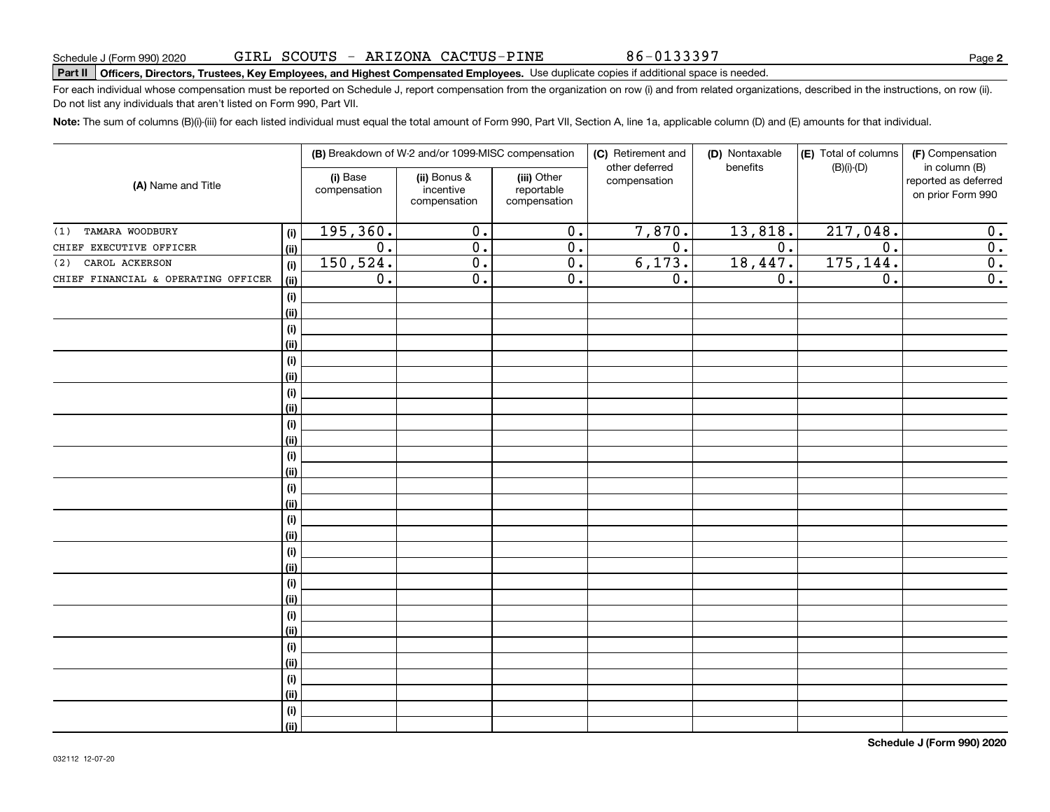Schedule J (Form 990) 2020 GIRL SCOUTS - ARIZONA CACTUS-PINE 86-0133397 Page **2**

**Part II** **Officers, Directors, Trustees, Key Employees, and Highest Compensated Employees.** Use duplicate copies if additional space is needed.

For each individual whose compensation must be reported on Schedule J, report compensation from the organization on row (i) and from related organizations, described in the instructions, on row (ii). Do not list any individuals that aren't listed on Form 990, Part VII.

**Note:** The sum of columns (B)(i)-(iii) for each listed individual must equal the total amount of Form 990, Part VII, Section A, line 1a, applicable column (D) and (E) amounts for that individual.

| (A) Name and Title | | (B) Breakdown of W-2 and/or 1099-MISC compensation | | | (C) Retirement and other deferred compensation | (D) Nontaxable benefits | (E) Total of columns (B)(i)-(D) | (F) Compensation in column (B) reported as deferred on prior Form 990 |
|---|---|---|---|---|---|---|---|---|
| | | (i) Base compensation | (ii) Bonus & incentive compensation | (iii) Other reportable compensation | | | | |
| (1) TAMARA WOODBURY | (i) | 195,360. | 0. | 0. | 7,870. | 13,818. | 217,048. | 0. |
| CHIEF EXECUTIVE OFFICER | (ii) | 0. | 0. | 0. | 0. | 0. | 0. | 0. |
| (2) CAROL ACKERSON | (i) | 150,524. | 0. | 0. | 6,173. | 18,447. | 175,144. | 0. |
| CHIEF FINANCIAL & OPERATING OFFICER | (ii) | 0. | 0. | 0. | 0. | 0. | 0. | 0. |
| | (i) | | | | | | | |
| | (ii) | | | | | | | |
| | (i) | | | | | | | |
| | (ii) | | | | | | | |
| | (i) | | | | | | | |
| | (ii) | | | | | | | |
| | (i) | | | | | | | |
| | (ii) | | | | | | | |
| | (i) | | | | | | | |
| | (ii) | | | | | | | |
| | (i) | | | | | | | |
| | (ii) | | | | | | | |
| | (i) | | | | | | | |
| | (ii) | | | | | | | |
| | (i) | | | | | | | |
| | (ii) | | | | | | | |
| | (i) | | | | | | | |
| | (ii) | | | | | | | |
| | (i) | | | | | | | |
| | (ii) | | | | | | | |
| | (i) | | | | | | | |
| | (ii) | | | | | | | |
| | (i) | | | | | | | |
| | (ii) | | | | | | | |
| | (i) | | | | | | | |
| | (ii) | | | | | | | |
| | (i) | | | | | | | |
| | (ii) | | | | | | | |

**Schedule J (Form 990) 2020**

032112 12-07-20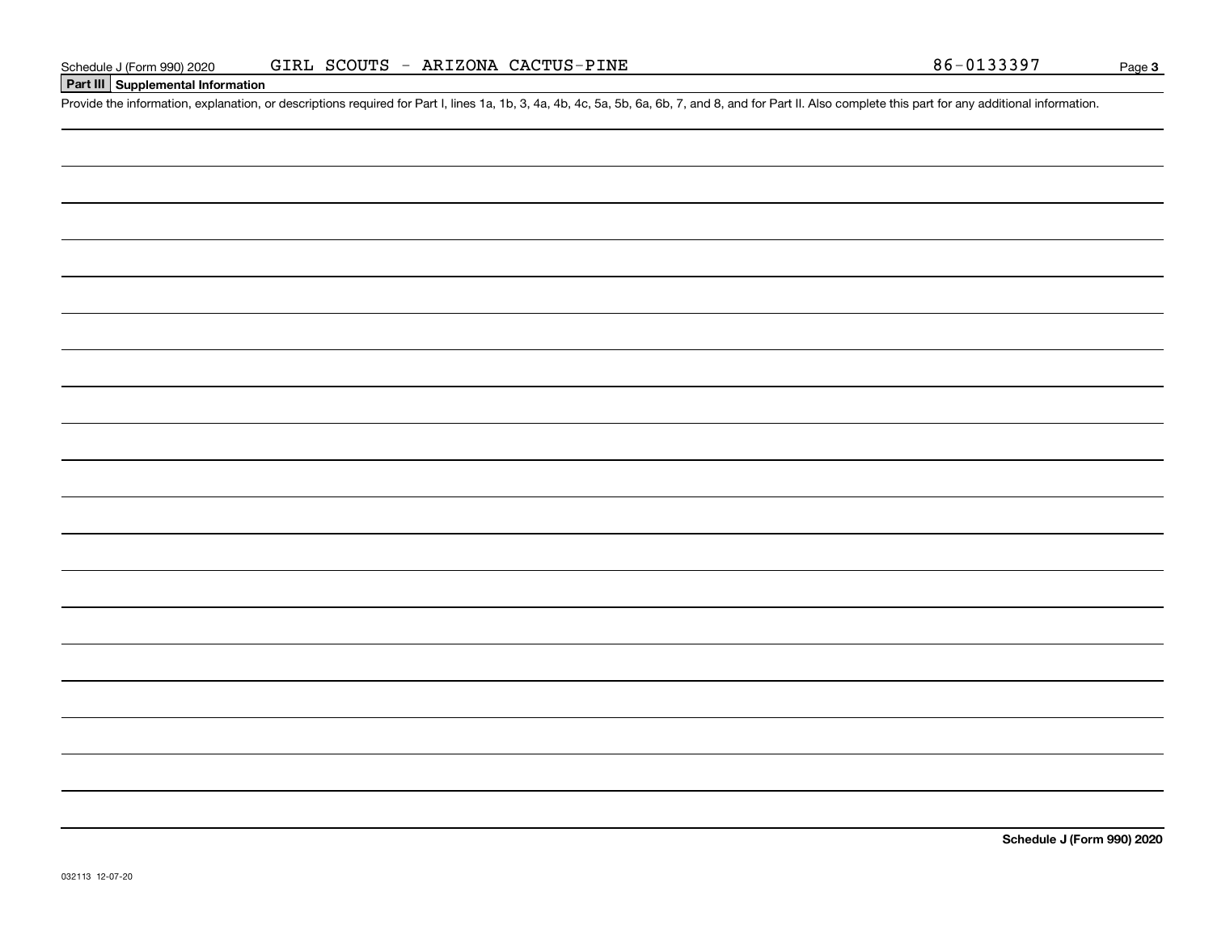Schedule J (Form 990) 2020 GIRL SCOUTS - ARIZONA CACTUS-PINE 86-0133397

**Part III Supplemental Information**

Provide the information, explanation, or descriptions required for Part I, lines 1a, 1b, 3, 4a, 4b, 4c, 5a, 5b, 6a, 6b, 7, and 8, and for Part II. Also complete this part for any additional information.

**Schedule J (Form 990) 2020**

032113 12-07-20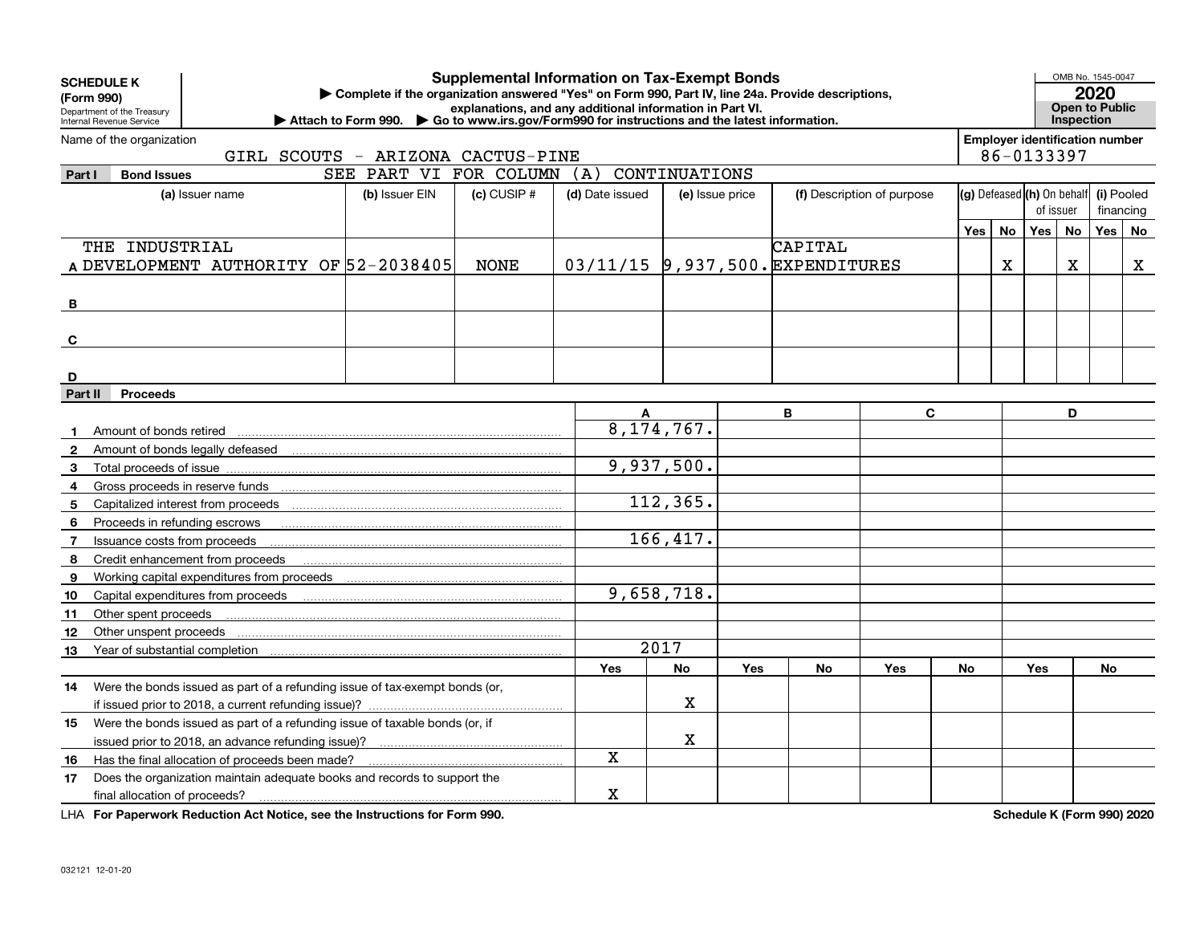**SCHEDULE K**
**(Form 990)**
Department of the Treasury
Internal Revenue Service

# Supplemental Information on Tax-Exempt Bonds

▶ Complete if the organization answered "Yes" on Form 990, Part IV, line 24a. Provide descriptions, explanations, and any additional information in Part VI.
▶ Attach to Form 990. ▶ Go to www.irs.gov/Form990 for instructions and the latest information.

OMB No. 1545-0047
**2020**
**Open to Public Inspection**

Name of the organization: GIRL SCOUTS - ARIZONA CACTUS-PINE

**Employer identification number:** 86-0133397

## Part I Bond Issues

SEE PART VI FOR COLUMN (A) CONTINUATIONS

| | (a) Issuer name | (b) Issuer EIN | (c) CUSIP # | (d) Date issued | (e) Issue price | (f) Description of purpose | (g) Defeased Yes | (g) Defeased No | (h) On behalf of issuer Yes | (h) On behalf of issuer No | (i) Pooled financing Yes | (i) Pooled financing No |
|---|---|---|---|---|---|---|---|---|---|---|---|---|
| A | THE INDUSTRIAL DEVELOPMENT AUTHORITY OF | 52-2038405 | NONE | 03/11/15 | 9,937,500. | CAPITAL EXPENDITURES | | X | | X | | X |
| B | | | | | | | | | | | | |
| C | | | | | | | | | | | | |
| D | | | | | | | | | | | | |

## Part II Proceeds

| | | A | | B | | C | | D | |
|---|---|---|---|---|---|---|---|---|---|
| 1 | Amount of bonds retired | 8,174,767. | | | | | | | |
| 2 | Amount of bonds legally defeased | | | | | | | | |
| 3 | Total proceeds of issue | 9,937,500. | | | | | | | |
| 4 | Gross proceeds in reserve funds | | | | | | | | |
| 5 | Capitalized interest from proceeds | 112,365. | | | | | | | |
| 6 | Proceeds in refunding escrows | | | | | | | | |
| 7 | Issuance costs from proceeds | 166,417. | | | | | | | |
| 8 | Credit enhancement from proceeds | | | | | | | | |
| 9 | Working capital expenditures from proceeds | | | | | | | | |
| 10 | Capital expenditures from proceeds | 9,658,718. | | | | | | | |
| 11 | Other spent proceeds | | | | | | | | |
| 12 | Other unspent proceeds | | | | | | | | |
| 13 | Year of substantial completion | 2017 | | | | | | | |
| | | Yes | No | Yes | No | Yes | No | Yes | No |
| 14 | Were the bonds issued as part of a refunding issue of tax-exempt bonds (or, if issued prior to 2018, a current refunding issue)? | | X | | | | | | |
| 15 | Were the bonds issued as part of a refunding issue of taxable bonds (or, if issued prior to 2018, an advance refunding issue)? | | X | | | | | | |
| 16 | Has the final allocation of proceeds been made? | X | | | | | | | |
| 17 | Does the organization maintain adequate books and records to support the final allocation of proceeds? | X | | | | | | | |

LHA **For Paperwork Reduction Act Notice, see the Instructions for Form 990.** **Schedule K (Form 990) 2020**

032121 12-01-20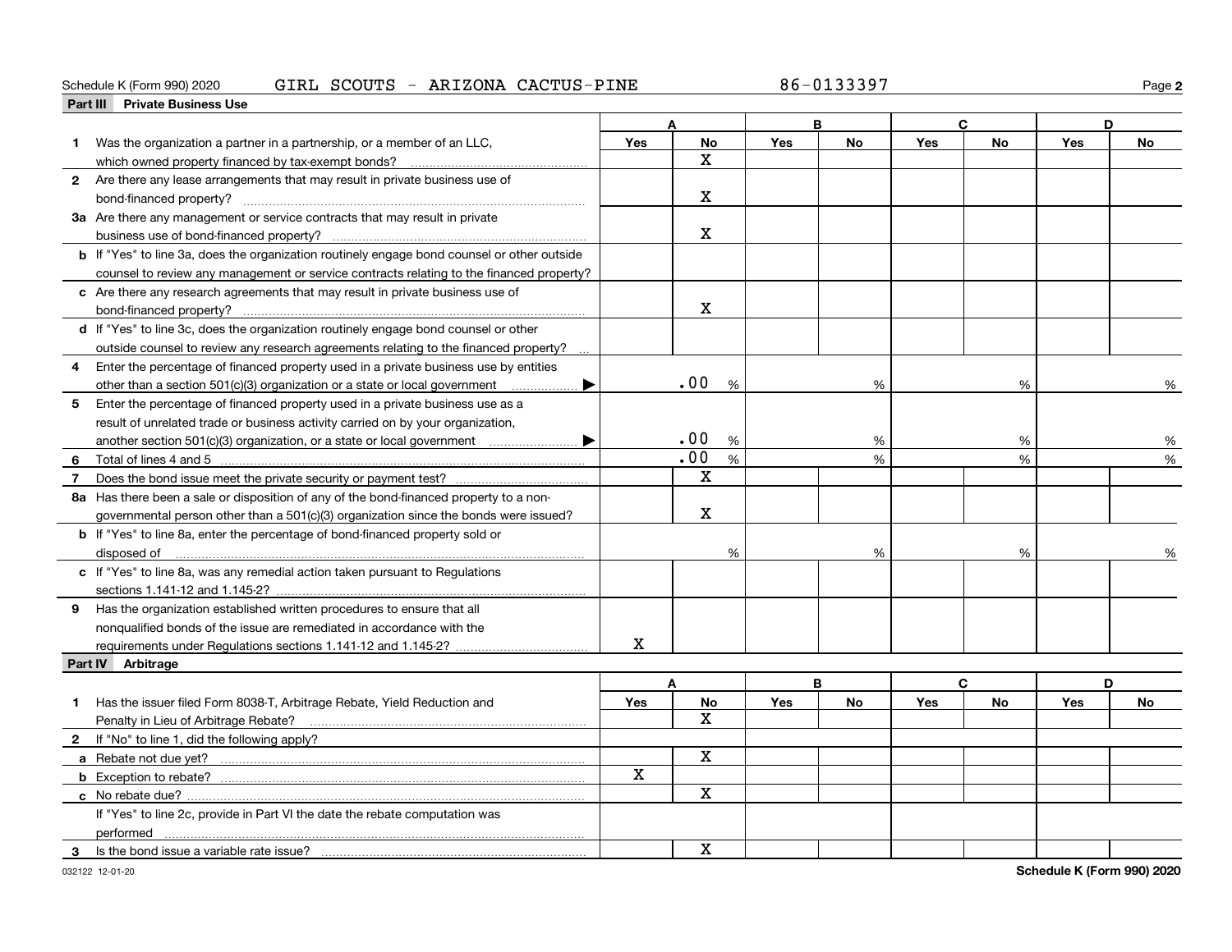Schedule K (Form 990) 2020 GIRL SCOUTS - ARIZONA CACTUS-PINE 86-0133397

## Part III Private Business Use

| | A | | B | | C | | D | |
|---|---|---|---|---|---|---|---|---|
| | Yes | No | Yes | No | Yes | No | Yes | No |
| **1** Was the organization a partner in a partnership, or a member of an LLC, which owned property financed by tax-exempt bonds? | | X | | | | | | |
| **2** Are there any lease arrangements that may result in private business use of bond-financed property? | | X | | | | | | |
| **3a** Are there any management or service contracts that may result in private business use of bond-financed property? | | X | | | | | | |
| **b** If "Yes" to line 3a, does the organization routinely engage bond counsel or other outside counsel to review any management or service contracts relating to the financed property? | | | | | | | | |
| **c** Are there any research agreements that may result in private business use of bond-financed property? | | X | | | | | | |
| **d** If "Yes" to line 3c, does the organization routinely engage bond counsel or other outside counsel to review any research agreements relating to the financed property? | | | | | | | | |
| **4** Enter the percentage of financed property used in a private business use by entities other than a section 501(c)(3) organization or a state or local government ▶ | .00 % | | % | | % | | % | |
| **5** Enter the percentage of financed property used in a private business use as a result of unrelated trade or business activity carried on by your organization, another section 501(c)(3) organization, or a state or local government ▶ | .00 % | | % | | % | | % | |
| **6** Total of lines 4 and 5 | .00 % | | % | | % | | % | |
| **7** Does the bond issue meet the private security or payment test? | | X | | | | | | |
| **8a** Has there been a sale or disposition of any of the bond-financed property to a non-governmental person other than a 501(c)(3) organization since the bonds were issued? | | X | | | | | | |
| **b** If "Yes" to line 8a, enter the percentage of bond-financed property sold or disposed of | % | | % | | % | | % | |
| **c** If "Yes" to line 8a, was any remedial action taken pursuant to Regulations sections 1.141-12 and 1.145-2? | | | | | | | | |
| **9** Has the organization established written procedures to ensure that all nonqualified bonds of the issue are remediated in accordance with the requirements under Regulations sections 1.141-12 and 1.145-2? | X | | | | | | | |

## Part IV Arbitrage

| | A | | B | | C | | D | |
|---|---|---|---|---|---|---|---|---|
| | Yes | No | Yes | No | Yes | No | Yes | No |
| **1** Has the issuer filed Form 8038-T, Arbitrage Rebate, Yield Reduction and Penalty in Lieu of Arbitrage Rebate? | | X | | | | | | |
| **2** If "No" to line 1, did the following apply? | | | | | | | | |
| **a** Rebate not due yet? | | X | | | | | | |
| **b** Exception to rebate? | X | | | | | | | |
| **c** No rebate due? | | X | | | | | | |
| If "Yes" to line 2c, provide in Part VI the date the rebate computation was performed | | | | | | | | |
| **3** Is the bond issue a variable rate issue? | | X | | | | | | |

032122 12-01-20

Schedule K (Form 990) 2020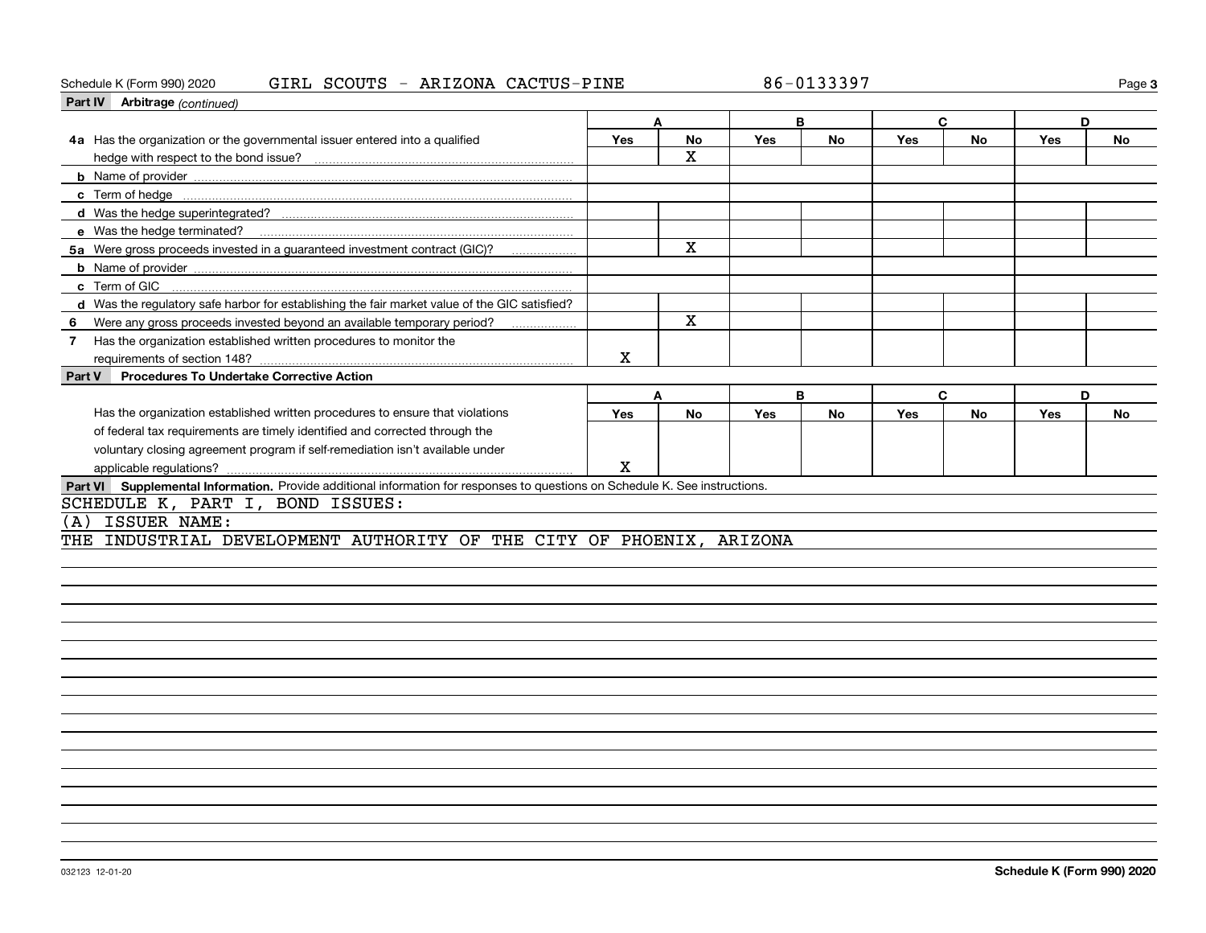Schedule K (Form 990) 2020 GIRL SCOUTS - ARIZONA CACTUS-PINE 86-0133397

**Part IV Arbitrage** *(continued)*

| | A | | B | | C | | D | |
|---|---|---|---|---|---|---|---|---|
| | Yes | No | Yes | No | Yes | No | Yes | No |
| **4a** Has the organization or the governmental issuer entered into a qualified hedge with respect to the bond issue? | | X | | | | | | |
| **b** Name of provider | | | | | | | | |
| **c** Term of hedge | | | | | | | | |
| **d** Was the hedge superintegrated? | | | | | | | | |
| **e** Was the hedge terminated? | | | | | | | | |
| **5a** Were gross proceeds invested in a guaranteed investment contract (GIC)? | | X | | | | | | |
| **b** Name of provider | | | | | | | | |
| **c** Term of GIC | | | | | | | | |
| **d** Was the regulatory safe harbor for establishing the fair market value of the GIC satisfied? | | | | | | | | |
| **6** Were any gross proceeds invested beyond an available temporary period? | | X | | | | | | |
| **7** Has the organization established written procedures to monitor the requirements of section 148? | X | | | | | | | |

**Part V Procedures To Undertake Corrective Action**

| | A | | B | | C | | D | |
|---|---|---|---|---|---|---|---|---|
| | Yes | No | Yes | No | Yes | No | Yes | No |
| Has the organization established written procedures to ensure that violations of federal tax requirements are timely identified and corrected through the voluntary closing agreement program if self-remediation isn't available under applicable regulations? | X | | | | | | | |

**Part VI Supplemental Information.** Provide additional information for responses to questions on Schedule K. See instructions.

SCHEDULE K, PART I, BOND ISSUES:

(A) ISSUER NAME:

THE INDUSTRIAL DEVELOPMENT AUTHORITY OF THE CITY OF PHOENIX, ARIZONA

032123 12-01-20 **Schedule K (Form 990) 2020**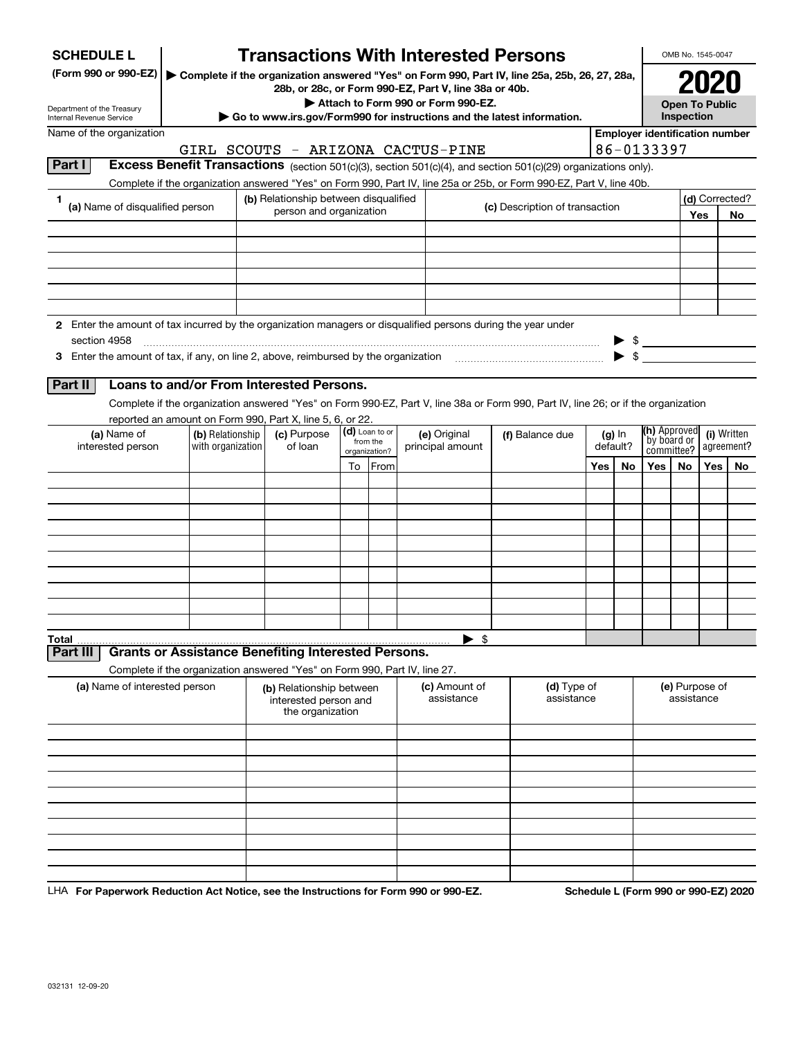**SCHEDULE L**
**(Form 990 or 990-EZ)**

Department of the Treasury
Internal Revenue Service

# Transactions With Interested Persons

▶ **Complete if the organization answered "Yes" on Form 990, Part IV, line 25a, 25b, 26, 27, 28a, 28b, or 28c, or Form 990-EZ, Part V, line 38a or 40b.**
▶ **Attach to Form 990 or Form 990-EZ.**
▶ **Go to www.irs.gov/Form990 for instructions and the latest information.**

OMB No. 1545-0047

**2020**

**Open To Public Inspection**

Name of the organization: GIRL SCOUTS - ARIZONA CACTUS-PINE

**Employer identification number**: 86-0133397

## Part I Excess Benefit Transactions (section 501(c)(3), section 501(c)(4), and section 501(c)(29) organizations only).

Complete if the organization answered "Yes" on Form 990, Part IV, line 25a or 25b, or Form 990-EZ, Part V, line 40b.

| 1 (a) Name of disqualified person | (b) Relationship between disqualified person and organization | (c) Description of transaction | (d) Corrected? Yes | No |
|---|---|---|---|---|
| | | | | |
| | | | | |
| | | | | |
| | | | | |
| | | | | |
| | | | | |

**2** Enter the amount of tax incurred by the organization managers or disqualified persons during the year under section 4958 ▶ $

**3** Enter the amount of tax, if any, on line 2, above, reimbursed by the organization ▶ $

## Part II Loans to and/or From Interested Persons.

Complete if the organization answered "Yes" on Form 990-EZ, Part V, line 38a or Form 990, Part IV, line 26; or if the organization reported an amount on Form 990, Part X, line 5, 6, or 22.

| (a) Name of interested person | (b) Relationship with organization | (c) Purpose of loan | (d) Loan to or from the organization? To | From | (e) Original principal amount | (f) Balance due | (g) In default? Yes | No | (h) Approved by board or committee? Yes | No | (i) Written agreement? Yes | No |
|---|---|---|---|---|---|---|---|---|---|---|---|---|
| | | | | | | | | | | | | |
| | | | | | | | | | | | | |
| | | | | | | | | | | | | |
| | | | | | | | | | | | | |
| | | | | | | | | | | | | |
| | | | | | | | | | | | | |
| | | | | | | | | | | | | |
| | | | | | | | | | | | | |
| | | | | | | | | | | | | |
| | | | | | | | | | | | | |
| **Total** | | | | | | ▶ $ | | | | | | |

## Part III Grants or Assistance Benefiting Interested Persons.

Complete if the organization answered "Yes" on Form 990, Part IV, line 27.

| (a) Name of interested person | (b) Relationship between interested person and the organization | (c) Amount of assistance | (d) Type of assistance | (e) Purpose of assistance |
|---|---|---|---|---|
| | | | | |
| | | | | |
| | | | | |
| | | | | |
| | | | | |
| | | | | |
| | | | | |
| | | | | |
| | | | | |
| | | | | |

LHA **For Paperwork Reduction Act Notice, see the Instructions for Form 990 or 990-EZ.** **Schedule L (Form 990 or 990-EZ) 2020**

032131 12-09-20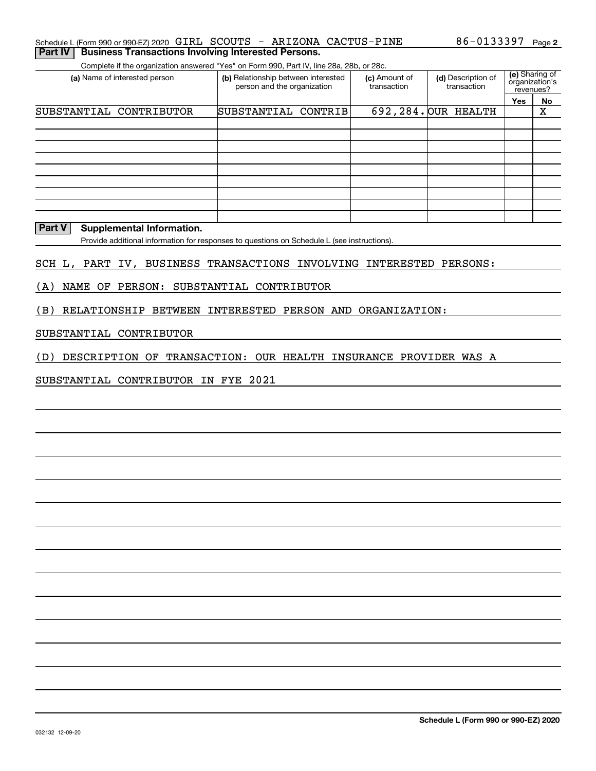Schedule L (Form 990 or 990-EZ) 2020 GIRL SCOUTS - ARIZONA CACTUS-PINE 86-0133397 Page 2

**Part IV | Business Transactions Involving Interested Persons.**

Complete if the organization answered "Yes" on Form 990, Part IV, line 28a, 28b, or 28c.

| (a) Name of interested person | (b) Relationship between interested person and the organization | (c) Amount of transaction | (d) Description of transaction | (e) Sharing of organization's revenues? | |
|---|---|---|---|---|---|
| | | | | Yes | No |
| SUBSTANTIAL CONTRIBUTOR | SUBSTANTIAL CONTRIB | 692,284. | OUR HEALTH | | X |
| | | | | | |
| | | | | | |
| | | | | | |
| | | | | | |
| | | | | | |
| | | | | | |
| | | | | | |
| | | | | | |
| | | | | | |

**Part V | Supplemental Information.**

Provide additional information for responses to questions on Schedule L (see instructions).

SCH L, PART IV, BUSINESS TRANSACTIONS INVOLVING INTERESTED PERSONS:

(A) NAME OF PERSON: SUBSTANTIAL CONTRIBUTOR

(B) RELATIONSHIP BETWEEN INTERESTED PERSON AND ORGANIZATION:

SUBSTANTIAL CONTRIBUTOR

(D) DESCRIPTION OF TRANSACTION: OUR HEALTH INSURANCE PROVIDER WAS A

SUBSTANTIAL CONTRIBUTOR IN FYE 2021

**Schedule L (Form 990 or 990-EZ) 2020**

032132 12-09-20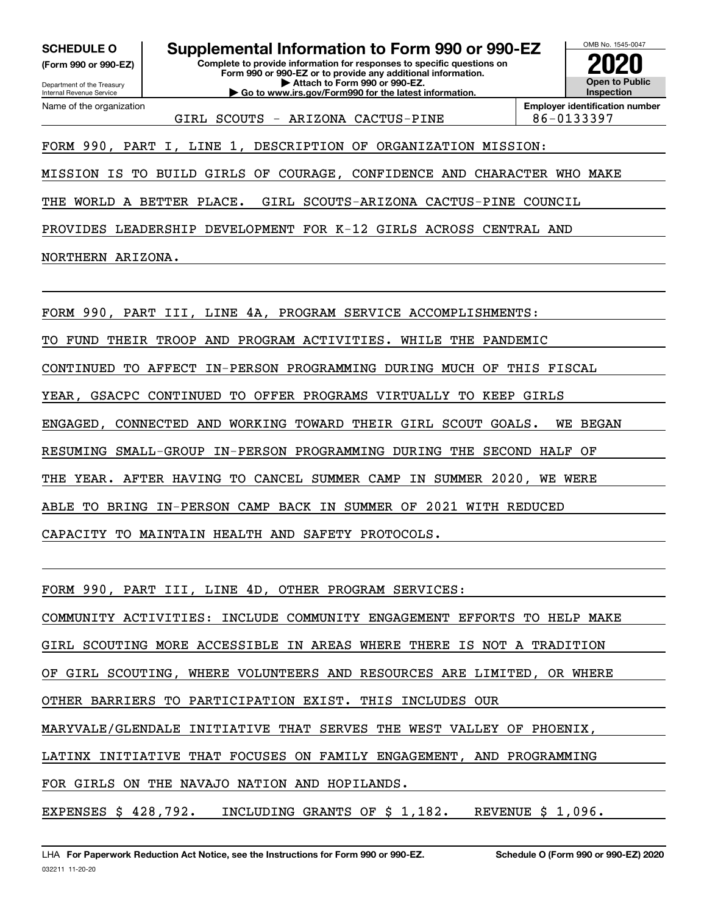**SCHEDULE O**
**(Form 990 or 990-EZ)**

Department of the Treasury
Internal Revenue Service

# Supplemental Information to Form 990 or 990-EZ

**Complete to provide information for responses to specific questions on Form 990 or 990-EZ or to provide any additional information.**
**▶ Attach to Form 990 or 990-EZ.**
**▶ Go to www.irs.gov/Form990 for the latest information.**

OMB No. 1545-0047

**2020**

**Open to Public Inspection**

| Name of the organization | Employer identification number |
|---|---|
| GIRL SCOUTS - ARIZONA CACTUS-PINE | 86-0133397 |

FORM 990, PART I, LINE 1, DESCRIPTION OF ORGANIZATION MISSION:

MISSION IS TO BUILD GIRLS OF COURAGE, CONFIDENCE AND CHARACTER WHO MAKE THE WORLD A BETTER PLACE. GIRL SCOUTS-ARIZONA CACTUS-PINE COUNCIL PROVIDES LEADERSHIP DEVELOPMENT FOR K-12 GIRLS ACROSS CENTRAL AND NORTHERN ARIZONA.

FORM 990, PART III, LINE 4A, PROGRAM SERVICE ACCOMPLISHMENTS:

TO FUND THEIR TROOP AND PROGRAM ACTIVITIES. WHILE THE PANDEMIC CONTINUED TO AFFECT IN-PERSON PROGRAMMING DURING MUCH OF THIS FISCAL YEAR, GSACPC CONTINUED TO OFFER PROGRAMS VIRTUALLY TO KEEP GIRLS ENGAGED, CONNECTED AND WORKING TOWARD THEIR GIRL SCOUT GOALS. WE BEGAN RESUMING SMALL-GROUP IN-PERSON PROGRAMMING DURING THE SECOND HALF OF THE YEAR. AFTER HAVING TO CANCEL SUMMER CAMP IN SUMMER 2020, WE WERE ABLE TO BRING IN-PERSON CAMP BACK IN SUMMER OF 2021 WITH REDUCED CAPACITY TO MAINTAIN HEALTH AND SAFETY PROTOCOLS.

FORM 990, PART III, LINE 4D, OTHER PROGRAM SERVICES:

COMMUNITY ACTIVITIES: INCLUDE COMMUNITY ENGAGEMENT EFFORTS TO HELP MAKE GIRL SCOUTING MORE ACCESSIBLE IN AREAS WHERE THERE IS NOT A TRADITION OF GIRL SCOUTING, WHERE VOLUNTEERS AND RESOURCES ARE LIMITED, OR WHERE OTHER BARRIERS TO PARTICIPATION EXIST. THIS INCLUDES OUR MARYVALE/GLENDALE INITIATIVE THAT SERVES THE WEST VALLEY OF PHOENIX, LATINX INITIATIVE THAT FOCUSES ON FAMILY ENGAGEMENT, AND PROGRAMMING FOR GIRLS ON THE NAVAJO NATION AND HOPILANDS.

EXPENSES $ 428,792. INCLUDING GRANTS OF $ 1,182. REVENUE $ 1,096.

LHA **For Paperwork Reduction Act Notice, see the Instructions for Form 990 or 990-EZ.** **Schedule O (Form 990 or 990-EZ) 2020**
032211 11-20-20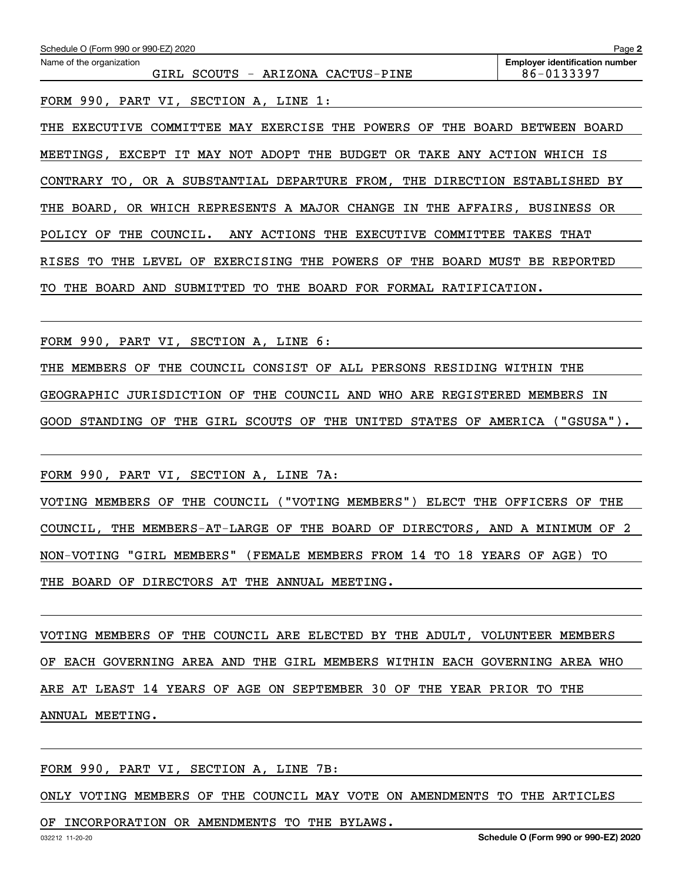Name of the organization: GIRL SCOUTS - ARIZONA CACTUS-PINE

Employer identification number: 86-0133397

FORM 990, PART VI, SECTION A, LINE 1:

THE EXECUTIVE COMMITTEE MAY EXERCISE THE POWERS OF THE BOARD BETWEEN BOARD MEETINGS, EXCEPT IT MAY NOT ADOPT THE BUDGET OR TAKE ANY ACTION WHICH IS CONTRARY TO, OR A SUBSTANTIAL DEPARTURE FROM, THE DIRECTION ESTABLISHED BY THE BOARD, OR WHICH REPRESENTS A MAJOR CHANGE IN THE AFFAIRS, BUSINESS OR POLICY OF THE COUNCIL. ANY ACTIONS THE EXECUTIVE COMMITTEE TAKES THAT RISES TO THE LEVEL OF EXERCISING THE POWERS OF THE BOARD MUST BE REPORTED TO THE BOARD AND SUBMITTED TO THE BOARD FOR FORMAL RATIFICATION.

FORM 990, PART VI, SECTION A, LINE 6:

THE MEMBERS OF THE COUNCIL CONSIST OF ALL PERSONS RESIDING WITHIN THE GEOGRAPHIC JURISDICTION OF THE COUNCIL AND WHO ARE REGISTERED MEMBERS IN GOOD STANDING OF THE GIRL SCOUTS OF THE UNITED STATES OF AMERICA ("GSUSA").

FORM 990, PART VI, SECTION A, LINE 7A:

VOTING MEMBERS OF THE COUNCIL ("VOTING MEMBERS") ELECT THE OFFICERS OF THE COUNCIL, THE MEMBERS-AT-LARGE OF THE BOARD OF DIRECTORS, AND A MINIMUM OF 2 NON-VOTING "GIRL MEMBERS" (FEMALE MEMBERS FROM 14 TO 18 YEARS OF AGE) TO THE BOARD OF DIRECTORS AT THE ANNUAL MEETING.

VOTING MEMBERS OF THE COUNCIL ARE ELECTED BY THE ADULT, VOLUNTEER MEMBERS OF EACH GOVERNING AREA AND THE GIRL MEMBERS WITHIN EACH GOVERNING AREA WHO ARE AT LEAST 14 YEARS OF AGE ON SEPTEMBER 30 OF THE YEAR PRIOR TO THE ANNUAL MEETING.

FORM 990, PART VI, SECTION A, LINE 7B:

ONLY VOTING MEMBERS OF THE COUNCIL MAY VOTE ON AMENDMENTS TO THE ARTICLES OF INCORPORATION OR AMENDMENTS TO THE BYLAWS.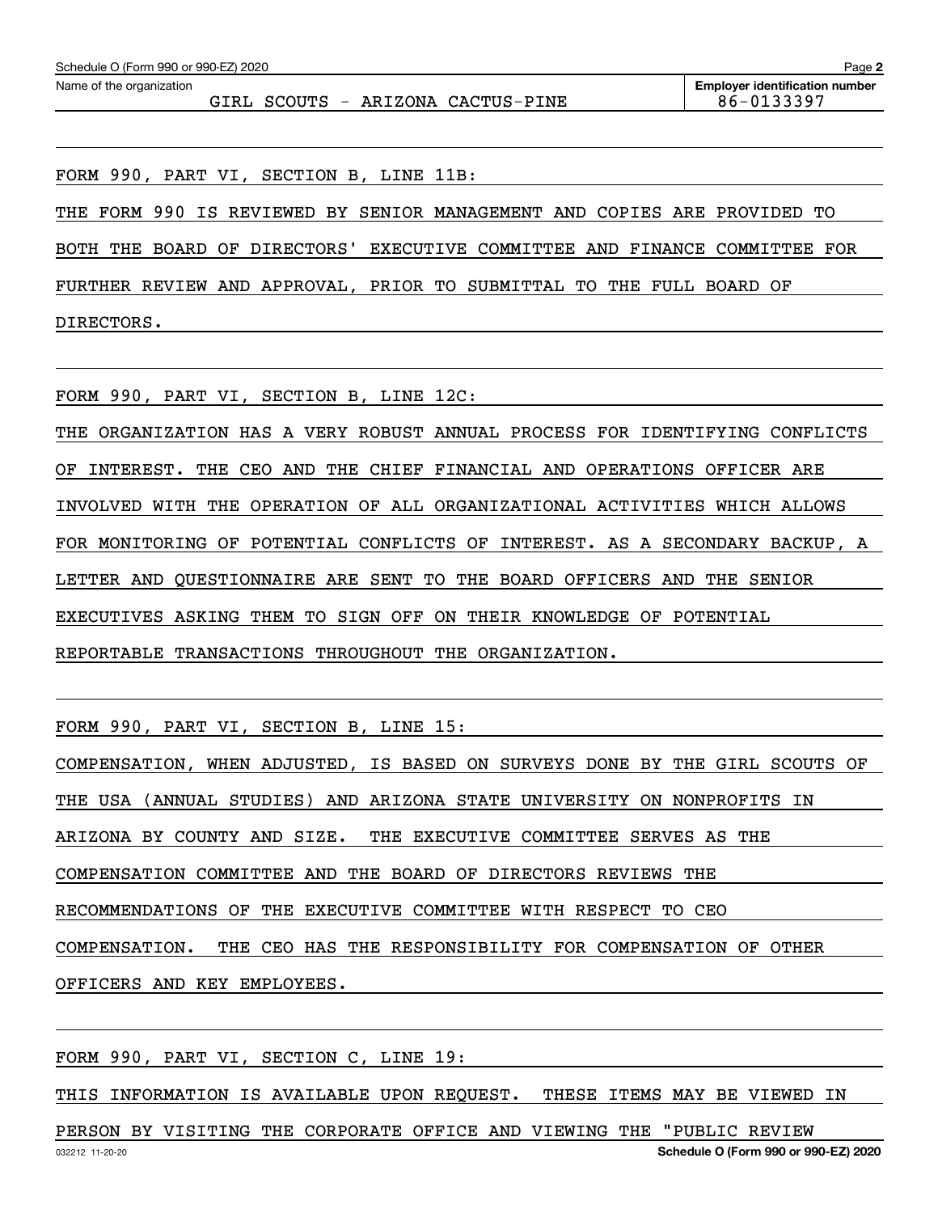Schedule O (Form 990 or 990-EZ) 2020

Name of the organization: GIRL SCOUTS - ARIZONA CACTUS-PINE

Employer identification number: 86-0133397

FORM 990, PART VI, SECTION B, LINE 11B:

THE FORM 990 IS REVIEWED BY SENIOR MANAGEMENT AND COPIES ARE PROVIDED TO BOTH THE BOARD OF DIRECTORS' EXECUTIVE COMMITTEE AND FINANCE COMMITTEE FOR FURTHER REVIEW AND APPROVAL, PRIOR TO SUBMITTAL TO THE FULL BOARD OF DIRECTORS.

FORM 990, PART VI, SECTION B, LINE 12C:

THE ORGANIZATION HAS A VERY ROBUST ANNUAL PROCESS FOR IDENTIFYING CONFLICTS OF INTEREST. THE CEO AND THE CHIEF FINANCIAL AND OPERATIONS OFFICER ARE INVOLVED WITH THE OPERATION OF ALL ORGANIZATIONAL ACTIVITIES WHICH ALLOWS FOR MONITORING OF POTENTIAL CONFLICTS OF INTEREST. AS A SECONDARY BACKUP, A LETTER AND QUESTIONNAIRE ARE SENT TO THE BOARD OFFICERS AND THE SENIOR EXECUTIVES ASKING THEM TO SIGN OFF ON THEIR KNOWLEDGE OF POTENTIAL REPORTABLE TRANSACTIONS THROUGHOUT THE ORGANIZATION.

FORM 990, PART VI, SECTION B, LINE 15:

COMPENSATION, WHEN ADJUSTED, IS BASED ON SURVEYS DONE BY THE GIRL SCOUTS OF THE USA (ANNUAL STUDIES) AND ARIZONA STATE UNIVERSITY ON NONPROFITS IN ARIZONA BY COUNTY AND SIZE. THE EXECUTIVE COMMITTEE SERVES AS THE COMPENSATION COMMITTEE AND THE BOARD OF DIRECTORS REVIEWS THE RECOMMENDATIONS OF THE EXECUTIVE COMMITTEE WITH RESPECT TO CEO COMPENSATION. THE CEO HAS THE RESPONSIBILITY FOR COMPENSATION OF OTHER OFFICERS AND KEY EMPLOYEES.

FORM 990, PART VI, SECTION C, LINE 19:

THIS INFORMATION IS AVAILABLE UPON REQUEST. THESE ITEMS MAY BE VIEWED IN PERSON BY VISITING THE CORPORATE OFFICE AND VIEWING THE "PUBLIC REVIEW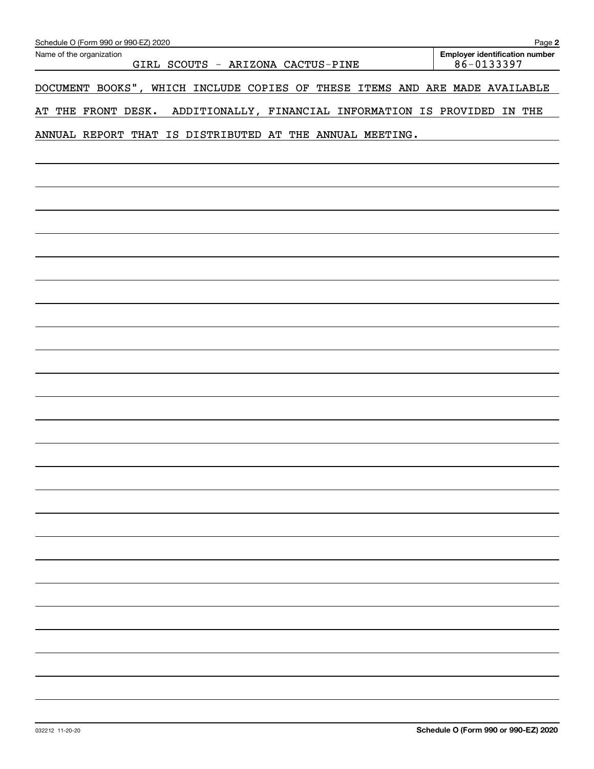Schedule O (Form 990 or 990-EZ) 2020

Name of the organization: GIRL SCOUTS - ARIZONA CACTUS-PINE

**Employer identification number** 86-0133397

DOCUMENT BOOKS", WHICH INCLUDE COPIES OF THESE ITEMS AND ARE MADE AVAILABLE AT THE FRONT DESK. ADDITIONALLY, FINANCIAL INFORMATION IS PROVIDED IN THE ANNUAL REPORT THAT IS DISTRIBUTED AT THE ANNUAL MEETING.

032212 11-20-20

**Schedule O (Form 990 or 990-EZ) 2020**